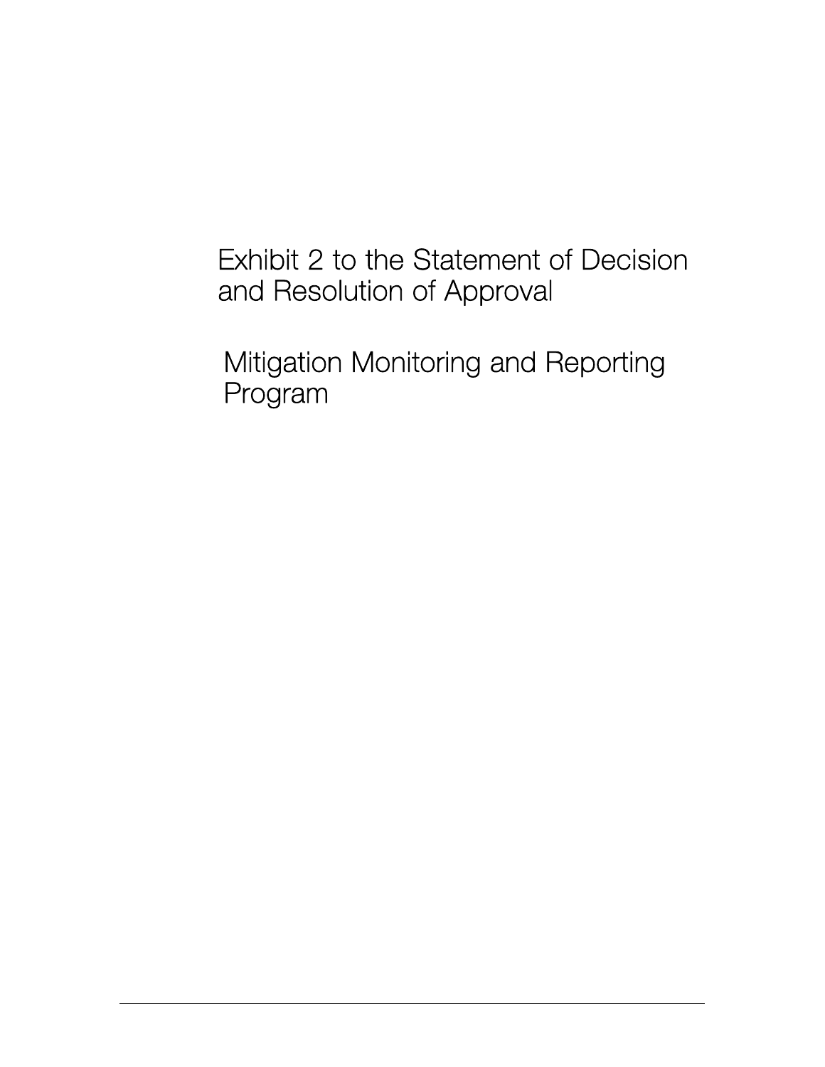# Exhibit 2 to the Statement of Decision and Resolution of Approval

# Mitigation Monitoring and Reporting Program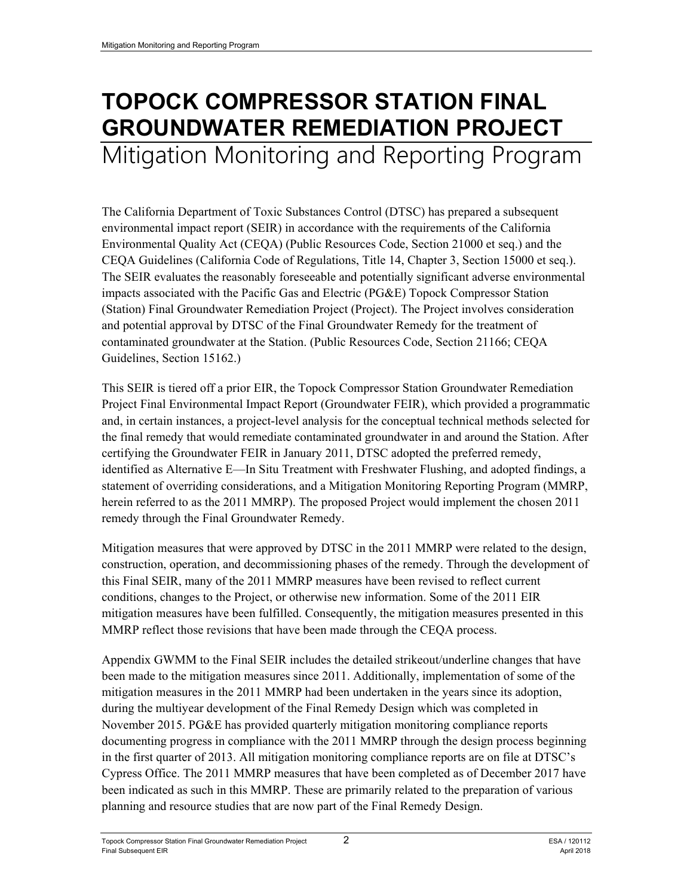# TOPOCK COMPRESSOR STATION FINAL GROUNDWATER REMEDIATION PROJECT

## Mitigation Monitoring and Reporting Program

The California Department of Toxic Substances Control (DTSC) has prepared a subsequent environmental impact report (SEIR) in accordance with the requirements of the California Environmental Quality Act (CEQA) (Public Resources Code, Section 21000 et seq.) and the CEQA Guidelines (California Code of Regulations, Title 14, Chapter 3, Section 15000 et seq.). The SEIR evaluates the reasonably foreseeable and potentially significant adverse environmental impacts associated with the Pacific Gas and Electric (PG&E) Topock Compressor Station (Station) Final Groundwater Remediation Project (Project). The Project involves consideration and potential approval by DTSC of the Final Groundwater Remedy for the treatment of contaminated groundwater at the Station. (Public Resources Code, Section 21166; CEQA Guidelines, Section 15162.)

This SEIR is tiered off a prior EIR, the Topock Compressor Station Groundwater Remediation Project Final Environmental Impact Report (Groundwater FEIR), which provided a programmatic and, in certain instances, a project-level analysis for the conceptual technical methods selected for the final remedy that would remediate contaminated groundwater in and around the Station. After certifying the Groundwater FEIR in January 2011, DTSC adopted the preferred remedy, identified as Alternative E—In Situ Treatment with Freshwater Flushing, and adopted findings, a statement of overriding considerations, and a Mitigation Monitoring Reporting Program (MMRP, herein referred to as the 2011 MMRP). The proposed Project would implement the chosen 2011 remedy through the Final Groundwater Remedy.

Mitigation measures that were approved by DTSC in the 2011 MMRP were related to the design, construction, operation, and decommissioning phases of the remedy. Through the development of this Final SEIR, many of the 2011 MMRP measures have been revised to reflect current conditions, changes to the Project, or otherwise new information. Some of the 2011 EIR mitigation measures have been fulfilled. Consequently, the mitigation measures presented in this MMRP reflect those revisions that have been made through the CEQA process.

Appendix GWMM to the Final SEIR includes the detailed strikeout/underline changes that have been made to the mitigation measures since 2011. Additionally, implementation of some of the mitigation measures in the 2011 MMRP had been undertaken in the years since its adoption, during the multiyear development of the Final Remedy Design which was completed in November 2015. PG&E has provided quarterly mitigation monitoring compliance reports documenting progress in compliance with the 2011 MMRP through the design process beginning in the first quarter of 2013. All mitigation monitoring compliance reports are on file at DTSC's Cypress Office. The 2011 MMRP measures that have been completed as of December 2017 have been indicated as such in this MMRP. These are primarily related to the preparation of various planning and resource studies that are now part of the Final Remedy Design.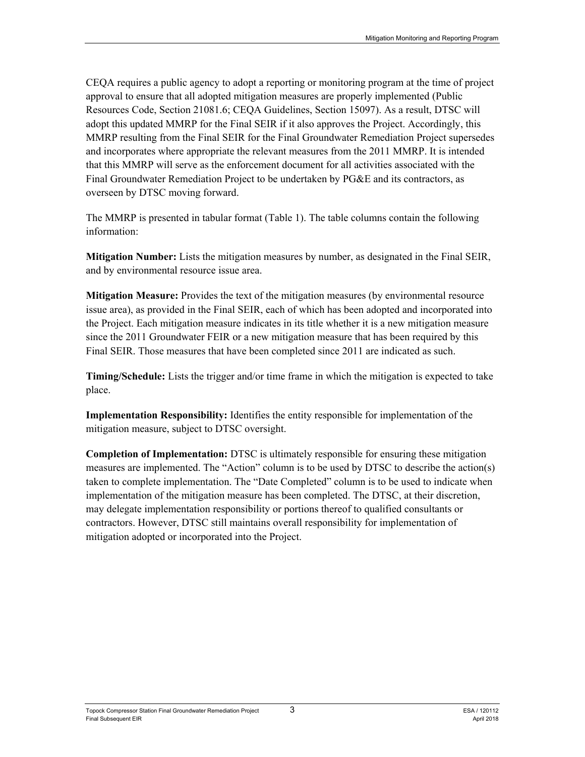CEQA requires a public agency to adopt a reporting or monitoring program at the time of project approval to ensure that all adopted mitigation measures are properly implemented (Public Resources Code, Section 21081.6; CEQA Guidelines, Section 15097). As a result, DTSC will adopt this updated MMRP for the Final SEIR if it also approves the Project. Accordingly, this MMRP resulting from the Final SEIR for the Final Groundwater Remediation Project supersedes and incorporates where appropriate the relevant measures from the 2011 MMRP. It is intended that this MMRP will serve as the enforcement document for all activities associated with the Final Groundwater Remediation Project to be undertaken by PG&E and its contractors, as overseen by DTSC moving forward.

The MMRP is presented in tabular format (Table 1). The table columns contain the following information:

**Mitigation Number:** Lists the mitigation measures by number, as designated in the Final SEIR, and by environmental resource issue area.

**Mitigation Measure:** Provides the text of the mitigation measures (by environmental resource issue area), as provided in the Final SEIR, each of which has been adopted and incorporated into the Project. Each mitigation measure indicates in its title whether it is a new mitigation measure since the 2011 Groundwater FEIR or a new mitigation measure that has been required by this Final SEIR. Those measures that have been completed since 2011 are indicated as such.

**Timing/Schedule:** Lists the trigger and/or time frame in which the mitigation is expected to take place.

**Implementation Responsibility:** Identifies the entity responsible for implementation of the mitigation measure, subject to DTSC oversight.

**Completion of Implementation:** DTSC is ultimately responsible for ensuring these mitigation measures are implemented. The "Action" column is to be used by DTSC to describe the action(s) taken to complete implementation. The "Date Completed" column is to be used to indicate when implementation of the mitigation measure has been completed. The DTSC, at their discretion, may delegate implementation responsibility or portions thereof to qualified consultants or contractors. However, DTSC still maintains overall responsibility for implementation of mitigation adopted or incorporated into the Project.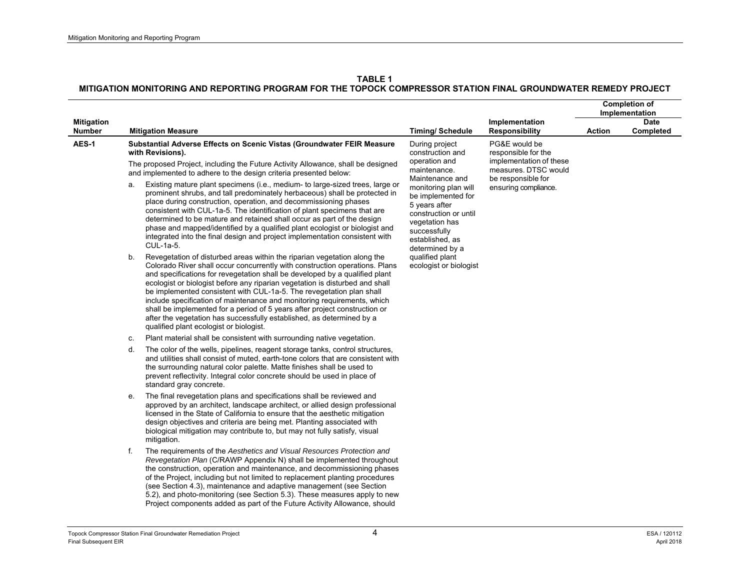**TABLE 1**
**MITIGATION MONITORING AND REPORTING PROGRAM FOR THE TOPOCK COMPRESSOR STATION FINAL GROUNDWATER REMEDY PROJECT**

| Mitigation Number | Mitigation Measure | Timing/ Schedule | Implementation Responsibility | Completion of Implementation | |
|---|---|---|---|---|---|
| | | | | **Action** | **Date Completed** |
| **AES-1** | **Substantial Adverse Effects on Scenic Vistas (Groundwater FEIR Measure with Revisions).**<br><br>The proposed Project, including the Future Activity Allowance, shall be designed and implemented to adhere to the design criteria presented below:<br><br>a. Existing mature plant specimens (i.e., medium- to large-sized trees, large or prominent shrubs, and tall predominately herbaceous) shall be protected in place during construction, operation, and decommissioning phases consistent with CUL-1a-5. The identification of plant specimens that are determined to be mature and retained shall occur as part of the design phase and mapped/identified by a qualified plant ecologist or biologist and integrated into the final design and project implementation consistent with CUL-1a-5.<br><br>b. Revegetation of disturbed areas within the riparian vegetation along the Colorado River shall occur concurrently with construction operations. Plans and specifications for revegetation shall be developed by a qualified plant ecologist or biologist before any riparian vegetation is disturbed and shall be implemented consistent with CUL-1a-5. The revegetation plan shall include specification of maintenance and monitoring requirements, which shall be implemented for a period of 5 years after project construction or after the vegetation has successfully established, as determined by a qualified plant ecologist or biologist.<br><br>c. Plant material shall be consistent with surrounding native vegetation.<br><br>d. The color of the wells, pipelines, reagent storage tanks, control structures, and utilities shall consist of muted, earth-tone colors that are consistent with the surrounding natural color palette. Matte finishes shall be used to prevent reflectivity. Integral color concrete should be used in place of standard gray concrete.<br><br>e. The final revegetation plans and specifications shall be reviewed and approved by an architect, landscape architect, or allied design professional licensed in the State of California to ensure that the aesthetic mitigation design objectives and criteria are being met. Planting associated with biological mitigation may contribute to, but may not fully satisfy, visual mitigation.<br><br>f. The requirements of the *Aesthetics and Visual Resources Protection and Revegetation Plan* (C/RAWP Appendix N) shall be implemented throughout the construction, operation and maintenance, and decommissioning phases of the Project, including but not limited to replacement planting procedures (see Section 4.3), maintenance and adaptive management (see Section 5.2), and photo-monitoring (see Section 5.3). These measures apply to new Project components added as part of the Future Activity Allowance, should | During project construction and operation and maintenance. Maintenance and monitoring plan will be implemented for 5 years after construction or until vegetation has successfully established, as determined by a qualified plant ecologist or biologist | PG&E would be responsible for the implementation of these measures. DTSC would be responsible for ensuring compliance. | | |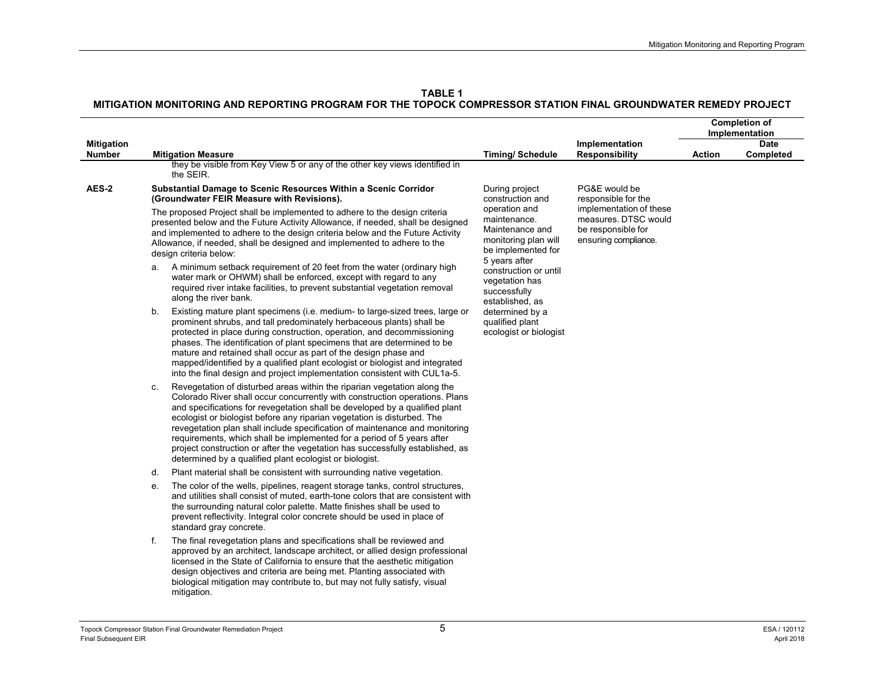**TABLE 1**
**MITIGATION MONITORING AND REPORTING PROGRAM FOR THE TOPOCK COMPRESSOR STATION FINAL GROUNDWATER REMEDY PROJECT**

| Mitigation Number | Mitigation Measure | Timing/ Schedule | Implementation Responsibility | Completion of Implementation | |
|---|---|---|---|---|---|
| | | | | **Action** | **Date Completed** |
| | they be visible from Key View 5 or any of the other key views identified in the SEIR. | | | | |
| **AES-2** | **Substantial Damage to Scenic Resources Within a Scenic Corridor (Groundwater FEIR Measure with Revisions).**<br><br>The proposed Project shall be implemented to adhere to the design criteria presented below and the Future Activity Allowance, if needed, shall be designed and implemented to adhere to the design criteria below and the Future Activity Allowance, if needed, shall be designed and implemented to adhere to the design criteria below:<br><br>a. A minimum setback requirement of 20 feet from the water (ordinary high water mark or OHWM) shall be enforced, except with regard to any required river intake facilities, to prevent substantial vegetation removal along the river bank.<br><br>b. Existing mature plant specimens (i.e. medium- to large-sized trees, large or prominent shrubs, and tall predominately herbaceous plants) shall be protected in place during construction, operation, and decommissioning phases. The identification of plant specimens that are determined to be mature and retained shall occur as part of the design phase and mapped/identified by a qualified plant ecologist or biologist and integrated into the final design and project implementation consistent with CUL1a-5.<br><br>c. Revegetation of disturbed areas within the riparian vegetation along the Colorado River shall occur concurrently with construction operations. Plans and specifications for revegetation shall be developed by a qualified plant ecologist or biologist before any riparian vegetation is disturbed. The revegetation plan shall include specification of maintenance and monitoring requirements, which shall be implemented for a period of 5 years after project construction or after the vegetation has successfully established, as determined by a qualified plant ecologist or biologist.<br><br>d. Plant material shall be consistent with surrounding native vegetation.<br><br>e. The color of the wells, pipelines, reagent storage tanks, control structures, and utilities shall consist of muted, earth-tone colors that are consistent with the surrounding natural color palette. Matte finishes shall be used to prevent reflectivity. Integral color concrete should be used in place of standard gray concrete.<br><br>f. The final revegetation plans and specifications shall be reviewed and approved by an architect, landscape architect, or allied design professional licensed in the State of California to ensure that the aesthetic mitigation design objectives and criteria are being met. Planting associated with biological mitigation may contribute to, but may not fully satisfy, visual mitigation. | During project construction and operation and maintenance. Maintenance and monitoring plan will be implemented for 5 years after construction or until vegetation has successfully established, as determined by a qualified plant ecologist or biologist | PG&E would be responsible for the implementation of these measures. DTSC would be responsible for ensuring compliance. | | |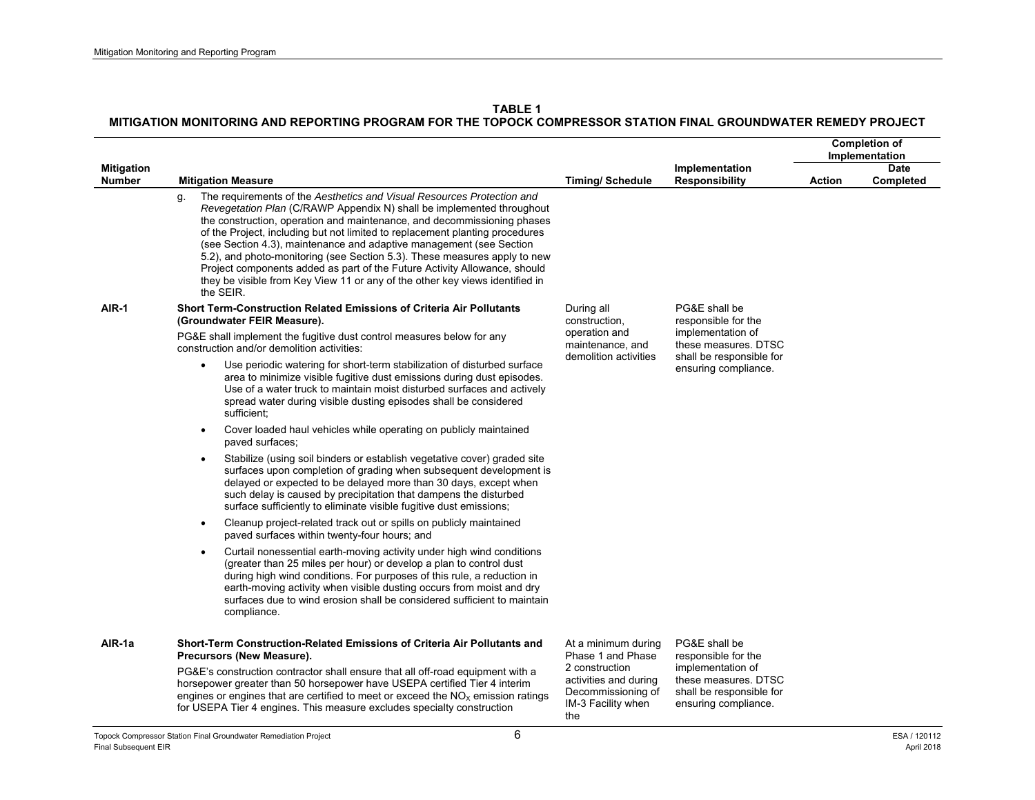**TABLE 1**
**MITIGATION MONITORING AND REPORTING PROGRAM FOR THE TOPOCK COMPRESSOR STATION FINAL GROUNDWATER REMEDY PROJECT**

| Mitigation Number | Mitigation Measure | Timing/ Schedule | Implementation Responsibility | Completion of Implementation | |
|---|---|---|---|---|---|
| | | | | Action | Date Completed |
| | g. The requirements of the *Aesthetics and Visual Resources Protection and Revegetation Plan* (C/RAWP Appendix N) shall be implemented throughout the construction, operation and maintenance, and decommissioning phases of the Project, including but not limited to replacement planting procedures (see Section 4.3), maintenance and adaptive management (see Section 5.2), and photo-monitoring (see Section 5.3). These measures apply to new Project components added as part of the Future Activity Allowance, should they be visible from Key View 11 or any of the other key views identified in the SEIR. | | | | |
| AIR-1 | **Short Term-Construction Related Emissions of Criteria Air Pollutants (Groundwater FEIR Measure).**<br>PG&E shall implement the fugitive dust control measures below for any construction and/or demolition activities:<br>• Use periodic watering for short-term stabilization of disturbed surface area to minimize visible fugitive dust emissions during dust episodes. Use of a water truck to maintain moist disturbed surfaces and actively spread water during visible dusting episodes shall be considered sufficient;<br>• Cover loaded haul vehicles while operating on publicly maintained paved surfaces;<br>• Stabilize (using soil binders or establish vegetative cover) graded site surfaces upon completion of grading when subsequent development is delayed or expected to be delayed more than 30 days, except when such delay is caused by precipitation that dampens the disturbed surface sufficiently to eliminate visible fugitive dust emissions;<br>• Cleanup project-related track out or spills on publicly maintained paved surfaces within twenty-four hours; and<br>• Curtail nonessential earth-moving activity under high wind conditions (greater than 25 miles per hour) or develop a plan to control dust during high wind conditions. For purposes of this rule, a reduction in earth-moving activity when visible dusting occurs from moist and dry surfaces due to wind erosion shall be considered sufficient to maintain compliance. | During all construction, operation and maintenance, and demolition activities | PG&E shall be responsible for the implementation of these measures. DTSC shall be responsible for ensuring compliance. | | |
| AIR-1a | **Short-Term Construction-Related Emissions of Criteria Air Pollutants and Precursors (New Measure).**<br>PG&E's construction contractor shall ensure that all off-road equipment with a horsepower greater than 50 horsepower have USEPA certified Tier 4 interim engines or engines that are certified to meet or exceed the $NO_X$ emission ratings for USEPA Tier 4 engines. This measure excludes specialty construction | At a minimum during Phase 1 and Phase 2 construction activities and during Decommissioning of IM-3 Facility when the | PG&E shall be responsible for the implementation of these measures. DTSC shall be responsible for ensuring compliance. | | |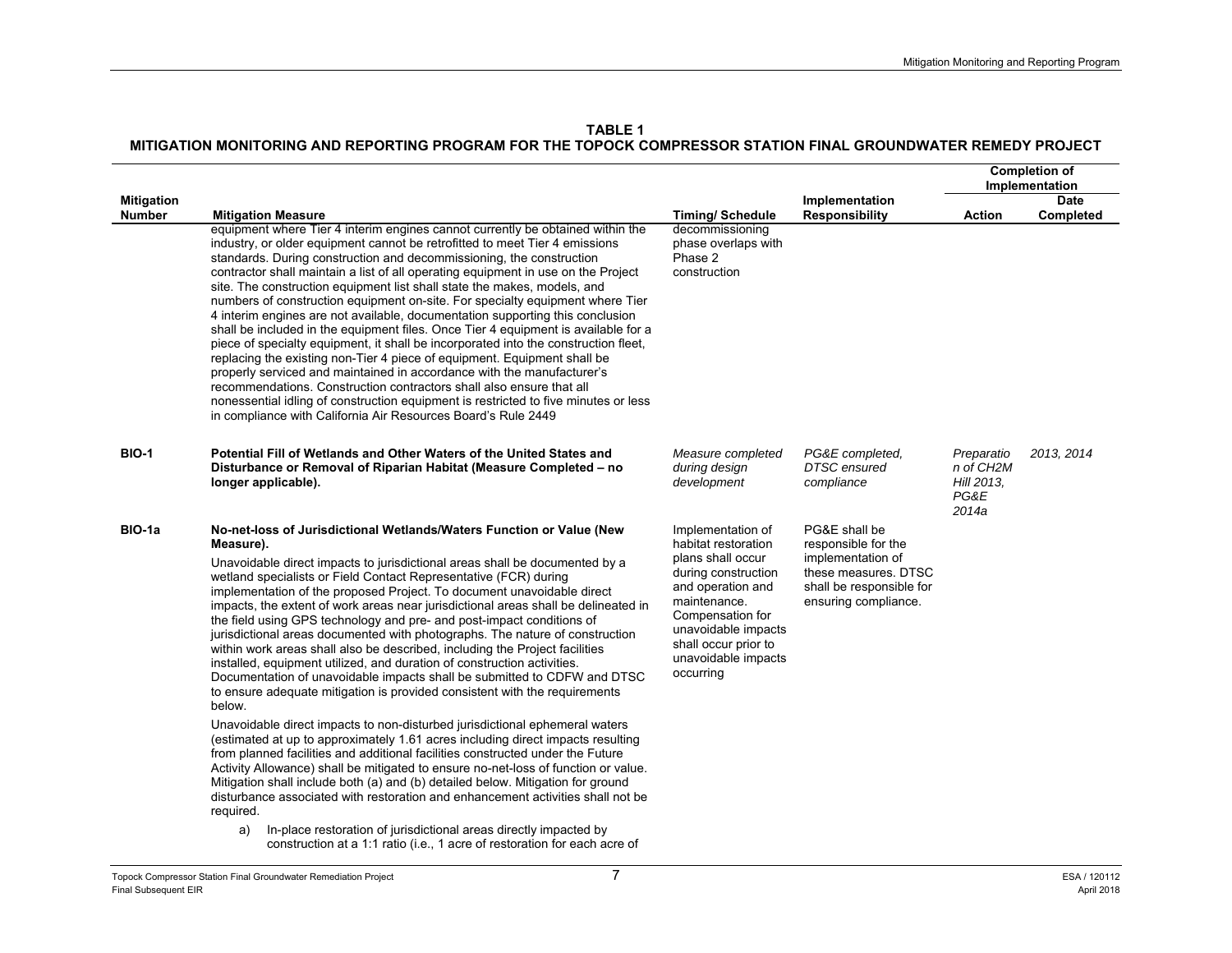**TABLE 1**
**MITIGATION MONITORING AND REPORTING PROGRAM FOR THE TOPOCK COMPRESSOR STATION FINAL GROUNDWATER REMEDY PROJECT**

| Mitigation Number | Mitigation Measure | Timing/ Schedule | Implementation Responsibility | Completion of Implementation | |
|---|---|---|---|---|---|
| | | | | **Action** | **Date Completed** |
| | equipment where Tier 4 interim engines cannot currently be obtained within the industry, or older equipment cannot be retrofitted to meet Tier 4 emissions standards. During construction and decommissioning, the construction contractor shall maintain a list of all operating equipment in use on the Project site. The construction equipment list shall state the makes, models, and numbers of construction equipment on-site. For specialty equipment where Tier 4 interim engines are not available, documentation supporting this conclusion shall be included in the equipment files. Once Tier 4 equipment is available for a piece of specialty equipment, it shall be incorporated into the construction fleet, replacing the existing non-Tier 4 piece of equipment. Equipment shall be properly serviced and maintained in accordance with the manufacturer's recommendations. Construction contractors shall also ensure that all nonessential idling of construction equipment is restricted to five minutes or less in compliance with California Air Resources Board's Rule 2449 | decommissioning phase overlaps with Phase 2 construction | | | |
| **BIO-1** | **Potential Fill of Wetlands and Other Waters of the United States and Disturbance or Removal of Riparian Habitat (Measure Completed – no longer applicable).** | *Measure completed during design development* | *PG&E completed, DTSC ensured compliance* | *Preparation of CH2M Hill 2013, PG&E 2014a* | *2013, 2014* |
| **BIO-1a** | **No-net-loss of Jurisdictional Wetlands/Waters Function or Value (New Measure).**<br><br>Unavoidable direct impacts to jurisdictional areas shall be documented by a wetland specialists or Field Contact Representative (FCR) during implementation of the proposed Project. To document unavoidable direct impacts, the extent of work areas near jurisdictional areas shall be delineated in the field using GPS technology and pre- and post-impact conditions of jurisdictional areas documented with photographs. The nature of construction within work areas shall also be described, including the Project facilities installed, equipment utilized, and duration of construction activities. Documentation of unavoidable impacts shall be submitted to CDFW and DTSC to ensure adequate mitigation is provided consistent with the requirements below.<br><br>Unavoidable direct impacts to non-disturbed jurisdictional ephemeral waters (estimated at up to approximately 1.61 acres including direct impacts resulting from planned facilities and additional facilities constructed under the Future Activity Allowance) shall be mitigated to ensure no-net-loss of function or value. Mitigation shall include both (a) and (b) detailed below. Mitigation for ground disturbance associated with restoration and enhancement activities shall not be required.<br><br>a) In-place restoration of jurisdictional areas directly impacted by construction at a 1:1 ratio (i.e., 1 acre of restoration for each acre of | Implementation of habitat restoration plans shall occur during construction and operation and maintenance. Compensation for unavoidable impacts shall occur prior to unavoidable impacts occurring | PG&E shall be responsible for the implementation of these measures. DTSC shall be responsible for ensuring compliance. | | |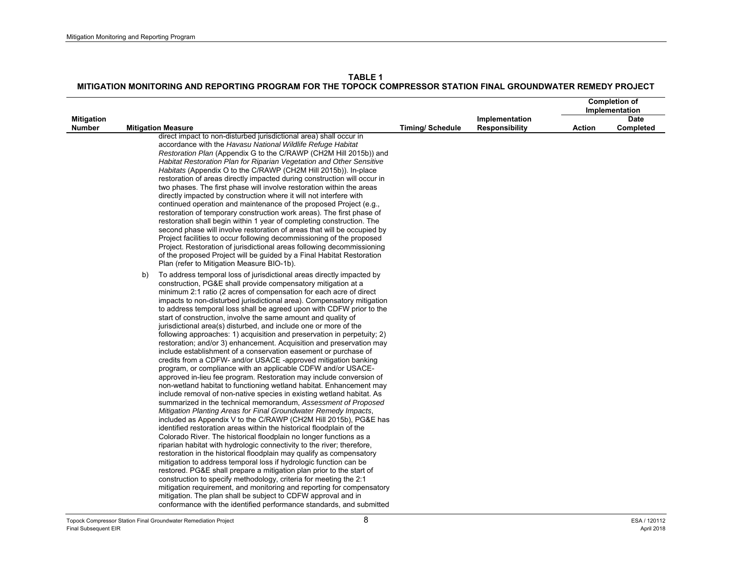**TABLE 1**
**MITIGATION MONITORING AND REPORTING PROGRAM FOR THE TOPOCK COMPRESSOR STATION FINAL GROUNDWATER REMEDY PROJECT**

| Mitigation Number | Mitigation Measure | Timing/ Schedule | Implementation Responsibility | Completion of Implementation | |
|---|---|---|---|---|---|
| | | | | Action | Date Completed |
| | direct impact to non-disturbed jurisdictional area) shall occur in accordance with the *Havasu National Wildlife Refuge Habitat Restoration Plan* (Appendix G to the C/RAWP (CH2M Hill 2015b)) and *Habitat Restoration Plan for Riparian Vegetation and Other Sensitive Habitats* (Appendix O to the C/RAWP (CH2M Hill 2015b)). In-place restoration of areas directly impacted during construction will occur in two phases. The first phase will involve restoration within the areas directly impacted by construction where it will not interfere with continued operation and maintenance of the proposed Project (e.g., restoration of temporary construction work areas). The first phase of restoration shall begin within 1 year of completing construction. The second phase will involve restoration of areas that will be occupied by Project facilities to occur following decommissioning of the proposed Project. Restoration of jurisdictional areas following decommissioning of the proposed Project will be guided by a Final Habitat Restoration Plan (refer to Mitigation Measure BIO-1b). | | | | |
| | b) To address temporal loss of jurisdictional areas directly impacted by construction, PG&E shall provide compensatory mitigation at a minimum 2:1 ratio (2 acres of compensation for each acre of direct impacts to non-disturbed jurisdictional area). Compensatory mitigation to address temporal loss shall be agreed upon with CDFW prior to the start of construction, involve the same amount and quality of jurisdictional area(s) disturbed, and include one or more of the following approaches: 1) acquisition and preservation in perpetuity; 2) restoration; and/or 3) enhancement. Acquisition and preservation may include establishment of a conservation easement or purchase of credits from a CDFW- and/or USACE -approved mitigation banking program, or compliance with an applicable CDFW and/or USACE-approved in-lieu fee program. Restoration may include conversion of non-wetland habitat to functioning wetland habitat. Enhancement may include removal of non-native species in existing wetland habitat. As summarized in the technical memorandum, *Assessment of Proposed Mitigation Planting Areas for Final Groundwater Remedy Impacts*, included as Appendix V to the C/RAWP (CH2M Hill 2015b), PG&E has identified restoration areas within the historical floodplain of the Colorado River. The historical floodplain no longer functions as a riparian habitat with hydrologic connectivity to the river; therefore, restoration in the historical floodplain may qualify as compensatory mitigation to address temporal loss if hydrologic function can be restored. PG&E shall prepare a mitigation plan prior to the start of construction to specify methodology, criteria for meeting the 2:1 mitigation requirement, and monitoring and reporting for compensatory mitigation. The plan shall be subject to CDFW approval and in conformance with the identified performance standards, and submitted | | | | |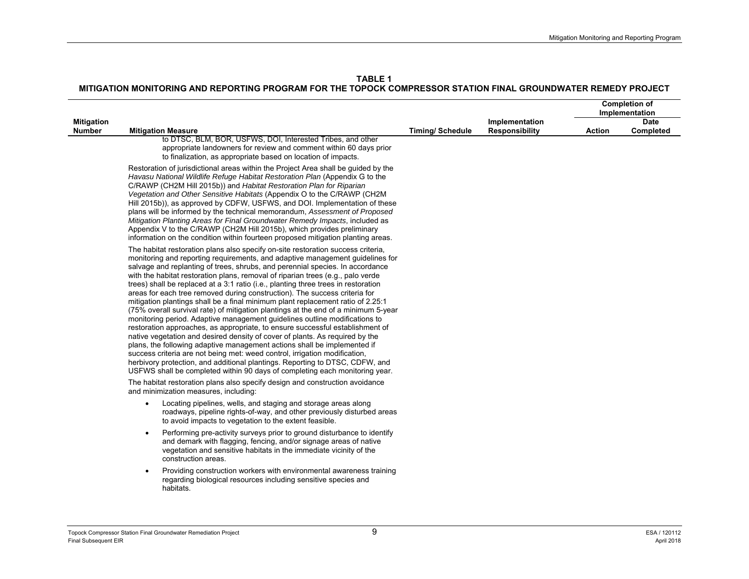**TABLE 1**
**MITIGATION MONITORING AND REPORTING PROGRAM FOR THE TOPOCK COMPRESSOR STATION FINAL GROUNDWATER REMEDY PROJECT**

| Mitigation Number | Mitigation Measure | Timing/ Schedule | Implementation Responsibility | Completion of Implementation | |
|---|---|---|---|---|---|
| | | | | Action | Date Completed |
| | to DTSC, BLM, BOR, USFWS, DOI, Interested Tribes, and other appropriate landowners for review and comment within 60 days prior to finalization, as appropriate based on location of impacts.<br><br>Restoration of jurisdictional areas within the Project Area shall be guided by the *Havasu National Wildlife Refuge Habitat Restoration Plan* (Appendix G to the C/RAWP (CH2M Hill 2015b)) and *Habitat Restoration Plan for Riparian Vegetation and Other Sensitive Habitats* (Appendix O to the C/RAWP (CH2M Hill 2015b)), as approved by CDFW, USFWS, and DOI. Implementation of these plans will be informed by the technical memorandum, *Assessment of Proposed Mitigation Planting Areas for Final Groundwater Remedy Impacts*, included as Appendix V to the C/RAWP (CH2M Hill 2015b), which provides preliminary information on the condition within fourteen proposed mitigation planting areas.<br><br>The habitat restoration plans also specify on-site restoration success criteria, monitoring and reporting requirements, and adaptive management guidelines for salvage and replanting of trees, shrubs, and perennial species. In accordance with the habitat restoration plans, removal of riparian trees (e.g., palo verde trees) shall be replaced at a 3:1 ratio (i.e., planting three trees in restoration areas for each tree removed during construction). The success criteria for mitigation plantings shall be a final minimum plant replacement ratio of 2.25:1 (75% overall survival rate) of mitigation plantings at the end of a minimum 5-year monitoring period. Adaptive management guidelines outline modifications to restoration approaches, as appropriate, to ensure successful establishment of native vegetation and desired density of cover of plants. As required by the plans, the following adaptive management actions shall be implemented if success criteria are not being met: weed control, irrigation modification, herbivory protection, and additional plantings. Reporting to DTSC, CDFW, and USFWS shall be completed within 90 days of completing each monitoring year.<br><br>The habitat restoration plans also specify design and construction avoidance and minimization measures, including:<br><br>• Locating pipelines, wells, and staging and storage areas along roadways, pipeline rights-of-way, and other previously disturbed areas to avoid impacts to vegetation to the extent feasible.<br><br>• Performing pre-activity surveys prior to ground disturbance to identify and demark with flagging, fencing, and/or signage areas of native vegetation and sensitive habitats in the immediate vicinity of the construction areas.<br><br>• Providing construction workers with environmental awareness training regarding biological resources including sensitive species and habitats. | | | | |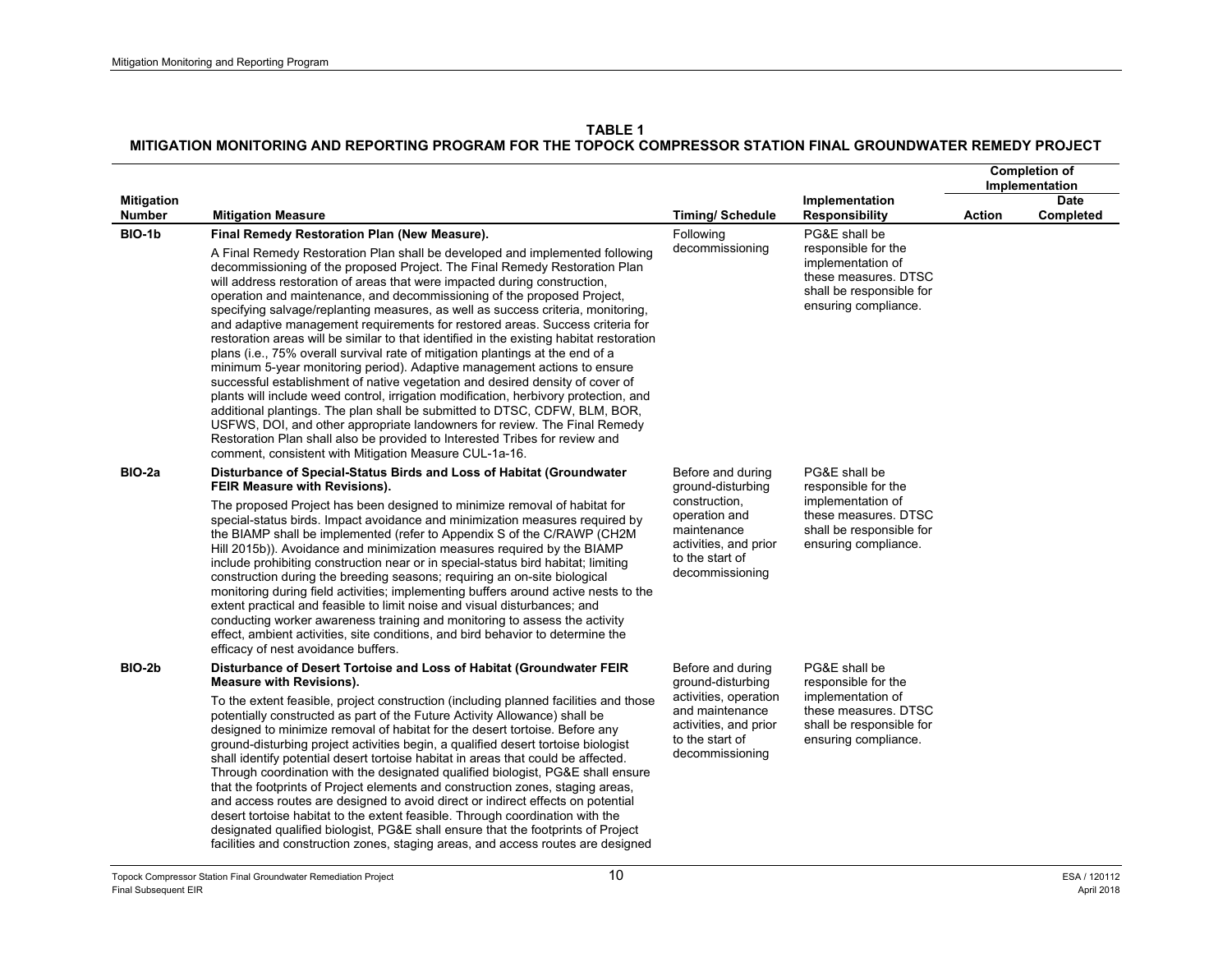**TABLE 1**
**MITIGATION MONITORING AND REPORTING PROGRAM FOR THE TOPOCK COMPRESSOR STATION FINAL GROUNDWATER REMEDY PROJECT**

| Mitigation Number | Mitigation Measure | Timing/ Schedule | Implementation Responsibility | Completion of Implementation | |
|---|---|---|---|---|---|
| | | | | Action | Date Completed |
| BIO-1b | **Final Remedy Restoration Plan (New Measure).**<br><br>A Final Remedy Restoration Plan shall be developed and implemented following decommissioning of the proposed Project. The Final Remedy Restoration Plan will address restoration of areas that were impacted during construction, operation and maintenance, and decommissioning of the proposed Project, specifying salvage/replanting measures, as well as success criteria, monitoring, and adaptive management requirements for restored areas. Success criteria for restoration areas will be similar to that identified in the existing habitat restoration plans (i.e., 75% overall survival rate of mitigation plantings at the end of a minimum 5-year monitoring period). Adaptive management actions to ensure successful establishment of native vegetation and desired density of cover of plants will include weed control, irrigation modification, herbivory protection, and additional plantings. The plan shall be submitted to DTSC, CDFW, BLM, BOR, USFWS, DOI, and other appropriate landowners for review. The Final Remedy Restoration Plan shall also be provided to Interested Tribes for review and comment, consistent with Mitigation Measure CUL-1a-16. | Following decommissioning | PG&E shall be responsible for the implementation of these measures. DTSC shall be responsible for ensuring compliance. | | |
| BIO-2a | **Disturbance of Special-Status Birds and Loss of Habitat (Groundwater FEIR Measure with Revisions).**<br><br>The proposed Project has been designed to minimize removal of habitat for special-status birds. Impact avoidance and minimization measures required by the BIAMP shall be implemented (refer to Appendix S of the C/RAWP (CH2M Hill 2015b)). Avoidance and minimization measures required by the BIAMP include prohibiting construction near or in special-status bird habitat; limiting construction during the breeding seasons; requiring an on-site biological monitoring during field activities; implementing buffers around active nests to the extent practical and feasible to limit noise and visual disturbances; and conducting worker awareness training and monitoring to assess the activity effect, ambient activities, site conditions, and bird behavior to determine the efficacy of nest avoidance buffers. | Before and during ground-disturbing construction, operation and maintenance activities, and prior to the start of decommissioning | PG&E shall be responsible for the implementation of these measures. DTSC shall be responsible for ensuring compliance. | | |
| BIO-2b | **Disturbance of Desert Tortoise and Loss of Habitat (Groundwater FEIR Measure with Revisions).**<br><br>To the extent feasible, project construction (including planned facilities and those potentially constructed as part of the Future Activity Allowance) shall be designed to minimize removal of habitat for the desert tortoise. Before any ground-disturbing project activities begin, a qualified desert tortoise biologist shall identify potential desert tortoise habitat in areas that could be affected. Through coordination with the designated qualified biologist, PG&E shall ensure that the footprints of Project elements and construction zones, staging areas, and access routes are designed to avoid direct or indirect effects on potential desert tortoise habitat to the extent feasible. Through coordination with the designated qualified biologist, PG&E shall ensure that the footprints of Project facilities and construction zones, staging areas, and access routes are designed | Before and during ground-disturbing activities, operation and maintenance activities, and prior to the start of decommissioning | PG&E shall be responsible for the implementation of these measures. DTSC shall be responsible for ensuring compliance. | | |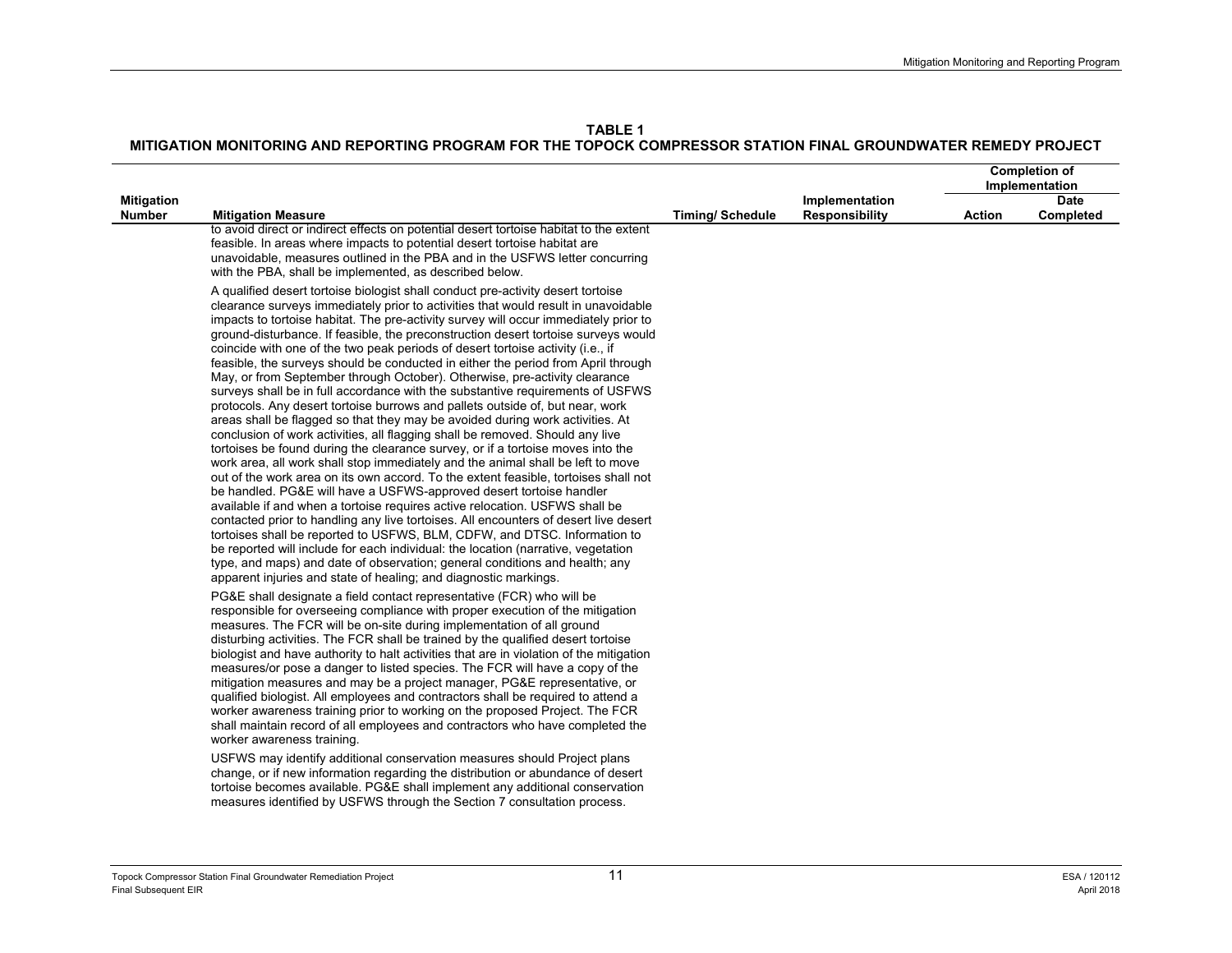**TABLE 1**
**MITIGATION MONITORING AND REPORTING PROGRAM FOR THE TOPOCK COMPRESSOR STATION FINAL GROUNDWATER REMEDY PROJECT**

| Mitigation Number | Mitigation Measure | Timing/ Schedule | Implementation Responsibility | Completion of Implementation | |
|---|---|---|---|---|---|
| | | | | Action | Date Completed |
| | to avoid direct or indirect effects on potential desert tortoise habitat to the extent feasible. In areas where impacts to potential desert tortoise habitat are unavoidable, measures outlined in the PBA and in the USFWS letter concurring with the PBA, shall be implemented, as described below.<br><br>A qualified desert tortoise biologist shall conduct pre-activity desert tortoise clearance surveys immediately prior to activities that would result in unavoidable impacts to tortoise habitat. The pre-activity survey will occur immediately prior to ground-disturbance. If feasible, the preconstruction desert tortoise surveys would coincide with one of the two peak periods of desert tortoise activity (i.e., if feasible, the surveys should be conducted in either the period from April through May, or from September through October). Otherwise, pre-activity clearance surveys shall be in full accordance with the substantive requirements of USFWS protocols. Any desert tortoise burrows and pallets outside of, but near, work areas shall be flagged so that they may be avoided during work activities. At conclusion of work activities, all flagging shall be removed. Should any live tortoises be found during the clearance survey, or if a tortoise moves into the work area, all work shall stop immediately and the animal shall be left to move out of the work area on its own accord. To the extent feasible, tortoises shall not be handled. PG&E will have a USFWS-approved desert tortoise handler available if and when a tortoise requires active relocation. USFWS shall be contacted prior to handling any live tortoises. All encounters of desert live desert tortoises shall be reported to USFWS, BLM, CDFW, and DTSC. Information to be reported will include for each individual: the location (narrative, vegetation type, and maps) and date of observation; general conditions and health; any apparent injuries and state of healing; and diagnostic markings.<br><br>PG&E shall designate a field contact representative (FCR) who will be responsible for overseeing compliance with proper execution of the mitigation measures. The FCR will be on-site during implementation of all ground disturbing activities. The FCR shall be trained by the qualified desert tortoise biologist and have authority to halt activities that are in violation of the mitigation measures/or pose a danger to listed species. The FCR will have a copy of the mitigation measures and may be a project manager, PG&E representative, or qualified biologist. All employees and contractors shall be required to attend a worker awareness training prior to working on the proposed Project. The FCR shall maintain record of all employees and contractors who have completed the worker awareness training.<br><br>USFWS may identify additional conservation measures should Project plans change, or if new information regarding the distribution or abundance of desert tortoise becomes available. PG&E shall implement any additional conservation measures identified by USFWS through the Section 7 consultation process. | | | | |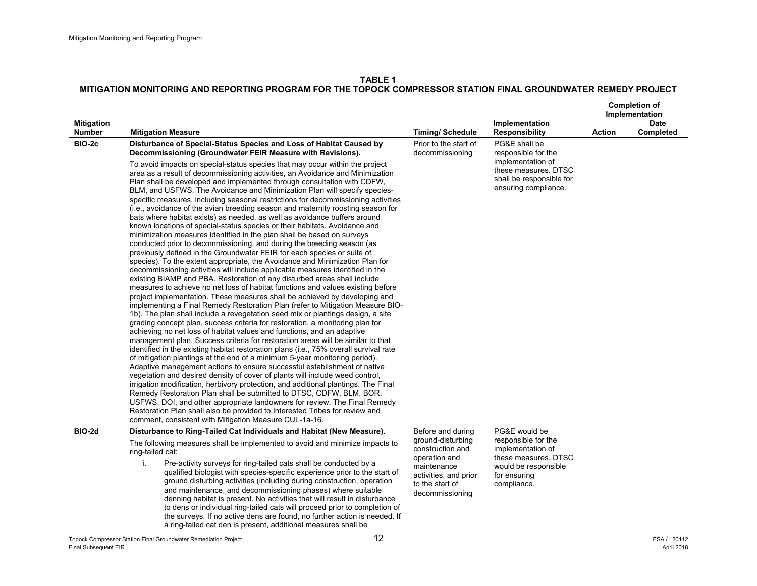**TABLE 1**
**MITIGATION MONITORING AND REPORTING PROGRAM FOR THE TOPOCK COMPRESSOR STATION FINAL GROUNDWATER REMEDY PROJECT**

| Mitigation Number | Mitigation Measure | Timing/ Schedule | Implementation Responsibility | Completion of Implementation | |
|---|---|---|---|---|---|
| | | | | Action | Date Completed |
| BIO-2c | **Disturbance of Special-Status Species and Loss of Habitat Caused by Decommissioning (Groundwater FEIR Measure with Revisions).**<br><br>To avoid impacts on special-status species that may occur within the project area as a result of decommissioning activities, an Avoidance and Minimization Plan shall be developed and implemented through consultation with CDFW, BLM, and USFWS. The Avoidance and Minimization Plan will specify species-specific measures, including seasonal restrictions for decommissioning activities (i.e., avoidance of the avian breeding season and maternity roosting season for bats where habitat exists) as needed, as well as avoidance buffers around known locations of special-status species or their habitats. Avoidance and minimization measures identified in the plan shall be based on surveys conducted prior to decommissioning, and during the breeding season (as previously defined in the Groundwater FEIR for each species or suite of species). To the extent appropriate, the Avoidance and Minimization Plan for decommissioning activities will include applicable measures identified in the existing BIAMP and PBA. Restoration of any disturbed areas shall include measures to achieve no net loss of habitat functions and values existing before project implementation. These measures shall be achieved by developing and implementing a Final Remedy Restoration Plan (refer to Mitigation Measure BIO-1b). The plan shall include a revegetation seed mix or plantings design, a site grading concept plan, success criteria for restoration, a monitoring plan for achieving no net loss of habitat values and functions, and an adaptive management plan. Success criteria for restoration areas will be similar to that identified in the existing habitat restoration plans (i.e., 75% overall survival rate of mitigation plantings at the end of a minimum 5-year monitoring period). Adaptive management actions to ensure successful establishment of native vegetation and desired density of cover of plants will include weed control, irrigation modification, herbivory protection, and additional plantings. The Final Remedy Restoration Plan shall be submitted to DTSC, CDFW, BLM, BOR, USFWS, DOI, and other appropriate landowners for review. The Final Remedy Restoration Plan shall also be provided to Interested Tribes for review and comment, consistent with Mitigation Measure CUL-1a-16. | Prior to the start of decommissioning | PG&E shall be responsible for the implementation of these measures. DTSC shall be responsible for ensuring compliance. | | |
| BIO-2d | **Disturbance to Ring-Tailed Cat Individuals and Habitat (New Measure).**<br><br>The following measures shall be implemented to avoid and minimize impacts to ring-tailed cat:<br><br>i. Pre-activity surveys for ring-tailed cats shall be conducted by a qualified biologist with species-specific experience prior to the start of ground disturbing activities (including during construction, operation and maintenance, and decommissioning phases) where suitable denning habitat is present. No activities that will result in disturbance to dens or individual ring-tailed cats will proceed prior to completion of the surveys. If no active dens are found, no further action is needed. If a ring-tailed cat den is present, additional measures shall be | Before and during ground-disturbing construction and operation and maintenance activities, and prior to the start of decommissioning | PG&E would be responsible for the implementation of these measures. DTSC would be responsible for ensuring compliance. | | |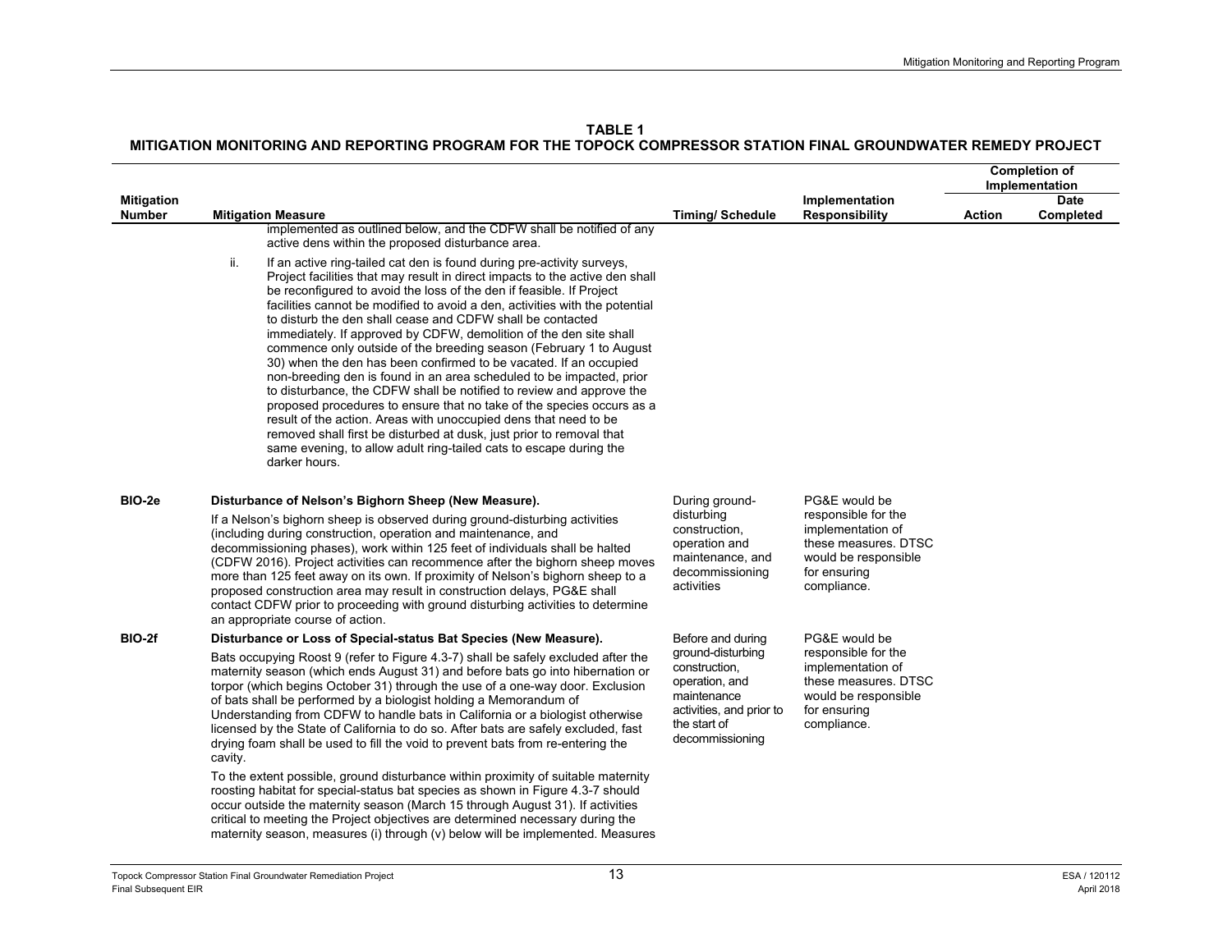**TABLE 1**
**MITIGATION MONITORING AND REPORTING PROGRAM FOR THE TOPOCK COMPRESSOR STATION FINAL GROUNDWATER REMEDY PROJECT**

| Mitigation Number | Mitigation Measure | Timing/ Schedule | Implementation Responsibility | Completion of Implementation | |
|---|---|---|---|---|---|
| | | | | Action | Date Completed |
| | implemented as outlined below, and the CDFW shall be notified of any active dens within the proposed disturbance area.<br><br>ii. If an active ring-tailed cat den is found during pre-activity surveys, Project facilities that may result in direct impacts to the active den shall be reconfigured to avoid the loss of the den if feasible. If Project facilities cannot be modified to avoid a den, activities with the potential to disturb the den shall cease and CDFW shall be contacted immediately. If approved by CDFW, demolition of the den site shall commence only outside of the breeding season (February 1 to August 30) when the den has been confirmed to be vacated. If an occupied non-breeding den is found in an area scheduled to be impacted, prior to disturbance, the CDFW shall be notified to review and approve the proposed procedures to ensure that no take of the species occurs as a result of the action. Areas with unoccupied dens that need to be removed shall first be disturbed at dusk, just prior to removal that same evening, to allow adult ring-tailed cats to escape during the darker hours. | | | | |
| **BIO-2e** | **Disturbance of Nelson's Bighorn Sheep (New Measure).**<br><br>If a Nelson's bighorn sheep is observed during ground-disturbing activities (including during construction, operation and maintenance, and decommissioning phases), work within 125 feet of individuals shall be halted (CDFW 2016). Project activities can recommence after the bighorn sheep moves more than 125 feet away on its own. If proximity of Nelson's bighorn sheep to a proposed construction area may result in construction delays, PG&E shall contact CDFW prior to proceeding with ground disturbing activities to determine an appropriate course of action. | During ground-disturbing construction, operation and maintenance, and decommissioning activities | PG&E would be responsible for the implementation of these measures. DTSC would be responsible for ensuring compliance. | | |
| **BIO-2f** | **Disturbance or Loss of Special-status Bat Species (New Measure).**<br><br>Bats occupying Roost 9 (refer to Figure 4.3-7) shall be safely excluded after the maternity season (which ends August 31) and before bats go into hibernation or torpor (which begins October 31) through the use of a one-way door. Exclusion of bats shall be performed by a biologist holding a Memorandum of Understanding from CDFW to handle bats in California or a biologist otherwise licensed by the State of California to do so. After bats are safely excluded, fast drying foam shall be used to fill the void to prevent bats from re-entering the cavity.<br><br>To the extent possible, ground disturbance within proximity of suitable maternity roosting habitat for special-status bat species as shown in Figure 4.3-7 should occur outside the maternity season (March 15 through August 31). If activities critical to meeting the Project objectives are determined necessary during the maternity season, measures (i) through (v) below will be implemented. Measures | Before and during ground-disturbing construction, operation, and maintenance activities, and prior to the start of decommissioning | PG&E would be responsible for the implementation of these measures. DTSC would be responsible for ensuring compliance. | | |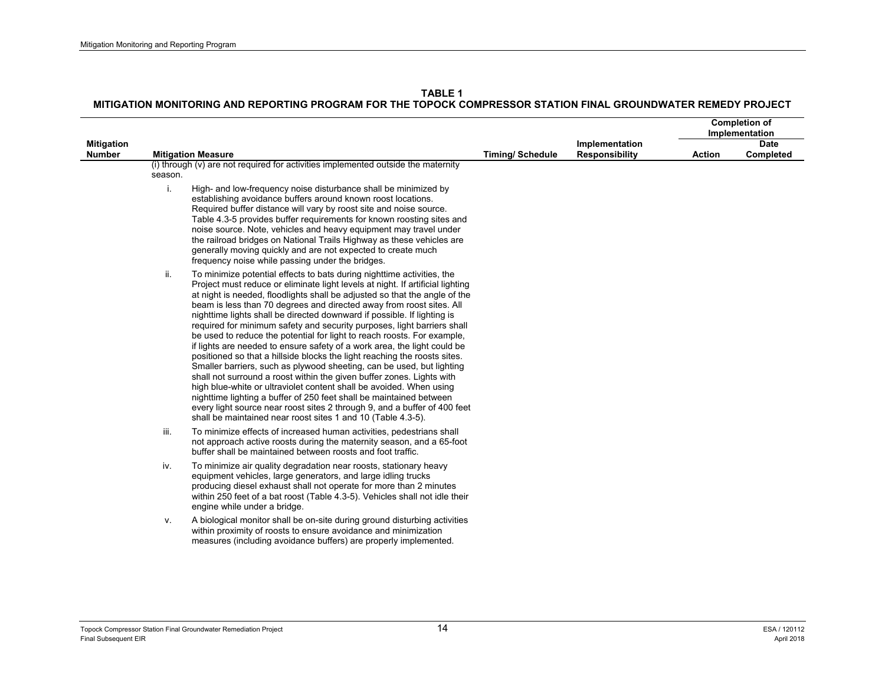**TABLE 1**
**MITIGATION MONITORING AND REPORTING PROGRAM FOR THE TOPOCK COMPRESSOR STATION FINAL GROUNDWATER REMEDY PROJECT**

| Mitigation Number | Mitigation Measure | Timing/ Schedule | Implementation Responsibility | Completion of Implementation | |
|---|---|---|---|---|---|
| | | | | Action | Date Completed |
| | (i) through (v) are not required for activities implemented outside the maternity season.<br><br>i. High- and low-frequency noise disturbance shall be minimized by establishing avoidance buffers around known roost locations. Required buffer distance will vary by roost site and noise source. Table 4.3-5 provides buffer requirements for known roosting sites and noise source. Note, vehicles and heavy equipment may travel under the railroad bridges on National Trails Highway as these vehicles are generally moving quickly and are not expected to create much frequency noise while passing under the bridges.<br><br>ii. To minimize potential effects to bats during nighttime activities, the Project must reduce or eliminate light levels at night. If artificial lighting at night is needed, floodlights shall be adjusted so that the angle of the beam is less than 70 degrees and directed away from roost sites. All nighttime lights shall be directed downward if possible. If lighting is required for minimum safety and security purposes, light barriers shall be used to reduce the potential for light to reach roosts. For example, if lights are needed to ensure safety of a work area, the light could be positioned so that a hillside blocks the light reaching the roosts sites. Smaller barriers, such as plywood sheeting, can be used, but lighting shall not surround a roost within the given buffer zones. Lights with high blue-white or ultraviolet content shall be avoided. When using nighttime lighting a buffer of 250 feet shall be maintained between every light source near roost sites 2 through 9, and a buffer of 400 feet shall be maintained near roost sites 1 and 10 (Table 4.3-5).<br><br>iii. To minimize effects of increased human activities, pedestrians shall not approach active roosts during the maternity season, and a 65-foot buffer shall be maintained between roosts and foot traffic.<br><br>iv. To minimize air quality degradation near roosts, stationary heavy equipment vehicles, large generators, and large idling trucks producing diesel exhaust shall not operate for more than 2 minutes within 250 feet of a bat roost (Table 4.3-5). Vehicles shall not idle their engine while under a bridge.<br><br>v. A biological monitor shall be on-site during ground disturbing activities within proximity of roosts to ensure avoidance and minimization measures (including avoidance buffers) are properly implemented. | | | | |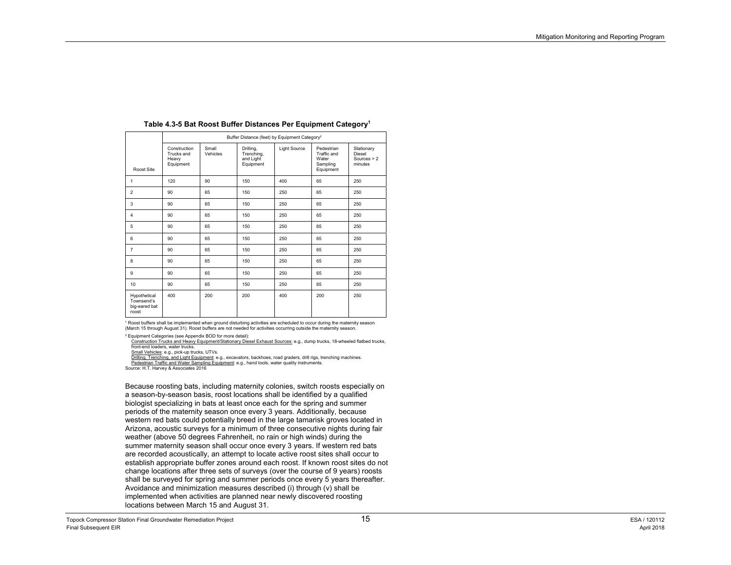**Table 4.3-5 Bat Roost Buffer Distances Per Equipment Category[1]**

| Roost Site | Buffer Distance (feet) by Equipment Category[2] | | | | | |
|---|---|---|---|---|---|---|
| | Construction Trucks and Heavy Equipment | Small Vehicles | Drilling, Trenching, and Light Equipment | Light Source | Pedestrian Traffic and Water Sampling Equipment | Stationary Diesel Sources > 2 minutes |
| 1 | 120 | 90 | 150 | 400 | 65 | 250 |
| 2 | 90 | 65 | 150 | 250 | 65 | 250 |
| 3 | 90 | 65 | 150 | 250 | 65 | 250 |
| 4 | 90 | 65 | 150 | 250 | 65 | 250 |
| 5 | 90 | 65 | 150 | 250 | 65 | 250 |
| 6 | 90 | 65 | 150 | 250 | 65 | 250 |
| 7 | 90 | 65 | 150 | 250 | 65 | 250 |
| 8 | 90 | 65 | 150 | 250 | 65 | 250 |
| 9 | 90 | 65 | 150 | 250 | 65 | 250 |
| 10 | 90 | 65 | 150 | 250 | 65 | 250 |
| Hypothetical Townsend's big-eared bat roost | 400 | 200 | 200 | 400 | 200 | 250 |

[1] Roost buffers shall be implemented when ground disturbing activities are scheduled to occur during the maternity season (March 15 through August 31). Roost buffers are not needed for activities occurring outside the maternity season.

[2] Equipment Categories (see Appendix BOD for more detail):
Construction Trucks and Heavy Equipment/Stationary Diesel Exhaust Sources: e.g., dump trucks, 18-wheeled flatbed trucks, front-end loaders, water trucks.
Small Vehicles: e.g., pick-up trucks, UTVs.
Drilling, Trenching, and Light Equipment: e.g., excavators, backhoes, road graders, drill rigs, trenching machines.
Pedestrian Traffic and Water Sampling Equipment: e.g., hand tools, water quality instruments.

Source: H.T. Harvey & Associates 2016

Because roosting bats, including maternity colonies, switch roosts especially on a season-by-season basis, roost locations shall be identified by a qualified biologist specializing in bats at least once each for the spring and summer periods of the maternity season once every 3 years. Additionally, because western red bats could potentially breed in the large tamarisk groves located in Arizona, acoustic surveys for a minimum of three consecutive nights during fair weather (above 50 degrees Fahrenheit, no rain or high winds) during the summer maternity season shall occur once every 3 years. If western red bats are recorded acoustically, an attempt to locate active roost sites shall occur to establish appropriate buffer zones around each roost. If known roost sites do not change locations after three sets of surveys (over the course of 9 years) roosts shall be surveyed for spring and summer periods once every 5 years thereafter. Avoidance and minimization measures described (i) through (v) shall be implemented when activities are planned near newly discovered roosting locations between March 15 and August 31.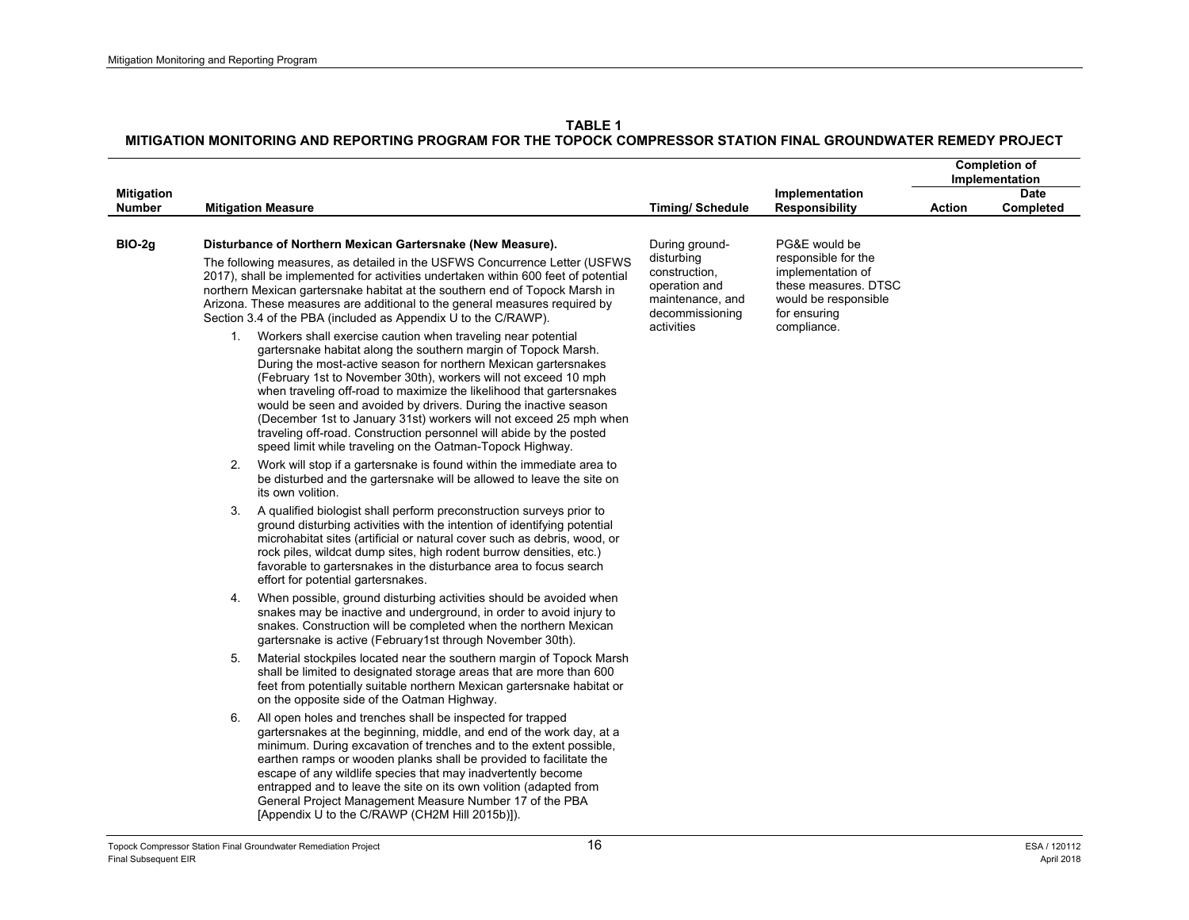**TABLE 1**
**MITIGATION MONITORING AND REPORTING PROGRAM FOR THE TOPOCK COMPRESSOR STATION FINAL GROUNDWATER REMEDY PROJECT**

| Mitigation Number | Mitigation Measure | Timing/ Schedule | Implementation Responsibility | Completion of Implementation | |
|---|---|---|---|---|---|
| | | | | Action | Date Completed |
| BIO-2g | **Disturbance of Northern Mexican Gartersnake (New Measure).**<br><br>The following measures, as detailed in the USFWS Concurrence Letter (USFWS 2017), shall be implemented for activities undertaken within 600 feet of potential northern Mexican gartersnake habitat at the southern end of Topock Marsh in Arizona. These measures are additional to the general measures required by Section 3.4 of the PBA (included as Appendix U to the C/RAWP).<br><br>1. Workers shall exercise caution when traveling near potential gartersnake habitat along the southern margin of Topock Marsh. During the most-active season for northern Mexican gartersnakes (February 1st to November 30th), workers will not exceed 10 mph when traveling off-road to maximize the likelihood that gartersnakes would be seen and avoided by drivers. During the inactive season (December 1st to January 31st) workers will not exceed 25 mph when traveling off-road. Construction personnel will abide by the posted speed limit while traveling on the Oatman-Topock Highway.<br><br>2. Work will stop if a gartersnake is found within the immediate area to be disturbed and the gartersnake will be allowed to leave the site on its own volition.<br><br>3. A qualified biologist shall perform preconstruction surveys prior to ground disturbing activities with the intention of identifying potential microhabitat sites (artificial or natural cover such as debris, wood, or rock piles, wildcat dump sites, high rodent burrow densities, etc.) favorable to gartersnakes in the disturbance area to focus search effort for potential gartersnakes.<br><br>4. When possible, ground disturbing activities should be avoided when snakes may be inactive and underground, in order to avoid injury to snakes. Construction will be completed when the northern Mexican gartersnake is active (February1st through November 30th).<br><br>5. Material stockpiles located near the southern margin of Topock Marsh shall be limited to designated storage areas that are more than 600 feet from potentially suitable northern Mexican gartersnake habitat or on the opposite side of the Oatman Highway.<br><br>6. All open holes and trenches shall be inspected for trapped gartersnakes at the beginning, middle, and end of the work day, at a minimum. During excavation of trenches and to the extent possible, earthen ramps or wooden planks shall be provided to facilitate the escape of any wildlife species that may inadvertently become entrapped and to leave the site on its own volition (adapted from General Project Management Measure Number 17 of the PBA [Appendix U to the C/RAWP (CH2M Hill 2015b)]). | During ground-disturbing construction, operation and maintenance, and decommissioning activities | PG&E would be responsible for the implementation of these measures. DTSC would be responsible for ensuring compliance. | | |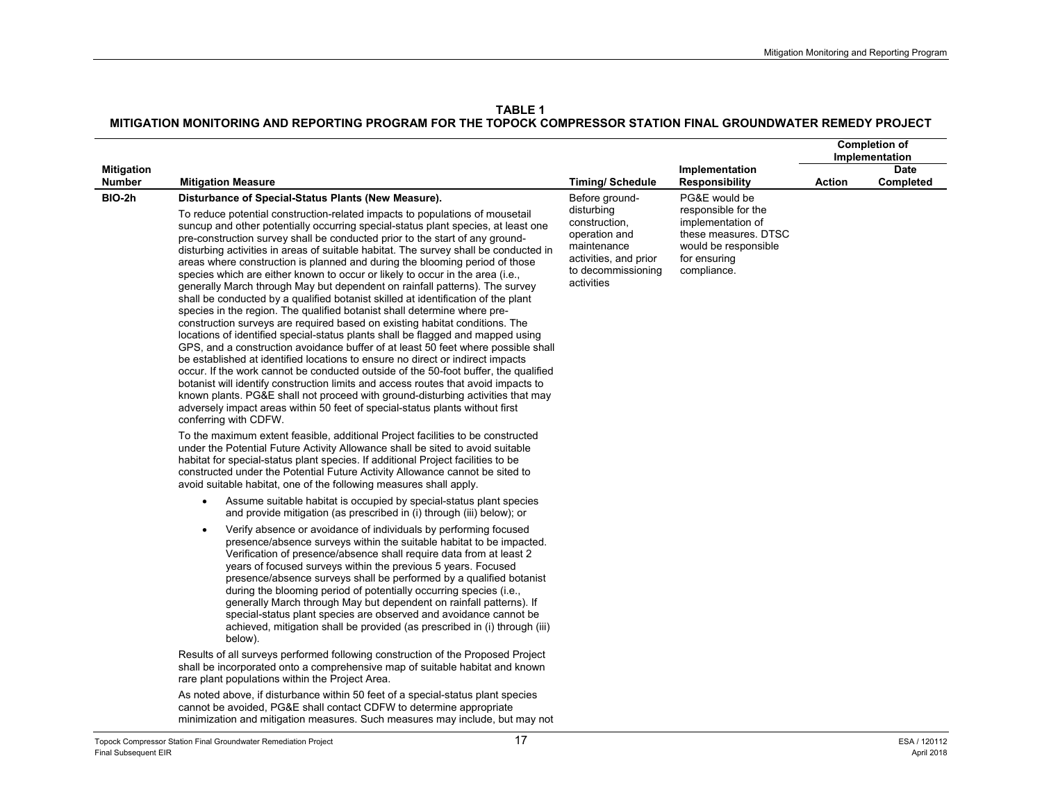**TABLE 1**
**MITIGATION MONITORING AND REPORTING PROGRAM FOR THE TOPOCK COMPRESSOR STATION FINAL GROUNDWATER REMEDY PROJECT**

| Mitigation Number | Mitigation Measure | Timing/ Schedule | Implementation Responsibility | Completion of Implementation | |
|---|---|---|---|---|---|
| | | | | Action | Date Completed |
| BIO-2h | **Disturbance of Special-Status Plants (New Measure).**<br><br>To reduce potential construction-related impacts to populations of mousetail suncup and other potentially occurring special-status plant species, at least one pre-construction survey shall be conducted prior to the start of any ground-disturbing activities in areas of suitable habitat. The survey shall be conducted in areas where construction is planned and during the blooming period of those species which are either known to occur or likely to occur in the area (i.e., generally March through May but dependent on rainfall patterns). The survey shall be conducted by a qualified botanist skilled at identification of the plant species in the region. The qualified botanist shall determine where pre-construction surveys are required based on existing habitat conditions. The locations of identified special-status plants shall be flagged and mapped using GPS, and a construction avoidance buffer of at least 50 feet where possible shall be established at identified locations to ensure no direct or indirect impacts occur. If the work cannot be conducted outside of the 50-foot buffer, the qualified botanist will identify construction limits and access routes that avoid impacts to known plants. PG&E shall not proceed with ground-disturbing activities that may adversely impact areas within 50 feet of special-status plants without first conferring with CDFW.<br><br>To the maximum extent feasible, additional Project facilities to be constructed under the Potential Future Activity Allowance shall be sited to avoid suitable habitat for special-status plant species. If additional Project facilities to be constructed under the Potential Future Activity Allowance cannot be sited to avoid suitable habitat, one of the following measures shall apply.<br><br>• Assume suitable habitat is occupied by special-status plant species and provide mitigation (as prescribed in (i) through (iii) below); or<br><br>• Verify absence or avoidance of individuals by performing focused presence/absence surveys within the suitable habitat to be impacted. Verification of presence/absence shall require data from at least 2 years of focused surveys within the previous 5 years. Focused presence/absence surveys shall be performed by a qualified botanist during the blooming period of potentially occurring species (i.e., generally March through May but dependent on rainfall patterns). If special-status plant species are observed and avoidance cannot be achieved, mitigation shall be provided (as prescribed in (i) through (iii) below).<br><br>Results of all surveys performed following construction of the Proposed Project shall be incorporated onto a comprehensive map of suitable habitat and known rare plant populations within the Project Area.<br><br>As noted above, if disturbance within 50 feet of a special-status plant species cannot be avoided, PG&E shall contact CDFW to determine appropriate minimization and mitigation measures. Such measures may include, but may not | Before ground-disturbing construction, operation and maintenance activities, and prior to decommissioning activities | PG&E would be responsible for the implementation of these measures. DTSC would be responsible for ensuring compliance. | | |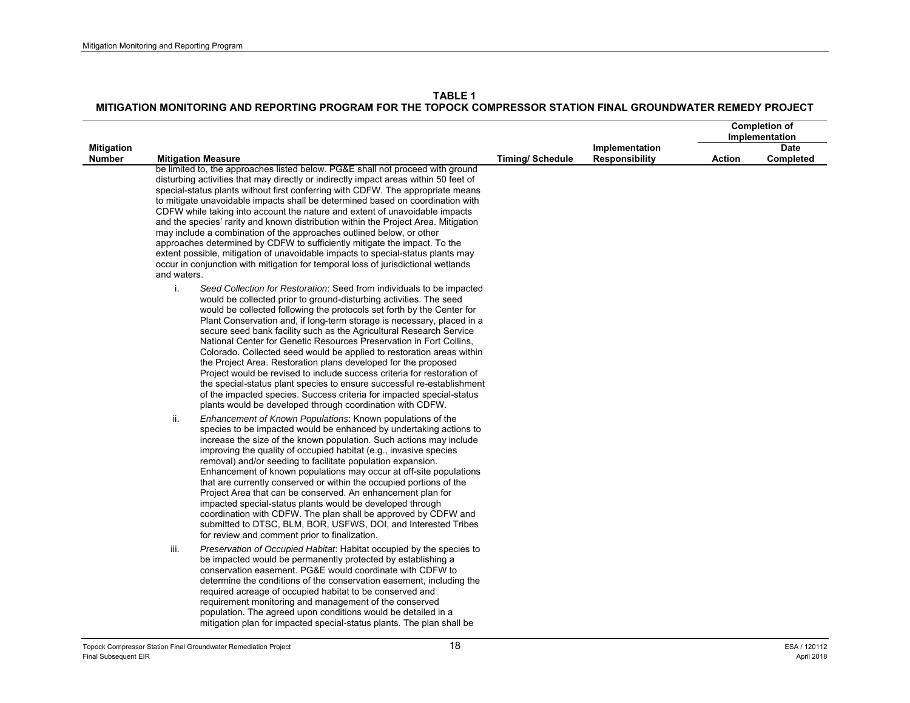**TABLE 1**
**MITIGATION MONITORING AND REPORTING PROGRAM FOR THE TOPOCK COMPRESSOR STATION FINAL GROUNDWATER REMEDY PROJECT**

| Mitigation Number | Mitigation Measure | Timing/ Schedule | Implementation Responsibility | Completion of Implementation | |
|---|---|---|---|---|---|
| | | | | Action | Date Completed |
| | be limited to, the approaches listed below. PG&E shall not proceed with ground disturbing activities that may directly or indirectly impact areas within 50 feet of special-status plants without first conferring with CDFW. The appropriate means to mitigate unavoidable impacts shall be determined based on coordination with CDFW while taking into account the nature and extent of unavoidable impacts and the species' rarity and known distribution within the Project Area. Mitigation may include a combination of the approaches outlined below, or other approaches determined by CDFW to sufficiently mitigate the impact. To the extent possible, mitigation of unavoidable impacts to special-status plants may occur in conjunction with mitigation for temporal loss of jurisdictional wetlands and waters.<br><br>i. *Seed Collection for Restoration*: Seed from individuals to be impacted would be collected prior to ground-disturbing activities. The seed would be collected following the protocols set forth by the Center for Plant Conservation and, if long-term storage is necessary, placed in a secure seed bank facility such as the Agricultural Research Service National Center for Genetic Resources Preservation in Fort Collins, Colorado. Collected seed would be applied to restoration areas within the Project Area. Restoration plans developed for the proposed Project would be revised to include success criteria for restoration of the special-status plant species to ensure successful re-establishment of the impacted species. Success criteria for impacted special-status plants would be developed through coordination with CDFW.<br><br>ii. *Enhancement of Known Populations*: Known populations of the species to be impacted would be enhanced by undertaking actions to increase the size of the known population. Such actions may include improving the quality of occupied habitat (e.g., invasive species removal) and/or seeding to facilitate population expansion. Enhancement of known populations may occur at off-site populations that are currently conserved or within the occupied portions of the Project Area that can be conserved. An enhancement plan for impacted special-status plants would be developed through coordination with CDFW. The plan shall be approved by CDFW and submitted to DTSC, BLM, BOR, USFWS, DOI, and Interested Tribes for review and comment prior to finalization.<br><br>iii. *Preservation of Occupied Habitat*: Habitat occupied by the species to be impacted would be permanently protected by establishing a conservation easement. PG&E would coordinate with CDFW to determine the conditions of the conservation easement, including the required acreage of occupied habitat to be conserved and requirement monitoring and management of the conserved population. The agreed upon conditions would be detailed in a mitigation plan for impacted special-status plants. The plan shall be | | | | |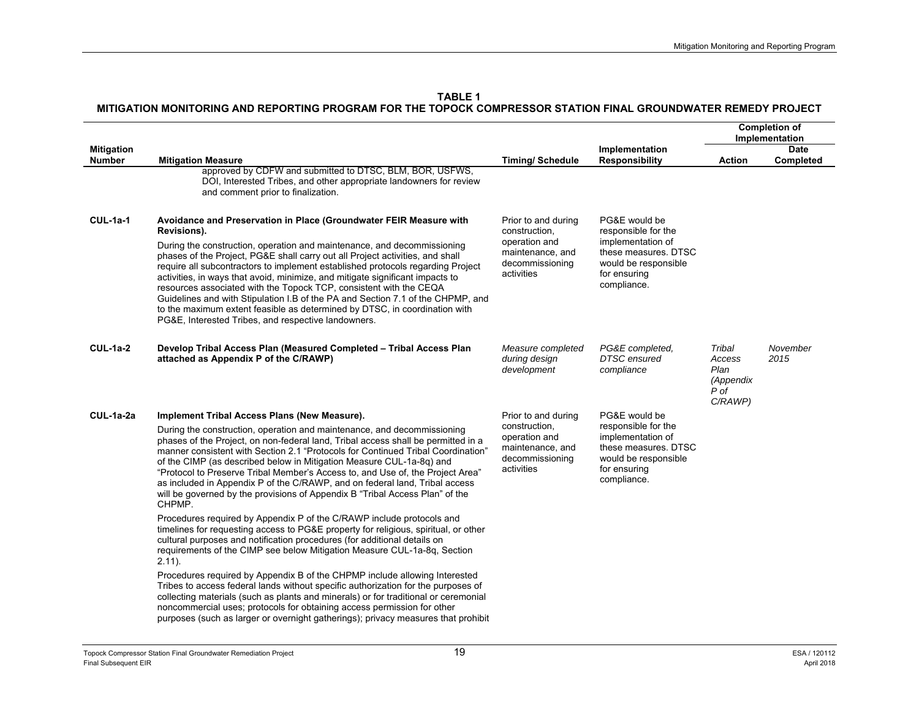**TABLE 1**
**MITIGATION MONITORING AND REPORTING PROGRAM FOR THE TOPOCK COMPRESSOR STATION FINAL GROUNDWATER REMEDY PROJECT**

| Mitigation Number | Mitigation Measure | Timing/ Schedule | Implementation Responsibility | Completion of Implementation | |
|---|---|---|---|---|---|
| | | | | **Action** | **Date Completed** |
| | approved by CDFW and submitted to DTSC, BLM, BOR, USFWS, DOI, Interested Tribes, and other appropriate landowners for review and comment prior to finalization. | | | | |
| **CUL-1a-1** | **Avoidance and Preservation in Place (Groundwater FEIR Measure with Revisions).**<br>During the construction, operation and maintenance, and decommissioning phases of the Project, PG&E shall carry out all Project activities, and shall require all subcontractors to implement established protocols regarding Project activities, in ways that avoid, minimize, and mitigate significant impacts to resources associated with the Topock TCP, consistent with the CEQA Guidelines and with Stipulation I.B of the PA and Section 7.1 of the CHPMP, and to the maximum extent feasible as determined by DTSC, in coordination with PG&E, Interested Tribes, and respective landowners. | Prior to and during construction, operation and maintenance, and decommissioning activities | PG&E would be responsible for the implementation of these measures. DTSC would be responsible for ensuring compliance. | | |
| **CUL-1a-2** | **Develop Tribal Access Plan (Measured Completed – Tribal Access Plan attached as Appendix P of the C/RAWP)** | *Measure completed during design development* | *PG&E completed, DTSC ensured compliance* | *Tribal Access Plan (Appendix P of C/RAWP)* | *November 2015* |
| **CUL-1a-2a** | **Implement Tribal Access Plans (New Measure).**<br>During the construction, operation and maintenance, and decommissioning phases of the Project, on non-federal land, Tribal access shall be permitted in a manner consistent with Section 2.1 "Protocols for Continued Tribal Coordination" of the CIMP (as described below in Mitigation Measure CUL-1a-8q) and "Protocol to Preserve Tribal Member's Access to, and Use of, the Project Area" as included in Appendix P of the C/RAWP, and on federal land, Tribal access will be governed by the provisions of Appendix B "Tribal Access Plan" of the CHPMP.<br>Procedures required by Appendix P of the C/RAWP include protocols and timelines for requesting access to PG&E property for religious, spiritual, or other cultural purposes and notification procedures (for additional details on requirements of the CIMP see below Mitigation Measure CUL-1a-8q, Section 2.11).<br>Procedures required by Appendix B of the CHPMP include allowing Interested Tribes to access federal lands without specific authorization for the purposes of collecting materials (such as plants and minerals) or for traditional or ceremonial noncommercial uses; protocols for obtaining access permission for other purposes (such as larger or overnight gatherings); privacy measures that prohibit | Prior to and during construction, operation and maintenance, and decommissioning activities | PG&E would be responsible for the implementation of these measures. DTSC would be responsible for ensuring compliance. | | |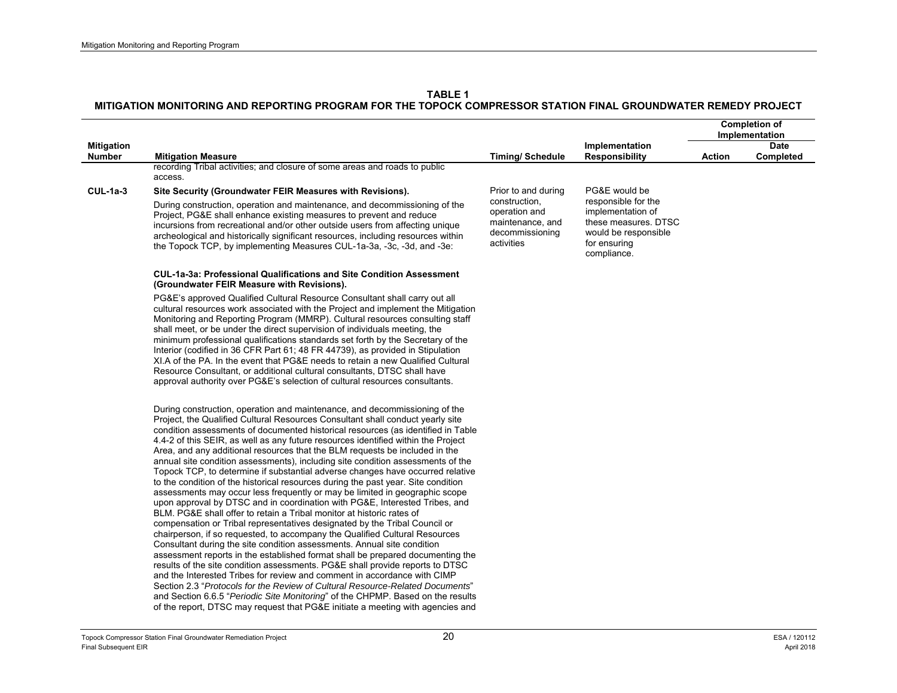**TABLE 1**
**MITIGATION MONITORING AND REPORTING PROGRAM FOR THE TOPOCK COMPRESSOR STATION FINAL GROUNDWATER REMEDY PROJECT**

| Mitigation Number | Mitigation Measure | Timing/ Schedule | Implementation Responsibility | Completion of Implementation | |
|---|---|---|---|---|---|
| | | | | Action | Date Completed |
| | recording Tribal activities; and closure of some areas and roads to public access. | | | | |
| **CUL-1a-3** | **Site Security (Groundwater FEIR Measures with Revisions).**<br><br>During construction, operation and maintenance, and decommissioning of the Project, PG&E shall enhance existing measures to prevent and reduce incursions from recreational and/or other outside users from affecting unique archeological and historically significant resources, including resources within the Topock TCP, by implementing Measures CUL-1a-3a, -3c, -3d, and -3e:<br><br>**CUL-1a-3a: Professional Qualifications and Site Condition Assessment (Groundwater FEIR Measure with Revisions).**<br><br>PG&E's approved Qualified Cultural Resource Consultant shall carry out all cultural resources work associated with the Project and implement the Mitigation Monitoring and Reporting Program (MMRP). Cultural resources consulting staff shall meet, or be under the direct supervision of individuals meeting, the minimum professional qualifications standards set forth by the Secretary of the Interior (codified in 36 CFR Part 61; 48 FR 44739), as provided in Stipulation XI.A of the PA. In the event that PG&E needs to retain a new Qualified Cultural Resource Consultant, or additional cultural consultants, DTSC shall have approval authority over PG&E's selection of cultural resources consultants.<br><br>During construction, operation and maintenance, and decommissioning of the Project, the Qualified Cultural Resources Consultant shall conduct yearly site condition assessments of documented historical resources (as identified in Table 4.4-2 of this SEIR, as well as any future resources identified within the Project Area, and any additional resources that the BLM requests be included in the annual site condition assessments), including site condition assessments of the Topock TCP, to determine if substantial adverse changes have occurred relative to the condition of the historical resources during the past year. Site condition assessments may occur less frequently or may be limited in geographic scope upon approval by DTSC and in coordination with PG&E, Interested Tribes, and BLM. PG&E shall offer to retain a Tribal monitor at historic rates of compensation or Tribal representatives designated by the Tribal Council or chairperson, if so requested, to accompany the Qualified Cultural Resources Consultant during the site condition assessments. Annual site condition assessment reports in the established format shall be prepared documenting the results of the site condition assessments. PG&E shall provide reports to DTSC and the Interested Tribes for review and comment in accordance with CIMP Section 2.3 "*Protocols for the Review of Cultural Resource-Related Documents*" and Section 6.6.5 "*Periodic Site Monitoring*" of the CHPMP. Based on the results of the report, DTSC may request that PG&E initiate a meeting with agencies and | Prior to and during construction, operation and maintenance, and decommissioning activities | PG&E would be responsible for the implementation of these measures. DTSC would be responsible for ensuring compliance. | | |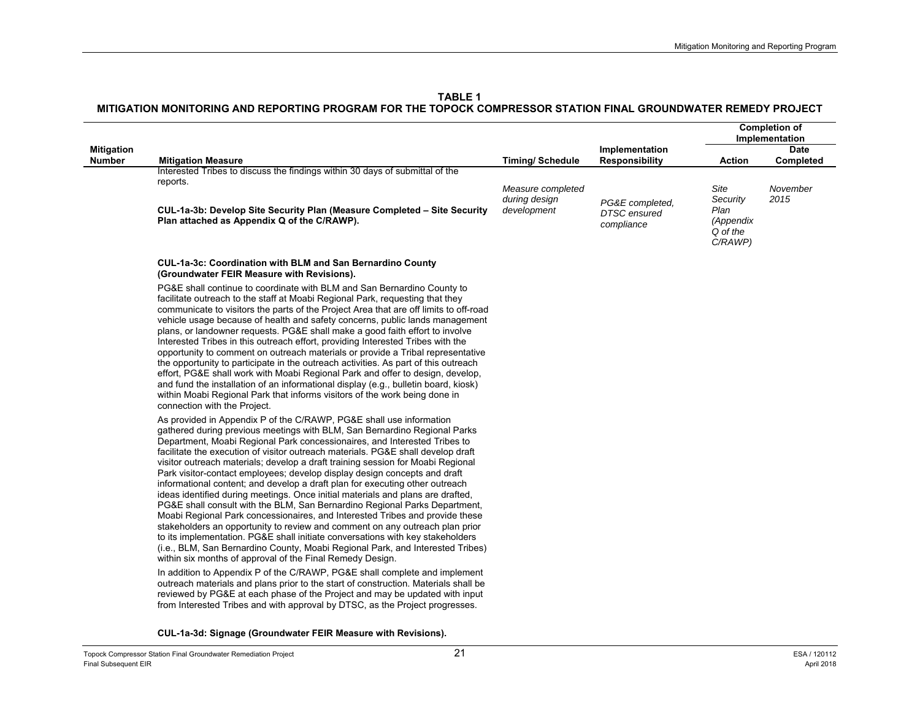**TABLE 1**
**MITIGATION MONITORING AND REPORTING PROGRAM FOR THE TOPOCK COMPRESSOR STATION FINAL GROUNDWATER REMEDY PROJECT**

| Mitigation Number | Mitigation Measure | Timing/ Schedule | Implementation Responsibility | Completion of Implementation | |
|---|---|---|---|---|---|
| | | | | **Action** | **Date Completed** |
| | Interested Tribes to discuss the findings within 30 days of submittal of the reports. | | | | |
| | **CUL-1a-3b: Develop Site Security Plan (Measure Completed – Site Security Plan attached as Appendix Q of the C/RAWP).** | *Measure completed during design development* | *PG&E completed, DTSC ensured compliance* | *Site Security Plan (Appendix Q of the C/RAWP)* | *November 2015* |
| | **CUL-1a-3c: Coordination with BLM and San Bernardino County (Groundwater FEIR Measure with Revisions).**<br><br>PG&E shall continue to coordinate with BLM and San Bernardino County to facilitate outreach to the staff at Moabi Regional Park, requesting that they communicate to visitors the parts of the Project Area that are off limits to off-road vehicle usage because of health and safety concerns, public lands management plans, or landowner requests. PG&E shall make a good faith effort to involve Interested Tribes in this outreach effort, providing Interested Tribes with the opportunity to comment on outreach materials or provide a Tribal representative the opportunity to participate in the outreach activities. As part of this outreach effort, PG&E shall work with Moabi Regional Park and offer to design, develop, and fund the installation of an informational display (e.g., bulletin board, kiosk) within Moabi Regional Park that informs visitors of the work being done in connection with the Project.<br><br>As provided in Appendix P of the C/RAWP, PG&E shall use information gathered during previous meetings with BLM, San Bernardino Regional Parks Department, Moabi Regional Park concessionaires, and Interested Tribes to facilitate the execution of visitor outreach materials. PG&E shall develop draft visitor outreach materials; develop a draft training session for Moabi Regional Park visitor-contact employees; develop display design concepts and draft informational content; and develop a draft plan for executing other outreach ideas identified during meetings. Once initial materials and plans are drafted, PG&E shall consult with the BLM, San Bernardino Regional Parks Department, Moabi Regional Park concessionaires, and Interested Tribes and provide these stakeholders an opportunity to review and comment on any outreach plan prior to its implementation. PG&E shall initiate conversations with key stakeholders (i.e., BLM, San Bernardino County, Moabi Regional Park, and Interested Tribes) within six months of approval of the Final Remedy Design.<br><br>In addition to Appendix P of the C/RAWP, PG&E shall complete and implement outreach materials and plans prior to the start of construction. Materials shall be reviewed by PG&E at each phase of the Project and may be updated with input from Interested Tribes and with approval by DTSC, as the Project progresses. | | | | |
| | **CUL-1a-3d: Signage (Groundwater FEIR Measure with Revisions).** | | | | |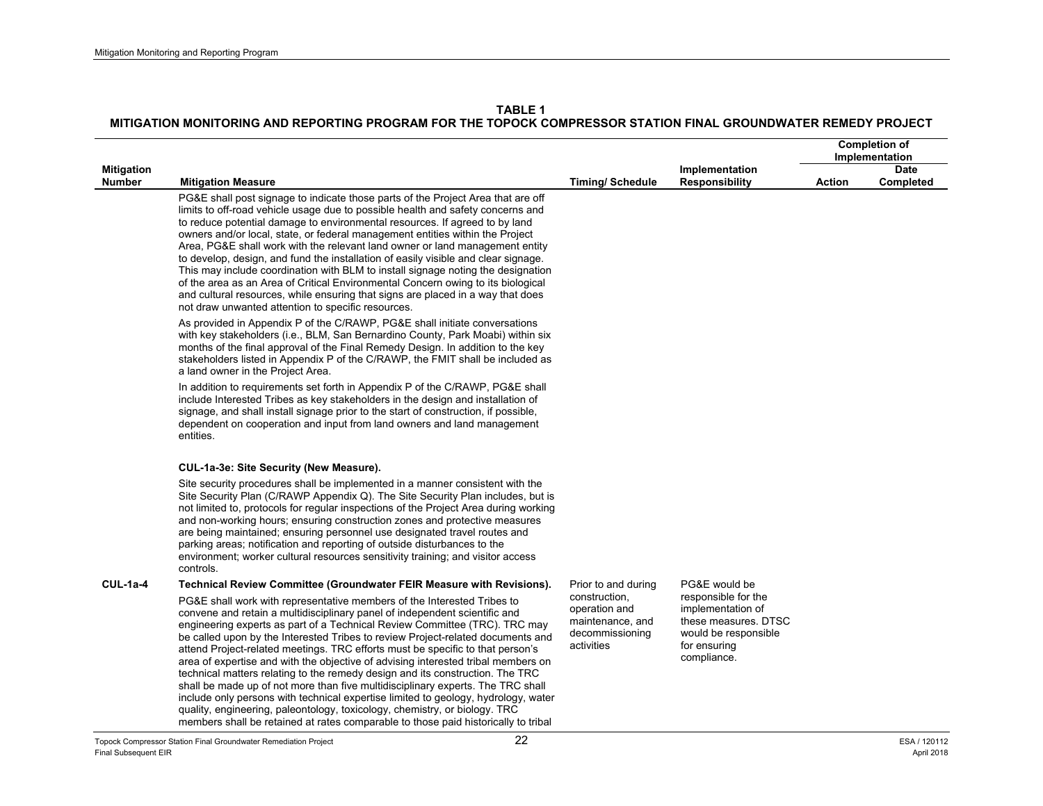**TABLE 1**
**MITIGATION MONITORING AND REPORTING PROGRAM FOR THE TOPOCK COMPRESSOR STATION FINAL GROUNDWATER REMEDY PROJECT**

| Mitigation Number | Mitigation Measure | Timing/ Schedule | Implementation Responsibility | Completion of Implementation | |
|---|---|---|---|---|---|
| | | | | Action | Date Completed |
| | PG&E shall post signage to indicate those parts of the Project Area that are off limits to off-road vehicle usage due to possible health and safety concerns and to reduce potential damage to environmental resources. If agreed to by land owners and/or local, state, or federal management entities within the Project Area, PG&E shall work with the relevant land owner or land management entity to develop, design, and fund the installation of easily visible and clear signage. This may include coordination with BLM to install signage noting the designation of the area as an Area of Critical Environmental Concern owing to its biological and cultural resources, while ensuring that signs are placed in a way that does not draw unwanted attention to specific resources.<br><br>As provided in Appendix P of the C/RAWP, PG&E shall initiate conversations with key stakeholders (i.e., BLM, San Bernardino County, Park Moabi) within six months of the final approval of the Final Remedy Design. In addition to the key stakeholders listed in Appendix P of the C/RAWP, the FMIT shall be included as a land owner in the Project Area.<br><br>In addition to requirements set forth in Appendix P of the C/RAWP, PG&E shall include Interested Tribes as key stakeholders in the design and installation of signage, and shall install signage prior to the start of construction, if possible, dependent on cooperation and input from land owners and land management entities.<br><br>**CUL-1a-3e: Site Security (New Measure).**<br><br>Site security procedures shall be implemented in a manner consistent with the Site Security Plan (C/RAWP Appendix Q). The Site Security Plan includes, but is not limited to, protocols for regular inspections of the Project Area during working and non-working hours; ensuring construction zones and protective measures are being maintained; ensuring personnel use designated travel routes and parking areas; notification and reporting of outside disturbances to the environment; worker cultural resources sensitivity training; and visitor access controls. | | | | |
| **CUL-1a-4** | **Technical Review Committee (Groundwater FEIR Measure with Revisions).**<br><br>PG&E shall work with representative members of the Interested Tribes to convene and retain a multidisciplinary panel of independent scientific and engineering experts as part of a Technical Review Committee (TRC). TRC may be called upon by the Interested Tribes to review Project-related documents and attend Project-related meetings. TRC efforts must be specific to that person's area of expertise and with the objective of advising interested tribal members on technical matters relating to the remedy design and its construction. The TRC shall be made up of not more than five multidisciplinary experts. The TRC shall include only persons with technical expertise limited to geology, hydrology, water quality, engineering, paleontology, toxicology, chemistry, or biology. TRC members shall be retained at rates comparable to those paid historically to tribal | Prior to and during construction, operation and maintenance, and decommissioning activities | PG&E would be responsible for the implementation of these measures. DTSC would be responsible for ensuring compliance. | | |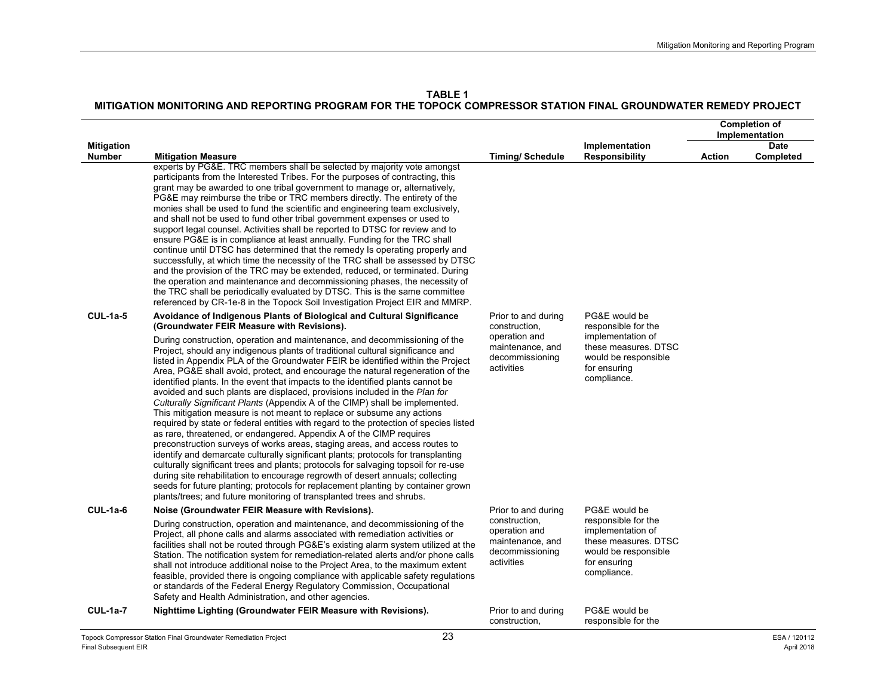**TABLE 1**
**MITIGATION MONITORING AND REPORTING PROGRAM FOR THE TOPOCK COMPRESSOR STATION FINAL GROUNDWATER REMEDY PROJECT**

| Mitigation Number | Mitigation Measure | Timing/ Schedule | Implementation Responsibility | Completion of Implementation | |
|---|---|---|---|---|---|
| | | | | Action | Date Completed |
| | experts by PG&E. TRC members shall be selected by majority vote amongst participants from the Interested Tribes. For the purposes of contracting, this grant may be awarded to one tribal government to manage or, alternatively, PG&E may reimburse the tribe or TRC members directly. The entirety of the monies shall be used to fund the scientific and engineering team exclusively, and shall not be used to fund other tribal government expenses or used to support legal counsel. Activities shall be reported to DTSC for review and to ensure PG&E is in compliance at least annually. Funding for the TRC shall continue until DTSC has determined that the remedy Is operating properly and successfully, at which time the necessity of the TRC shall be assessed by DTSC and the provision of the TRC may be extended, reduced, or terminated. During the operation and maintenance and decommissioning phases, the necessity of the TRC shall be periodically evaluated by DTSC. This is the same committee referenced by CR-1e-8 in the Topock Soil Investigation Project EIR and MMRP. | | | | |
| **CUL-1a-5** | **Avoidance of Indigenous Plants of Biological and Cultural Significance (Groundwater FEIR Measure with Revisions).**<br><br>During construction, operation and maintenance, and decommissioning of the Project, should any indigenous plants of traditional cultural significance and listed in Appendix PLA of the Groundwater FEIR be identified within the Project Area, PG&E shall avoid, protect, and encourage the natural regeneration of the identified plants. In the event that impacts to the identified plants cannot be avoided and such plants are displaced, provisions included in the *Plan for Culturally Significant Plants* (Appendix A of the CIMP) shall be implemented. This mitigation measure is not meant to replace or subsume any actions required by state or federal entities with regard to the protection of species listed as rare, threatened, or endangered. Appendix A of the CIMP requires preconstruction surveys of works areas, staging areas, and access routes to identify and demarcate culturally significant plants; protocols for transplanting culturally significant trees and plants; protocols for salvaging topsoil for re-use during site rehabilitation to encourage regrowth of desert annuals; collecting seeds for future planting; protocols for replacement planting by container grown plants/trees; and future monitoring of transplanted trees and shrubs. | Prior to and during construction, operation and maintenance, and decommissioning activities | PG&E would be responsible for the implementation of these measures. DTSC would be responsible for ensuring compliance. | | |
| **CUL-1a-6** | **Noise (Groundwater FEIR Measure with Revisions).**<br><br>During construction, operation and maintenance, and decommissioning of the Project, all phone calls and alarms associated with remediation activities or facilities shall not be routed through PG&E's existing alarm system utilized at the Station. The notification system for remediation-related alerts and/or phone calls shall not introduce additional noise to the Project Area, to the maximum extent feasible, provided there is ongoing compliance with applicable safety regulations or standards of the Federal Energy Regulatory Commission, Occupational Safety and Health Administration, and other agencies. | Prior to and during construction, operation and maintenance, and decommissioning activities | PG&E would be responsible for the implementation of these measures. DTSC would be responsible for ensuring compliance. | | |
| **CUL-1a-7** | **Nighttime Lighting (Groundwater FEIR Measure with Revisions).** | Prior to and during construction, | PG&E would be responsible for the | | |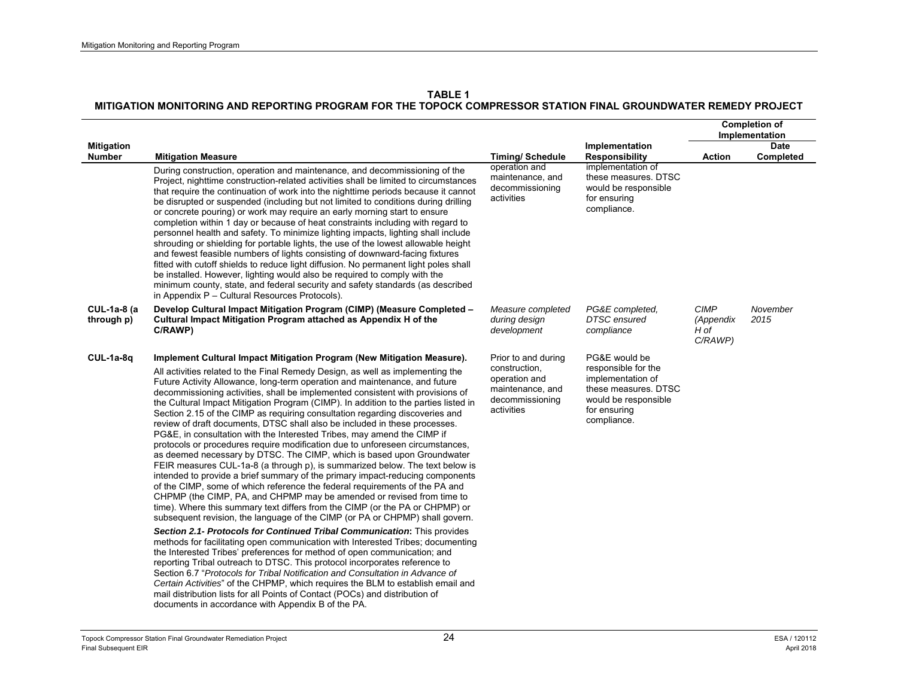**TABLE 1**
**MITIGATION MONITORING AND REPORTING PROGRAM FOR THE TOPOCK COMPRESSOR STATION FINAL GROUNDWATER REMEDY PROJECT**

| Mitigation Number | Mitigation Measure | Timing/ Schedule | Implementation Responsibility | Completion of Implementation | |
|---|---|---|---|---|---|
| | | | | Action | Date Completed |
| | During construction, operation and maintenance, and decommissioning of the Project, nighttime construction-related activities shall be limited to circumstances that require the continuation of work into the nighttime periods because it cannot be disrupted or suspended (including but not limited to conditions during drilling or concrete pouring) or work may require an early morning start to ensure completion within 1 day or because of heat constraints including with regard to personnel health and safety. To minimize lighting impacts, lighting shall include shrouding or shielding for portable lights, the use of the lowest allowable height and fewest feasible numbers of lights consisting of downward-facing fixtures fitted with cutoff shields to reduce light diffusion. No permanent light poles shall be installed. However, lighting would also be required to comply with the minimum county, state, and federal security and safety standards (as described in Appendix P – Cultural Resources Protocols). | operation and maintenance, and decommissioning activities | implementation of these measures. DTSC would be responsible for ensuring compliance. | | |
| **CUL-1a-8 (a through p)** | **Develop Cultural Impact Mitigation Program (CIMP) (Measure Completed – Cultural Impact Mitigation Program attached as Appendix H of the C/RAWP)** | *Measure completed during design development* | *PG&E completed, DTSC ensured compliance* | *CIMP (Appendix H of C/RAWP)* | *November 2015* |
| **CUL-1a-8q** | **Implement Cultural Impact Mitigation Program (New Mitigation Measure).**<br><br>All activities related to the Final Remedy Design, as well as implementing the Future Activity Allowance, long-term operation and maintenance, and future decommissioning activities, shall be implemented consistent with provisions of the Cultural Impact Mitigation Program (CIMP). In addition to the parties listed in Section 2.15 of the CIMP as requiring consultation regarding discoveries and review of draft documents, DTSC shall also be included in these processes. PG&E, in consultation with the Interested Tribes, may amend the CIMP if protocols or procedures require modification due to unforeseen circumstances, as deemed necessary by DTSC. The CIMP, which is based upon Groundwater FEIR measures CUL-1a-8 (a through p), is summarized below. The text below is intended to provide a brief summary of the primary impact-reducing components of the CIMP, some of which reference the federal requirements of the PA and CHPMP (the CIMP, PA, and CHPMP may be amended or revised from time to time). Where this summary text differs from the CIMP (or the PA or CHPMP) or subsequent revision, the language of the CIMP (or PA or CHPMP) shall govern.<br><br>***Section 2.1- Protocols for Continued Tribal Communication*:** This provides methods for facilitating open communication with Interested Tribes; documenting the Interested Tribes' preferences for method of open communication; and reporting Tribal outreach to DTSC. This protocol incorporates reference to Section 6.7 "*Protocols for Tribal Notification and Consultation in Advance of Certain Activities*" of the CHPMP, which requires the BLM to establish email and mail distribution lists for all Points of Contact (POCs) and distribution of documents in accordance with Appendix B of the PA. | Prior to and during construction, operation and maintenance, and decommissioning activities | PG&E would be responsible for the implementation of these measures. DTSC would be responsible for ensuring compliance. | | |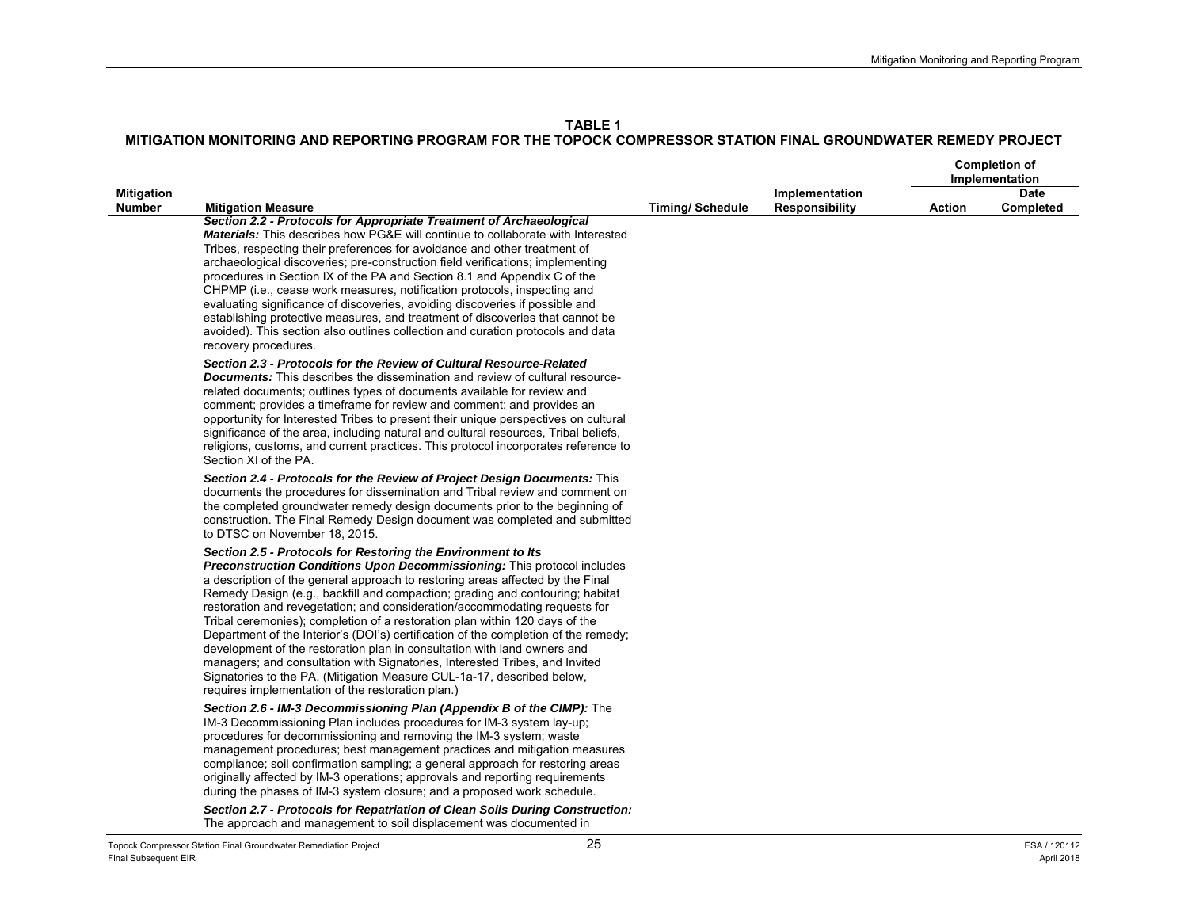**TABLE 1**
**MITIGATION MONITORING AND REPORTING PROGRAM FOR THE TOPOCK COMPRESSOR STATION FINAL GROUNDWATER REMEDY PROJECT**

| Mitigation Number | Mitigation Measure | Timing/ Schedule | Implementation Responsibility | Completion of Implementation | |
|---|---|---|---|---|---|
| | | | | Action | Date Completed |
| | ***Section 2.2 - Protocols for Appropriate Treatment of Archaeological Materials:*** This describes how PG&E will continue to collaborate with Interested Tribes, respecting their preferences for avoidance and other treatment of archaeological discoveries; pre-construction field verifications; implementing procedures in Section IX of the PA and Section 8.1 and Appendix C of the CHPMP (i.e., cease work measures, notification protocols, inspecting and evaluating significance of discoveries, avoiding discoveries if possible and establishing protective measures, and treatment of discoveries that cannot be avoided). This section also outlines collection and curation protocols and data recovery procedures.<br><br>***Section 2.3 - Protocols for the Review of Cultural Resource-Related Documents:*** This describes the dissemination and review of cultural resource-related documents; outlines types of documents available for review and comment; provides a timeframe for review and comment; and provides an opportunity for Interested Tribes to present their unique perspectives on cultural significance of the area, including natural and cultural resources, Tribal beliefs, religions, customs, and current practices. This protocol incorporates reference to Section XI of the PA.<br><br>***Section 2.4 - Protocols for the Review of Project Design Documents:*** This documents the procedures for dissemination and Tribal review and comment on the completed groundwater remedy design documents prior to the beginning of construction. The Final Remedy Design document was completed and submitted to DTSC on November 18, 2015.<br><br>***Section 2.5 - Protocols for Restoring the Environment to Its Preconstruction Conditions Upon Decommissioning:*** This protocol includes a description of the general approach to restoring areas affected by the Final Remedy Design (e.g., backfill and compaction; grading and contouring; habitat restoration and revegetation; and consideration/accommodating requests for Tribal ceremonies); completion of a restoration plan within 120 days of the Department of the Interior's (DOI's) certification of the completion of the remedy; development of the restoration plan in consultation with land owners and managers; and consultation with Signatories, Interested Tribes, and Invited Signatories to the PA. (Mitigation Measure CUL-1a-17, described below, requires implementation of the restoration plan.)<br><br>***Section 2.6 - IM-3 Decommissioning Plan (Appendix B of the CIMP):*** The IM-3 Decommissioning Plan includes procedures for IM-3 system lay-up; procedures for decommissioning and removing the IM-3 system; waste management procedures; best management practices and mitigation measures compliance; soil confirmation sampling; a general approach for restoring areas originally affected by IM-3 operations; approvals and reporting requirements during the phases of IM-3 system closure; and a proposed work schedule.<br><br>***Section 2.7 - Protocols for Repatriation of Clean Soils During Construction:*** The approach and management to soil displacement was documented in | | | | |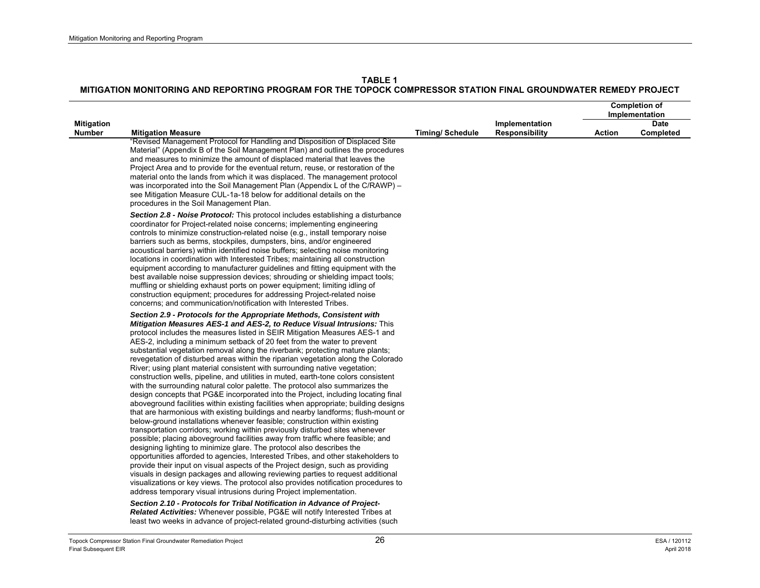**TABLE 1**
**MITIGATION MONITORING AND REPORTING PROGRAM FOR THE TOPOCK COMPRESSOR STATION FINAL GROUNDWATER REMEDY PROJECT**

| Mitigation Number | Mitigation Measure | Timing/ Schedule | Implementation Responsibility | Completion of Implementation | |
|---|---|---|---|---|---|
| | | | | Action | Date Completed |
| | "Revised Management Protocol for Handling and Disposition of Displaced Site Material" (Appendix B of the Soil Management Plan) and outlines the procedures and measures to minimize the amount of displaced material that leaves the Project Area and to provide for the eventual return, reuse, or restoration of the material onto the lands from which it was displaced. The management protocol was incorporated into the Soil Management Plan (Appendix L of the C/RAWP) – see Mitigation Measure CUL-1a-18 below for additional details on the procedures in the Soil Management Plan.<br><br>***Section 2.8 - Noise Protocol:*** This protocol includes establishing a disturbance coordinator for Project-related noise concerns; implementing engineering controls to minimize construction-related noise (e.g., install temporary noise barriers such as berms, stockpiles, dumpsters, bins, and/or engineered acoustical barriers) within identified noise buffers; selecting noise monitoring locations in coordination with Interested Tribes; maintaining all construction equipment according to manufacturer guidelines and fitting equipment with the best available noise suppression devices; shrouding or shielding impact tools; muffling or shielding exhaust ports on power equipment; limiting idling of construction equipment; procedures for addressing Project-related noise concerns; and communication/notification with Interested Tribes.<br><br>***Section 2.9 - Protocols for the Appropriate Methods, Consistent with Mitigation Measures AES-1 and AES-2, to Reduce Visual Intrusions:*** This protocol includes the measures listed in SEIR Mitigation Measures AES-1 and AES-2, including a minimum setback of 20 feet from the water to prevent substantial vegetation removal along the riverbank; protecting mature plants; revegetation of disturbed areas within the riparian vegetation along the Colorado River; using plant material consistent with surrounding native vegetation; construction wells, pipeline, and utilities in muted, earth-tone colors consistent with the surrounding natural color palette. The protocol also summarizes the design concepts that PG&E incorporated into the Project, including locating final aboveground facilities within existing facilities when appropriate; building designs that are harmonious with existing buildings and nearby landforms; flush-mount or below-ground installations whenever feasible; construction within existing transportation corridors; working within previously disturbed sites whenever possible; placing aboveground facilities away from traffic where feasible; and designing lighting to minimize glare. The protocol also describes the opportunities afforded to agencies, Interested Tribes, and other stakeholders to provide their input on visual aspects of the Project design, such as providing visuals in design packages and allowing reviewing parties to request additional visualizations or key views. The protocol also provides notification procedures to address temporary visual intrusions during Project implementation.<br><br>***Section 2.10 - Protocols for Tribal Notification in Advance of Project-Related Activities:*** Whenever possible, PG&E will notify Interested Tribes at least two weeks in advance of project-related ground-disturbing activities (such | | | | |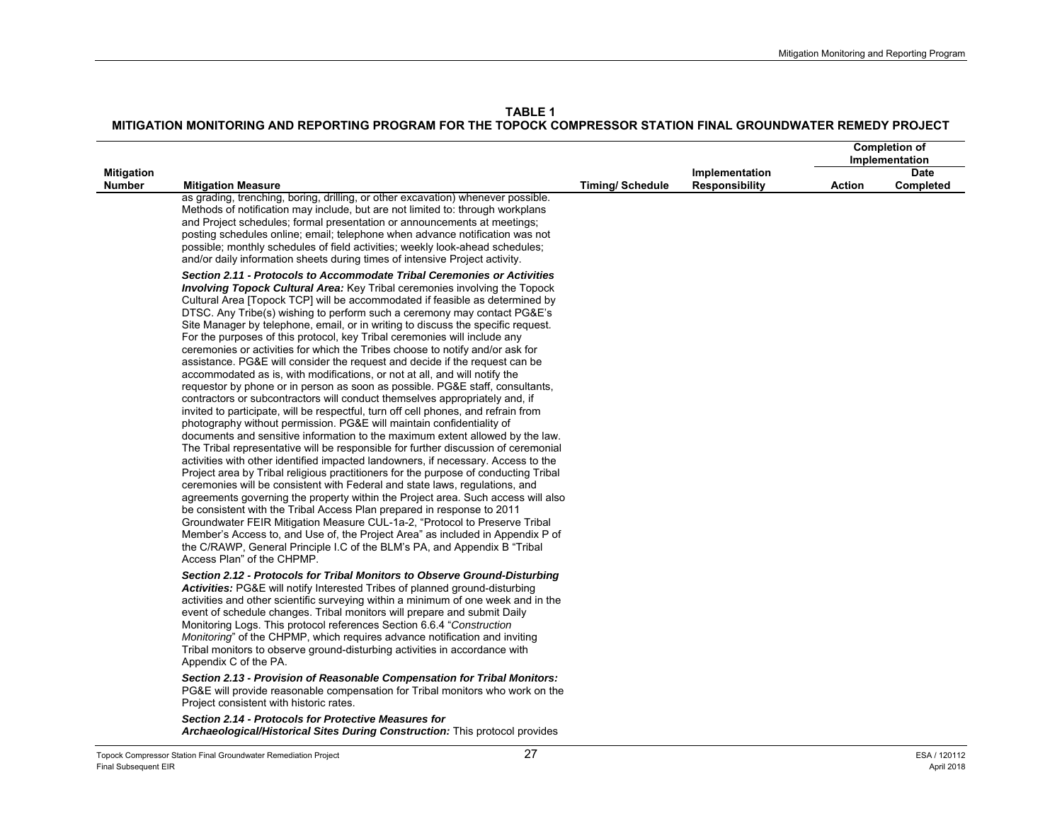**TABLE 1**
**MITIGATION MONITORING AND REPORTING PROGRAM FOR THE TOPOCK COMPRESSOR STATION FINAL GROUNDWATER REMEDY PROJECT**

| Mitigation Number | Mitigation Measure | Timing/ Schedule | Implementation Responsibility | Completion of Implementation | |
|---|---|---|---|---|---|
| | | | | Action | Date Completed |
| | as grading, trenching, boring, drilling, or other excavation) whenever possible. Methods of notification may include, but are not limited to: through workplans and Project schedules; formal presentation or announcements at meetings; posting schedules online; email; telephone when advance notification was not possible; monthly schedules of field activities; weekly look-ahead schedules; and/or daily information sheets during times of intensive Project activity.<br><br>***Section 2.11 - Protocols to Accommodate Tribal Ceremonies or Activities Involving Topock Cultural Area:*** Key Tribal ceremonies involving the Topock Cultural Area [Topock TCP] will be accommodated if feasible as determined by DTSC. Any Tribe(s) wishing to perform such a ceremony may contact PG&E's Site Manager by telephone, email, or in writing to discuss the specific request. For the purposes of this protocol, key Tribal ceremonies will include any ceremonies or activities for which the Tribes choose to notify and/or ask for assistance. PG&E will consider the request and decide if the request can be accommodated as is, with modifications, or not at all, and will notify the requestor by phone or in person as soon as possible. PG&E staff, consultants, contractors or subcontractors will conduct themselves appropriately and, if invited to participate, will be respectful, turn off cell phones, and refrain from photography without permission. PG&E will maintain confidentiality of documents and sensitive information to the maximum extent allowed by the law. The Tribal representative will be responsible for further discussion of ceremonial activities with other identified impacted landowners, if necessary. Access to the Project area by Tribal religious practitioners for the purpose of conducting Tribal ceremonies will be consistent with Federal and state laws, regulations, and agreements governing the property within the Project area. Such access will also be consistent with the Tribal Access Plan prepared in response to 2011 Groundwater FEIR Mitigation Measure CUL-1a-2, "Protocol to Preserve Tribal Member's Access to, and Use of, the Project Area" as included in Appendix P of the C/RAWP, General Principle I.C of the BLM's PA, and Appendix B "Tribal Access Plan" of the CHPMP.<br><br>***Section 2.12 - Protocols for Tribal Monitors to Observe Ground-Disturbing Activities:*** PG&E will notify Interested Tribes of planned ground-disturbing activities and other scientific surveying within a minimum of one week and in the event of schedule changes. Tribal monitors will prepare and submit Daily Monitoring Logs. This protocol references Section 6.6.4 "*Construction Monitoring*" of the CHPMP, which requires advance notification and inviting Tribal monitors to observe ground-disturbing activities in accordance with Appendix C of the PA.<br><br>***Section 2.13 - Provision of Reasonable Compensation for Tribal Monitors:*** PG&E will provide reasonable compensation for Tribal monitors who work on the Project consistent with historic rates.<br><br>***Section 2.14 - Protocols for Protective Measures for Archaeological/Historical Sites During Construction:*** This protocol provides | | | | |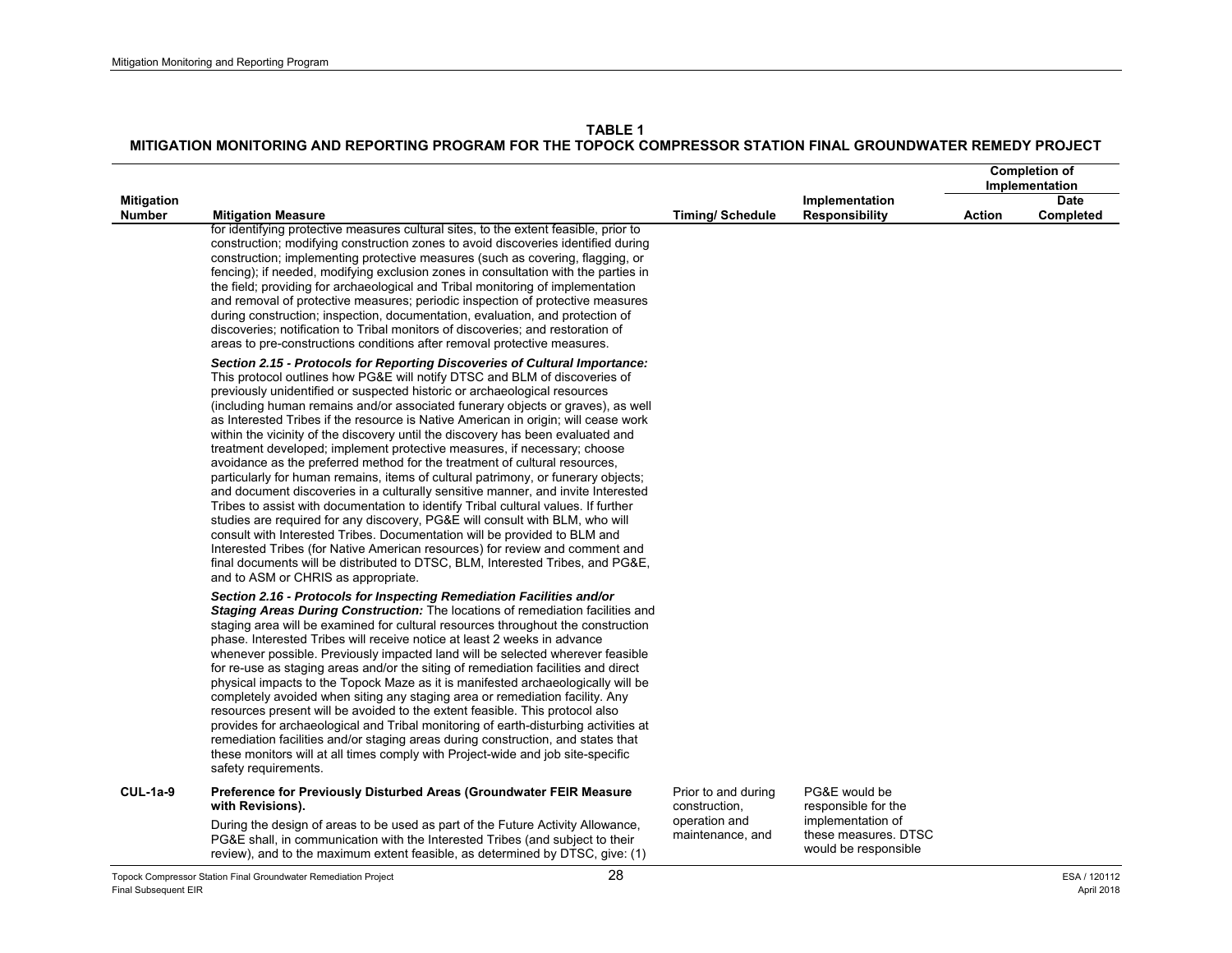**TABLE 1**
**MITIGATION MONITORING AND REPORTING PROGRAM FOR THE TOPOCK COMPRESSOR STATION FINAL GROUNDWATER REMEDY PROJECT**

| Mitigation Number | Mitigation Measure | Timing/ Schedule | Implementation Responsibility | Completion of Implementation | |
|---|---|---|---|---|---|
| | | | | Action | Date Completed |
| | for identifying protective measures cultural sites, to the extent feasible, prior to construction; modifying construction zones to avoid discoveries identified during construction; implementing protective measures (such as covering, flagging, or fencing); if needed, modifying exclusion zones in consultation with the parties in the field; providing for archaeological and Tribal monitoring of implementation and removal of protective measures; periodic inspection of protective measures during construction; inspection, documentation, evaluation, and protection of discoveries; notification to Tribal monitors of discoveries; and restoration of areas to pre-constructions conditions after removal protective measures.<br><br>***Section 2.15 - Protocols for Reporting Discoveries of Cultural Importance:*** This protocol outlines how PG&E will notify DTSC and BLM of discoveries of previously unidentified or suspected historic or archaeological resources (including human remains and/or associated funerary objects or graves), as well as Interested Tribes if the resource is Native American in origin; will cease work within the vicinity of the discovery until the discovery has been evaluated and treatment developed; implement protective measures, if necessary; choose avoidance as the preferred method for the treatment of cultural resources, particularly for human remains, items of cultural patrimony, or funerary objects; and document discoveries in a culturally sensitive manner, and invite Interested Tribes to assist with documentation to identify Tribal cultural values. If further studies are required for any discovery, PG&E will consult with BLM, who will consult with Interested Tribes. Documentation will be provided to BLM and Interested Tribes (for Native American resources) for review and comment and final documents will be distributed to DTSC, BLM, Interested Tribes, and PG&E, and to ASM or CHRIS as appropriate.<br><br>***Section 2.16 - Protocols for Inspecting Remediation Facilities and/or Staging Areas During Construction:*** The locations of remediation facilities and staging area will be examined for cultural resources throughout the construction phase. Interested Tribes will receive notice at least 2 weeks in advance whenever possible. Previously impacted land will be selected wherever feasible for re-use as staging areas and/or the siting of remediation facilities and direct physical impacts to the Topock Maze as it is manifested archaeologically will be completely avoided when siting any staging area or remediation facility. Any resources present will be avoided to the extent feasible. This protocol also provides for archaeological and Tribal monitoring of earth-disturbing activities at remediation facilities and/or staging areas during construction, and states that these monitors will at all times comply with Project-wide and job site-specific safety requirements. | | | | |
| **CUL-1a-9** | **Preference for Previously Disturbed Areas (Groundwater FEIR Measure with Revisions).**<br><br>During the design of areas to be used as part of the Future Activity Allowance, PG&E shall, in communication with the Interested Tribes (and subject to their review), and to the maximum extent feasible, as determined by DTSC, give: (1) | Prior to and during construction, operation and maintenance, and | PG&E would be responsible for the implementation of these measures. DTSC would be responsible | | |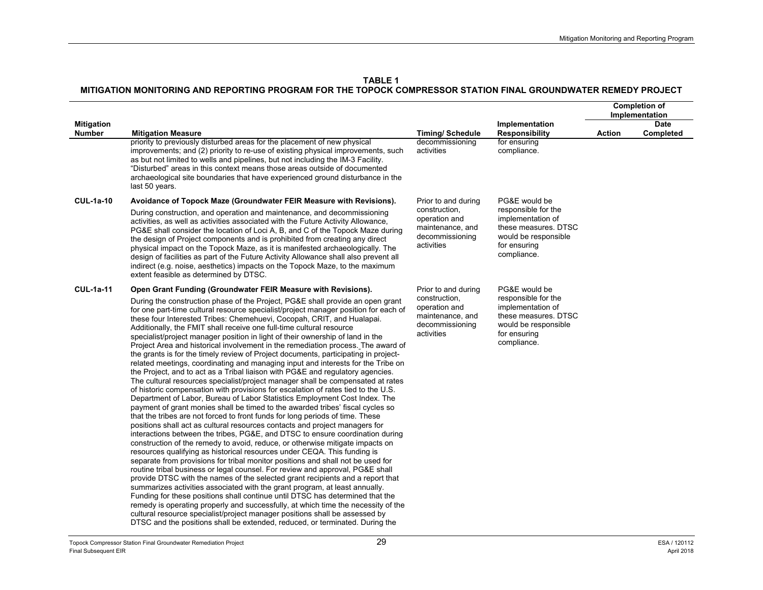**TABLE 1**
**MITIGATION MONITORING AND REPORTING PROGRAM FOR THE TOPOCK COMPRESSOR STATION FINAL GROUNDWATER REMEDY PROJECT**

| Mitigation Number | Mitigation Measure | Timing/ Schedule | Implementation Responsibility | Completion of Implementation | |
|---|---|---|---|---|---|
| | | | | **Action** | **Date Completed** |
| | priority to previously disturbed areas for the placement of new physical improvements; and (2) priority to re-use of existing physical improvements, such as but not limited to wells and pipelines, but not including the IM-3 Facility. "Disturbed" areas in this context means those areas outside of documented archaeological site boundaries that have experienced ground disturbance in the last 50 years. | decommissioning activities | for ensuring compliance. | | |
| **CUL-1a-10** | **Avoidance of Topock Maze (Groundwater FEIR Measure with Revisions).** During construction, and operation and maintenance, and decommissioning activities, as well as activities associated with the Future Activity Allowance, PG&E shall consider the location of Loci A, B, and C of the Topock Maze during the design of Project components and is prohibited from creating any direct physical impact on the Topock Maze, as it is manifested archaeologically. The design of facilities as part of the Future Activity Allowance shall also prevent all indirect (e.g. noise, aesthetics) impacts on the Topock Maze, to the maximum extent feasible as determined by DTSC. | Prior to and during construction, operation and maintenance, and decommissioning activities | PG&E would be responsible for the implementation of these measures. DTSC would be responsible for ensuring compliance. | | |
| **CUL-1a-11** | **Open Grant Funding (Groundwater FEIR Measure with Revisions).** During the construction phase of the Project, PG&E shall provide an open grant for one part-time cultural resource specialist/project manager position for each of these four Interested Tribes: Chemehuevi, Cocopah, CRIT, and Hualapai. Additionally, the FMIT shall receive one full-time cultural resource specialist/project manager position in light of their ownership of land in the Project Area and historical involvement in the remediation process. The award of the grants is for the timely review of Project documents, participating in project-related meetings, coordinating and managing input and interests for the Tribe on the Project, and to act as a Tribal liaison with PG&E and regulatory agencies. The cultural resources specialist/project manager shall be compensated at rates of historic compensation with provisions for escalation of rates tied to the U.S. Department of Labor, Bureau of Labor Statistics Employment Cost Index. The payment of grant monies shall be timed to the awarded tribes' fiscal cycles so that the tribes are not forced to front funds for long periods of time. These positions shall act as cultural resources contacts and project managers for interactions between the tribes, PG&E, and DTSC to ensure coordination during construction of the remedy to avoid, reduce, or otherwise mitigate impacts on resources qualifying as historical resources under CEQA. This funding is separate from provisions for tribal monitor positions and shall not be used for routine tribal business or legal counsel. For review and approval, PG&E shall provide DTSC with the names of the selected grant recipients and a report that summarizes activities associated with the grant program, at least annually. Funding for these positions shall continue until DTSC has determined that the remedy is operating properly and successfully, at which time the necessity of the cultural resource specialist/project manager positions shall be assessed by DTSC and the positions shall be extended, reduced, or terminated. During the | Prior to and during construction, operation and maintenance, and decommissioning activities | PG&E would be responsible for the implementation of these measures. DTSC would be responsible for ensuring compliance. | | |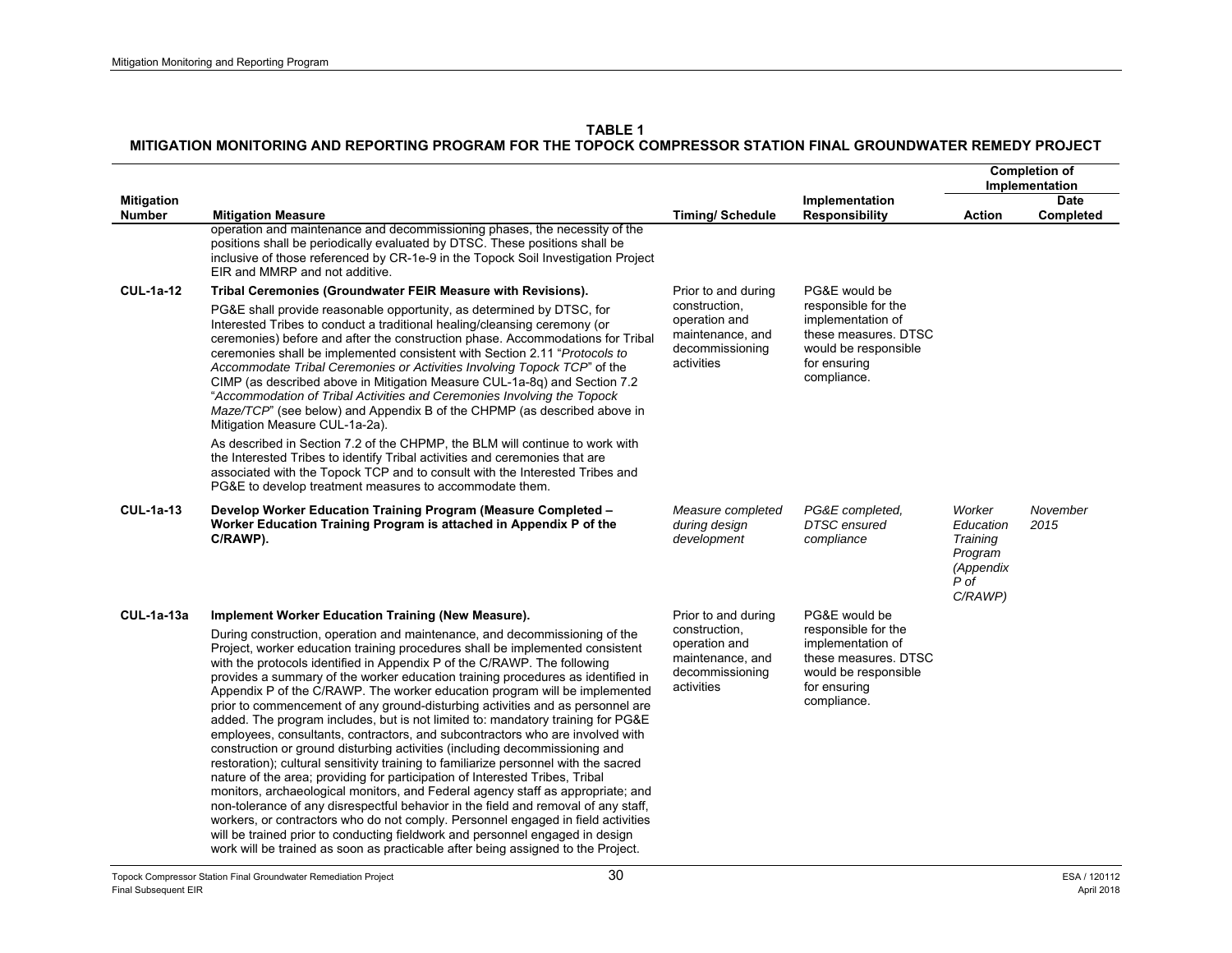**TABLE 1**
**MITIGATION MONITORING AND REPORTING PROGRAM FOR THE TOPOCK COMPRESSOR STATION FINAL GROUNDWATER REMEDY PROJECT**

| Mitigation Number | Mitigation Measure | Timing/ Schedule | Implementation Responsibility | Completion of Implementation | |
|---|---|---|---|---|---|
| | | | | **Action** | **Date Completed** |
| | operation and maintenance and decommissioning phases, the necessity of the positions shall be periodically evaluated by DTSC. These positions shall be inclusive of those referenced by CR-1e-9 in the Topock Soil Investigation Project EIR and MMRP and not additive. | | | | |
| **CUL-1a-12** | **Tribal Ceremonies (Groundwater FEIR Measure with Revisions).** <br><br> PG&E shall provide reasonable opportunity, as determined by DTSC, for Interested Tribes to conduct a traditional healing/cleansing ceremony (or ceremonies) before and after the construction phase. Accommodations for Tribal ceremonies shall be implemented consistent with Section 2.11 "*Protocols to Accommodate Tribal Ceremonies or Activities Involving Topock TCP*" of the CIMP (as described above in Mitigation Measure CUL-1a-8q) and Section 7.2 "*Accommodation of Tribal Activities and Ceremonies Involving the Topock Maze/TCP*" (see below) and Appendix B of the CHPMP (as described above in Mitigation Measure CUL-1a-2a). <br><br> As described in Section 7.2 of the CHPMP, the BLM will continue to work with the Interested Tribes to identify Tribal activities and ceremonies that are associated with the Topock TCP and to consult with the Interested Tribes and PG&E to develop treatment measures to accommodate them. | Prior to and during construction, operation and maintenance, and decommissioning activities | PG&E would be responsible for the implementation of these measures. DTSC would be responsible for ensuring compliance. | | |
| **CUL-1a-13** | **Develop Worker Education Training Program (Measure Completed – Worker Education Training Program is attached in Appendix P of the C/RAWP).** | *Measure completed during design development* | *PG&E completed, DTSC ensured compliance* | *Worker Education Training Program (Appendix P of C/RAWP)* | *November 2015* |
| **CUL-1a-13a** | **Implement Worker Education Training (New Measure).** <br><br> During construction, operation and maintenance, and decommissioning of the Project, worker education training procedures shall be implemented consistent with the protocols identified in Appendix P of the C/RAWP. The following provides a summary of the worker education training procedures as identified in Appendix P of the C/RAWP. The worker education program will be implemented prior to commencement of any ground-disturbing activities and as personnel are added. The program includes, but is not limited to: mandatory training for PG&E employees, consultants, contractors, and subcontractors who are involved with construction or ground disturbing activities (including decommissioning and restoration); cultural sensitivity training to familiarize personnel with the sacred nature of the area; providing for participation of Interested Tribes, Tribal monitors, archaeological monitors, and Federal agency staff as appropriate; and non-tolerance of any disrespectful behavior in the field and removal of any staff, workers, or contractors who do not comply. Personnel engaged in field activities will be trained prior to conducting fieldwork and personnel engaged in design work will be trained as soon as practicable after being assigned to the Project. | Prior to and during construction, operation and maintenance, and decommissioning activities | PG&E would be responsible for the implementation of these measures. DTSC would be responsible for ensuring compliance. | | |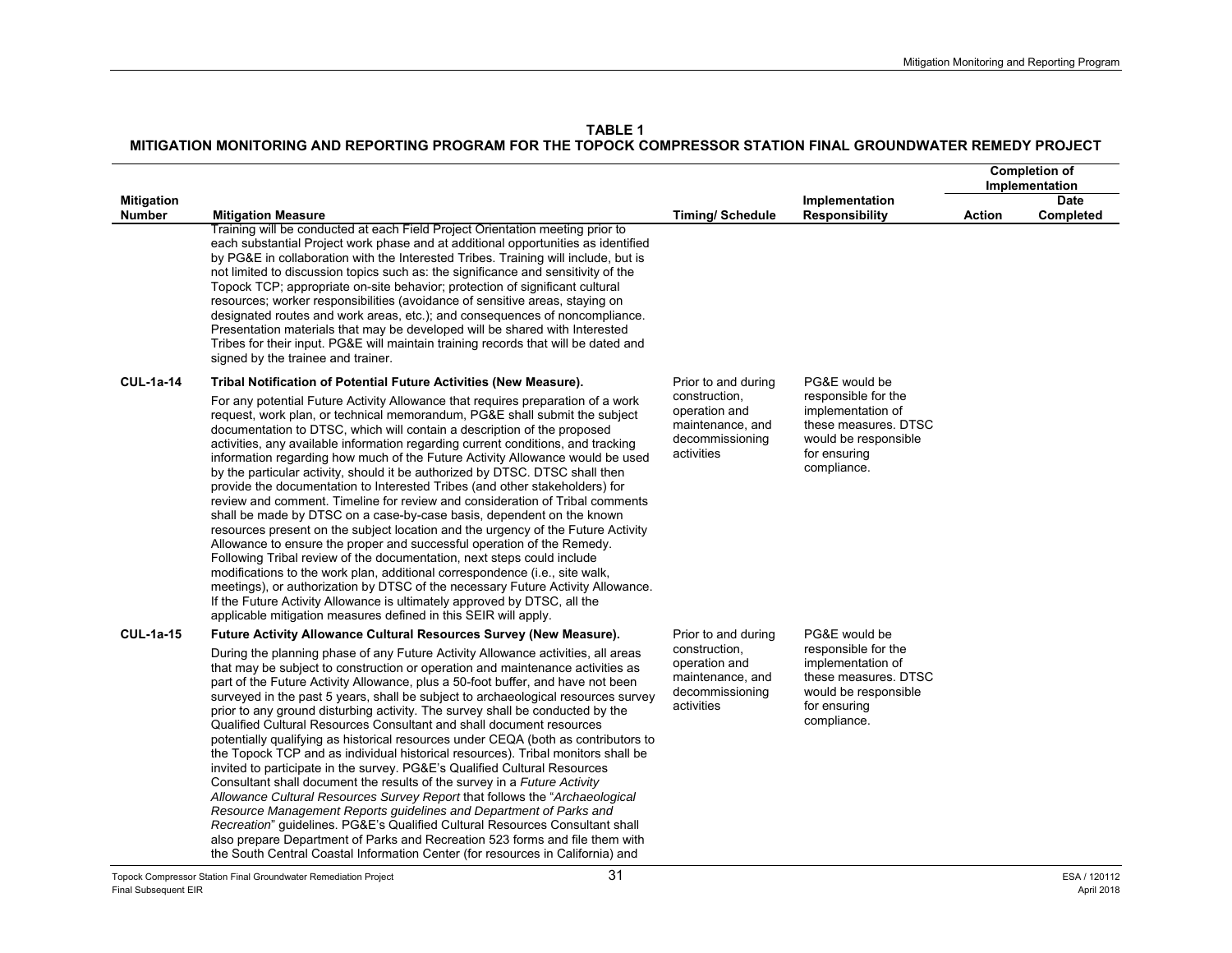**TABLE 1**
**MITIGATION MONITORING AND REPORTING PROGRAM FOR THE TOPOCK COMPRESSOR STATION FINAL GROUNDWATER REMEDY PROJECT**

| Mitigation Number | Mitigation Measure | Timing/ Schedule | Implementation Responsibility | Completion of Implementation | |
|---|---|---|---|---|---|
| | | | | **Action** | **Date Completed** |
| | Training will be conducted at each Field Project Orientation meeting prior to each substantial Project work phase and at additional opportunities as identified by PG&E in collaboration with the Interested Tribes. Training will include, but is not limited to discussion topics such as: the significance and sensitivity of the Topock TCP; appropriate on-site behavior; protection of significant cultural resources; worker responsibilities (avoidance of sensitive areas, staying on designated routes and work areas, etc.); and consequences of noncompliance. Presentation materials that may be developed will be shared with Interested Tribes for their input. PG&E will maintain training records that will be dated and signed by the trainee and trainer. | | | | |
| **CUL-1a-14** | **Tribal Notification of Potential Future Activities (New Measure).** For any potential Future Activity Allowance that requires preparation of a work request, work plan, or technical memorandum, PG&E shall submit the subject documentation to DTSC, which will contain a description of the proposed activities, any available information regarding current conditions, and tracking information regarding how much of the Future Activity Allowance would be used by the particular activity, should it be authorized by DTSC. DTSC shall then provide the documentation to Interested Tribes (and other stakeholders) for review and comment. Timeline for review and consideration of Tribal comments shall be made by DTSC on a case-by-case basis, dependent on the known resources present on the subject location and the urgency of the Future Activity Allowance to ensure the proper and successful operation of the Remedy. Following Tribal review of the documentation, next steps could include modifications to the work plan, additional correspondence (i.e., site walk, meetings), or authorization by DTSC of the necessary Future Activity Allowance. If the Future Activity Allowance is ultimately approved by DTSC, all the applicable mitigation measures defined in this SEIR will apply. | Prior to and during construction, operation and maintenance, and decommissioning activities | PG&E would be responsible for the implementation of these measures. DTSC would be responsible for ensuring compliance. | | |
| **CUL-1a-15** | **Future Activity Allowance Cultural Resources Survey (New Measure).** During the planning phase of any Future Activity Allowance activities, all areas that may be subject to construction or operation and maintenance activities as part of the Future Activity Allowance, plus a 50-foot buffer, and have not been surveyed in the past 5 years, shall be subject to archaeological resources survey prior to any ground disturbing activity. The survey shall be conducted by the Qualified Cultural Resources Consultant and shall document resources potentially qualifying as historical resources under CEQA (both as contributors to the Topock TCP and as individual historical resources). Tribal monitors shall be invited to participate in the survey. PG&E's Qualified Cultural Resources Consultant shall document the results of the survey in a *Future Activity Allowance Cultural Resources Survey Report* that follows the "*Archaeological Resource Management Reports guidelines and Department of Parks and Recreation*" guidelines. PG&E's Qualified Cultural Resources Consultant shall also prepare Department of Parks and Recreation 523 forms and file them with the South Central Coastal Information Center (for resources in California) and | Prior to and during construction, operation and maintenance, and decommissioning activities | PG&E would be responsible for the implementation of these measures. DTSC would be responsible for ensuring compliance. | | |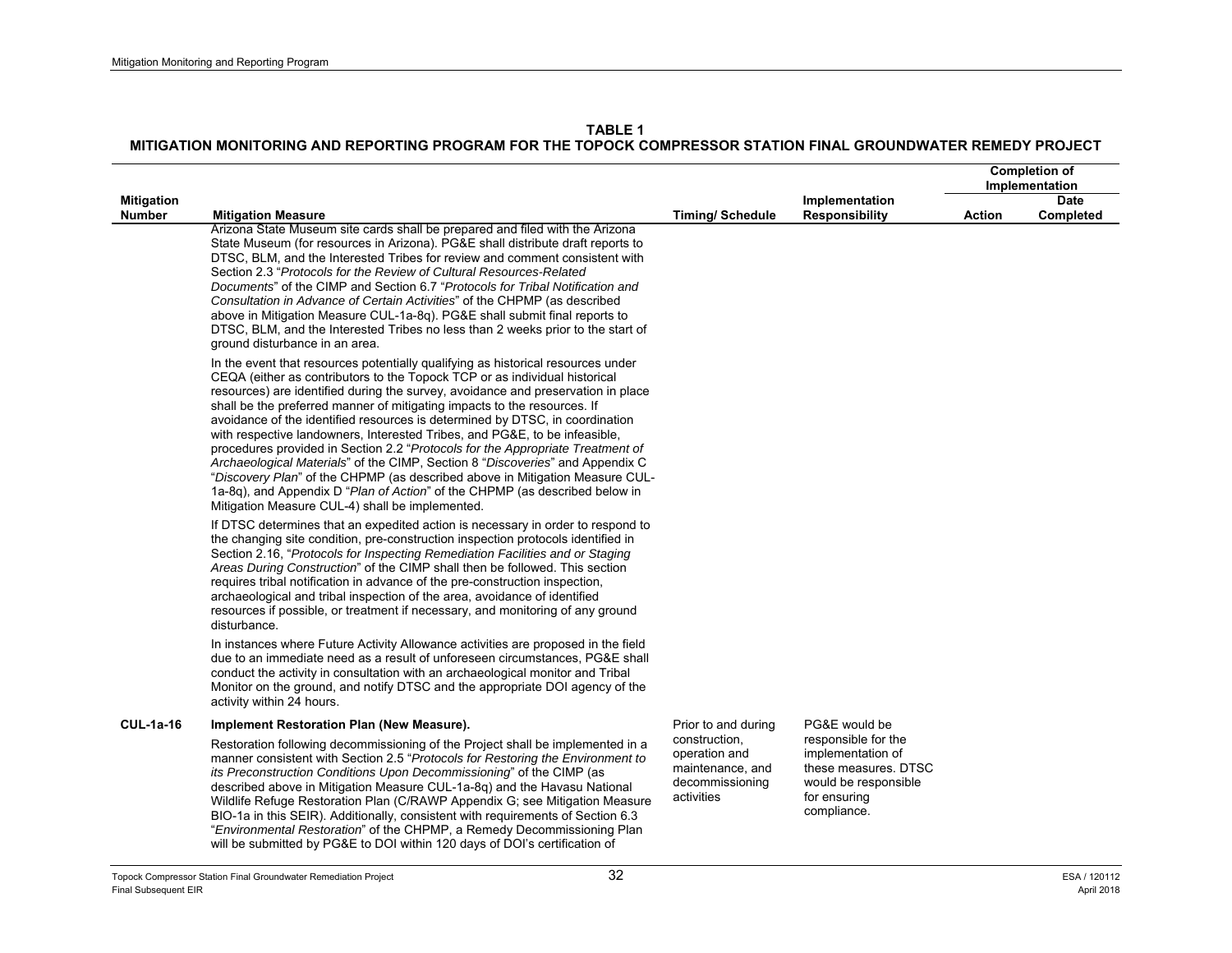**TABLE 1**
**MITIGATION MONITORING AND REPORTING PROGRAM FOR THE TOPOCK COMPRESSOR STATION FINAL GROUNDWATER REMEDY PROJECT**

| Mitigation Number | Mitigation Measure | Timing/ Schedule | Implementation Responsibility | Completion of Implementation | |
|---|---|---|---|---|---|
| | | | | **Action** | **Date Completed** |
| | Arizona State Museum site cards shall be prepared and filed with the Arizona State Museum (for resources in Arizona). PG&E shall distribute draft reports to DTSC, BLM, and the Interested Tribes for review and comment consistent with Section 2.3 "*Protocols for the Review of Cultural Resources-Related Documents*" of the CIMP and Section 6.7 "*Protocols for Tribal Notification and Consultation in Advance of Certain Activities*" of the CHPMP (as described above in Mitigation Measure CUL-1a-8q). PG&E shall submit final reports to DTSC, BLM, and the Interested Tribes no less than 2 weeks prior to the start of ground disturbance in an area.<br><br>In the event that resources potentially qualifying as historical resources under CEQA (either as contributors to the Topock TCP or as individual historical resources) are identified during the survey, avoidance and preservation in place shall be the preferred manner of mitigating impacts to the resources. If avoidance of the identified resources is determined by DTSC, in coordination with respective landowners, Interested Tribes, and PG&E, to be infeasible, procedures provided in Section 2.2 "*Protocols for the Appropriate Treatment of Archaeological Materials*" of the CIMP, Section 8 "*Discoveries*" and Appendix C "*Discovery Plan*" of the CHPMP (as described above in Mitigation Measure CUL-1a-8q), and Appendix D "*Plan of Action*" of the CHPMP (as described below in Mitigation Measure CUL-4) shall be implemented.<br><br>If DTSC determines that an expedited action is necessary in order to respond to the changing site condition, pre-construction inspection protocols identified in Section 2.16, "*Protocols for Inspecting Remediation Facilities and or Staging Areas During Construction*" of the CIMP shall then be followed. This section requires tribal notification in advance of the pre-construction inspection, archaeological and tribal inspection of the area, avoidance of identified resources if possible, or treatment if necessary, and monitoring of any ground disturbance.<br><br>In instances where Future Activity Allowance activities are proposed in the field due to an immediate need as a result of unforeseen circumstances, PG&E shall conduct the activity in consultation with an archaeological monitor and Tribal Monitor on the ground, and notify DTSC and the appropriate DOI agency of the activity within 24 hours. | | | | |
| **CUL-1a-16** | **Implement Restoration Plan (New Measure).**<br><br>Restoration following decommissioning of the Project shall be implemented in a manner consistent with Section 2.5 "*Protocols for Restoring the Environment to its Preconstruction Conditions Upon Decommissioning*" of the CIMP (as described above in Mitigation Measure CUL-1a-8q) and the Havasu National Wildlife Refuge Restoration Plan (C/RAWP Appendix G; see Mitigation Measure BIO-1a in this SEIR). Additionally, consistent with requirements of Section 6.3 "*Environmental Restoration*" of the CHPMP, a Remedy Decommissioning Plan will be submitted by PG&E to DOI within 120 days of DOI's certification of | Prior to and during construction, operation and maintenance, and decommissioning activities | PG&E would be responsible for the implementation of these measures. DTSC would be responsible for ensuring compliance. | | |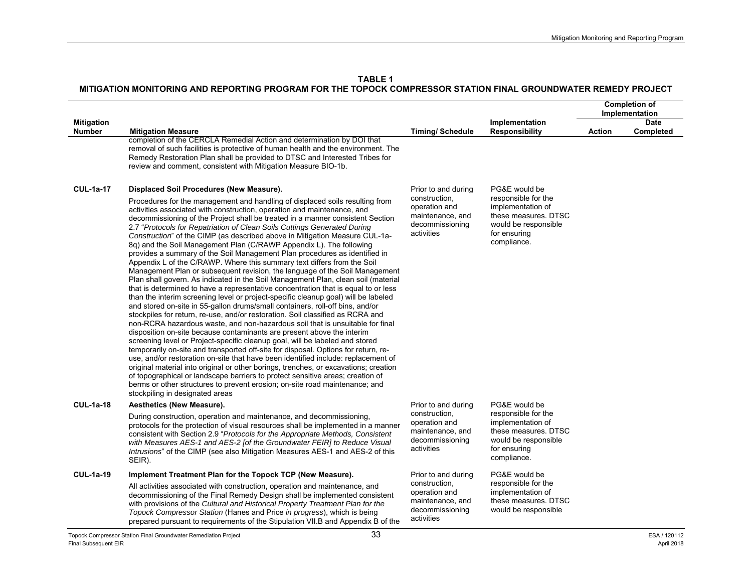**TABLE 1**
**MITIGATION MONITORING AND REPORTING PROGRAM FOR THE TOPOCK COMPRESSOR STATION FINAL GROUNDWATER REMEDY PROJECT**

| Mitigation Number | Mitigation Measure | Timing/ Schedule | Implementation Responsibility | Completion of Implementation | |
|---|---|---|---|---|---|
| | | | | Action | Date Completed |
| | completion of the CERCLA Remedial Action and determination by DOI that removal of such facilities is protective of human health and the environment. The Remedy Restoration Plan shall be provided to DTSC and Interested Tribes for review and comment, consistent with Mitigation Measure BIO-1b. | | | | |
| **CUL-1a-17** | **Displaced Soil Procedures (New Measure).**<br>Procedures for the management and handling of displaced soils resulting from activities associated with construction, operation and maintenance, and decommissioning of the Project shall be treated in a manner consistent Section 2.7 "*Protocols for Repatriation of Clean Soils Cuttings Generated During Construction*" of the CIMP (as described above in Mitigation Measure CUL-1a-8q) and the Soil Management Plan (C/RAWP Appendix L). The following provides a summary of the Soil Management Plan procedures as identified in Appendix L of the C/RAWP. Where this summary text differs from the Soil Management Plan or subsequent revision, the language of the Soil Management Plan shall govern. As indicated in the Soil Management Plan, clean soil (material that is determined to have a representative concentration that is equal to or less than the interim screening level or project-specific cleanup goal) will be labeled and stored on-site in 55-gallon drums/small containers, roll-off bins, and/or stockpiles for return, re-use, and/or restoration. Soil classified as RCRA and non-RCRA hazardous waste, and non-hazardous soil that is unsuitable for final disposition on-site because contaminants are present above the interim screening level or Project-specific cleanup goal, will be labeled and stored temporarily on-site and transported off-site for disposal. Options for return, re-use, and/or restoration on-site that have been identified include: replacement of original material into original or other borings, trenches, or excavations; creation of topographical or landscape barriers to protect sensitive areas; creation of berms or other structures to prevent erosion; on-site road maintenance; and stockpiling in designated areas | Prior to and during construction, operation and maintenance, and decommissioning activities | PG&E would be responsible for the implementation of these measures. DTSC would be responsible for ensuring compliance. | | |
| **CUL-1a-18** | **Aesthetics (New Measure).**<br>During construction, operation and maintenance, and decommissioning, protocols for the protection of visual resources shall be implemented in a manner consistent with Section 2.9 "*Protocols for the Appropriate Methods, Consistent with Measures AES-1 and AES-2 [of the Groundwater FEIR] to Reduce Visual Intrusions*" of the CIMP (see also Mitigation Measures AES-1 and AES-2 of this SEIR). | Prior to and during construction, operation and maintenance, and decommissioning activities | PG&E would be responsible for the implementation of these measures. DTSC would be responsible for ensuring compliance. | | |
| **CUL-1a-19** | **Implement Treatment Plan for the Topock TCP (New Measure).**<br>All activities associated with construction, operation and maintenance, and decommissioning of the Final Remedy Design shall be implemented consistent with provisions of the *Cultural and Historical Property Treatment Plan for the Topock Compressor Station* (Hanes and Price *in progress*), which is being prepared pursuant to requirements of the Stipulation VII.B and Appendix B of the | Prior to and during construction, operation and maintenance, and decommissioning activities | PG&E would be responsible for the implementation of these measures. DTSC would be responsible | | |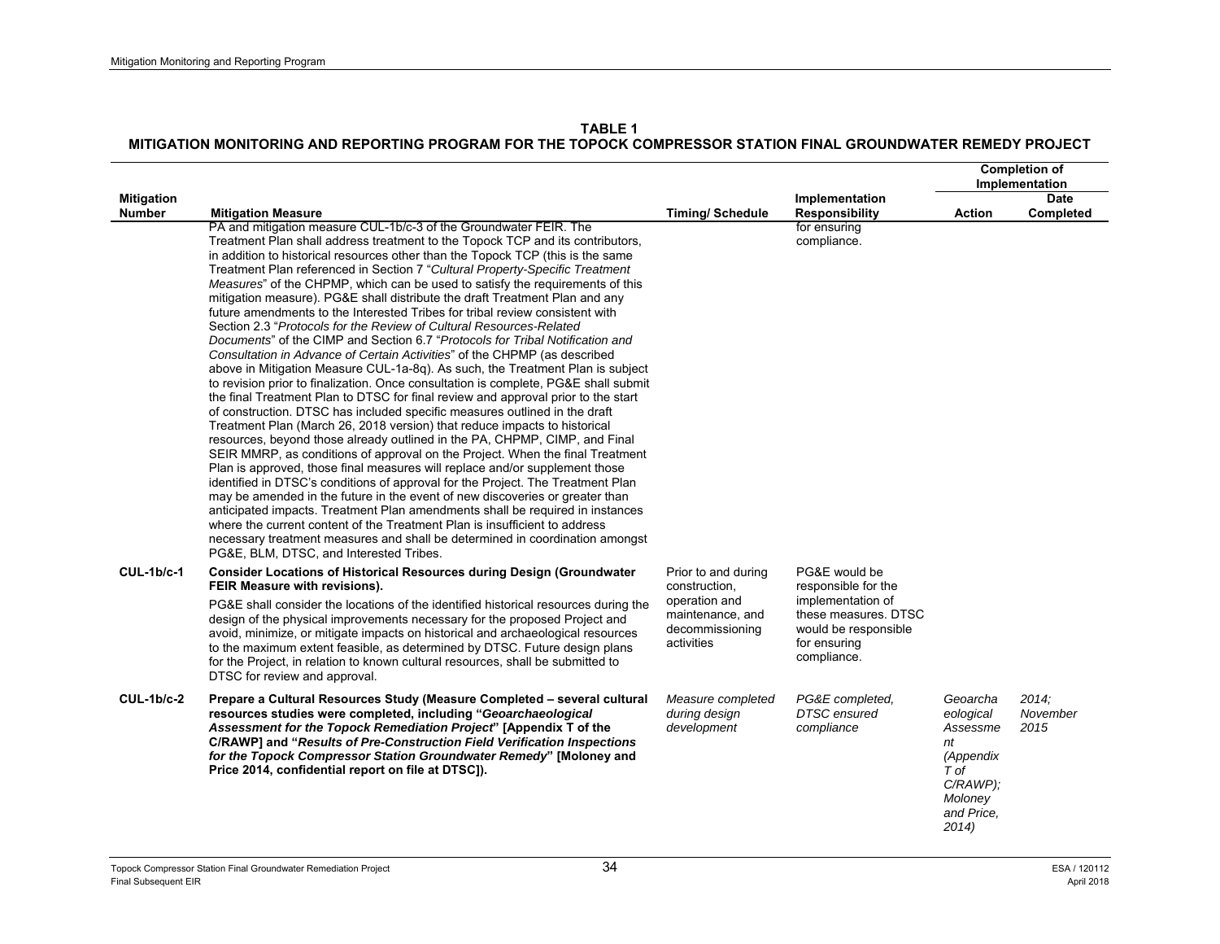**TABLE 1**
**MITIGATION MONITORING AND REPORTING PROGRAM FOR THE TOPOCK COMPRESSOR STATION FINAL GROUNDWATER REMEDY PROJECT**

| Mitigation Number | Mitigation Measure | Timing/ Schedule | Implementation Responsibility | Completion of Implementation | |
|---|---|---|---|---|---|
| | | | | Action | Date Completed |
| | PA and mitigation measure CUL-1b/c-3 of the Groundwater FEIR. The Treatment Plan shall address treatment to the Topock TCP and its contributors, in addition to historical resources other than the Topock TCP (this is the same Treatment Plan referenced in Section 7 "*Cultural Property-Specific Treatment Measures*" of the CHPMP, which can be used to satisfy the requirements of this mitigation measure). PG&E shall distribute the draft Treatment Plan and any future amendments to the Interested Tribes for tribal review consistent with Section 2.3 "*Protocols for the Review of Cultural Resources-Related Documents*" of the CIMP and Section 6.7 "*Protocols for Tribal Notification and Consultation in Advance of Certain Activities*" of the CHPMP (as described above in Mitigation Measure CUL-1a-8q). As such, the Treatment Plan is subject to revision prior to finalization. Once consultation is complete, PG&E shall submit the final Treatment Plan to DTSC for final review and approval prior to the start of construction. DTSC has included specific measures outlined in the draft Treatment Plan (March 26, 2018 version) that reduce impacts to historical resources, beyond those already outlined in the PA, CHPMP, CIMP, and Final SEIR MMRP, as conditions of approval on the Project. When the final Treatment Plan is approved, those final measures will replace and/or supplement those identified in DTSC's conditions of approval for the Project. The Treatment Plan may be amended in the future in the event of new discoveries or greater than anticipated impacts. Treatment Plan amendments shall be required in instances where the current content of the Treatment Plan is insufficient to address necessary treatment measures and shall be determined in coordination amongst PG&E, BLM, DTSC, and Interested Tribes. | | for ensuring compliance. | | |
| **CUL-1b/c-1** | **Consider Locations of Historical Resources during Design (Groundwater FEIR Measure with revisions).**<br>PG&E shall consider the locations of the identified historical resources during the design of the physical improvements necessary for the proposed Project and avoid, minimize, or mitigate impacts on historical and archaeological resources to the maximum extent feasible, as determined by DTSC. Future design plans for the Project, in relation to known cultural resources, shall be submitted to DTSC for review and approval. | Prior to and during construction, operation and maintenance, and decommissioning activities | PG&E would be responsible for the implementation of these measures. DTSC would be responsible for ensuring compliance. | | |
| **CUL-1b/c-2** | **Prepare a Cultural Resources Study (Measure Completed – several cultural resources studies were completed, including "*Geoarchaeological Assessment for the Topock Remediation Project*" [Appendix T of the C/RAWP] and "*Results of Pre-Construction Field Verification Inspections for the Topock Compressor Station Groundwater Remedy*" [Moloney and Price 2014, confidential report on file at DTSC]).** | *Measure completed during design development* | *PG&E completed, DTSC ensured compliance* | *Geoarchaeological Assessment (Appendix T of C/RAWP); Moloney and Price, 2014)* | *2014; November 2015* |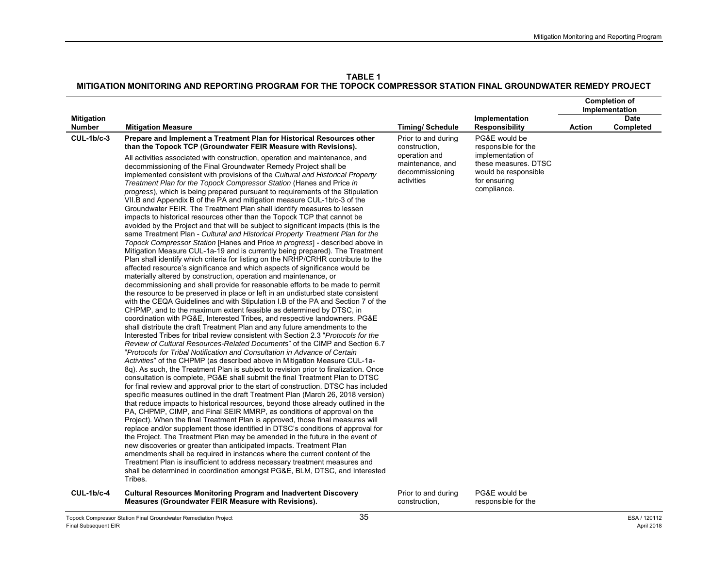**TABLE 1**
**MITIGATION MONITORING AND REPORTING PROGRAM FOR THE TOPOCK COMPRESSOR STATION FINAL GROUNDWATER REMEDY PROJECT**

| Mitigation Number | Mitigation Measure | Timing/ Schedule | Implementation Responsibility | Completion of Implementation | |
|---|---|---|---|---|---|
| | | | | **Action** | **Date Completed** |
| **CUL-1b/c-3** | **Prepare and Implement a Treatment Plan for Historical Resources other than the Topock TCP (Groundwater FEIR Measure with Revisions).**<br><br>All activities associated with construction, operation and maintenance, and decommissioning of the Final Groundwater Remedy Project shall be implemented consistent with provisions of the *Cultural and Historical Property Treatment Plan for the Topock Compressor Station* (Hanes and Price *in progress*), which is being prepared pursuant to requirements of the Stipulation VII.B and Appendix B of the PA and mitigation measure CUL-1b/c-3 of the Groundwater FEIR. The Treatment Plan shall identify measures to lessen impacts to historical resources other than the Topock TCP that cannot be avoided by the Project and that will be subject to significant impacts (this is the same Treatment Plan - *Cultural and Historical Property Treatment Plan for the Topock Compressor Station* [Hanes and Price *in progress*] - described above in Mitigation Measure CUL-1a-19 and is currently being prepared). The Treatment Plan shall identify which criteria for listing on the NRHP/CRHR contribute to the affected resource's significance and which aspects of significance would be materially altered by construction, operation and maintenance, or decommissioning and shall provide for reasonable efforts to be made to permit the resource to be preserved in place or left in an undisturbed state consistent with the CEQA Guidelines and with Stipulation I.B of the PA and Section 7 of the CHPMP, and to the maximum extent feasible as determined by DTSC, in coordination with PG&E, Interested Tribes, and respective landowners. PG&E shall distribute the draft Treatment Plan and any future amendments to the Interested Tribes for tribal review consistent with Section 2.3 "*Protocols for the Review of Cultural Resources-Related Documents*" of the CIMP and Section 6.7 "*Protocols for Tribal Notification and Consultation in Advance of Certain Activities*" of the CHPMP (as described above in Mitigation Measure CUL-1a-8q). As such, the Treatment Plan <u>is subject to revision prior to finalization.</u> Once consultation is complete, PG&E shall submit the final Treatment Plan to DTSC for final review and approval prior to the start of construction. DTSC has included specific measures outlined in the draft Treatment Plan (March 26, 2018 version) that reduce impacts to historical resources, beyond those already outlined in the PA, CHPMP, CIMP, and Final SEIR MMRP, as conditions of approval on the Project). When the final Treatment Plan is approved, those final measures will replace and/or supplement those identified in DTSC's conditions of approval for the Project. The Treatment Plan may be amended in the future in the event of new discoveries or greater than anticipated impacts. Treatment Plan amendments shall be required in instances where the current content of the Treatment Plan is insufficient to address necessary treatment measures and shall be determined in coordination amongst PG&E, BLM, DTSC, and Interested Tribes. | Prior to and during construction, operation and maintenance, and decommissioning activities | PG&E would be responsible for the implementation of these measures. DTSC would be responsible for ensuring compliance. | | |
| **CUL-1b/c-4** | **Cultural Resources Monitoring Program and Inadvertent Discovery Measures (Groundwater FEIR Measure with Revisions).** | Prior to and during construction, | PG&E would be responsible for the | | |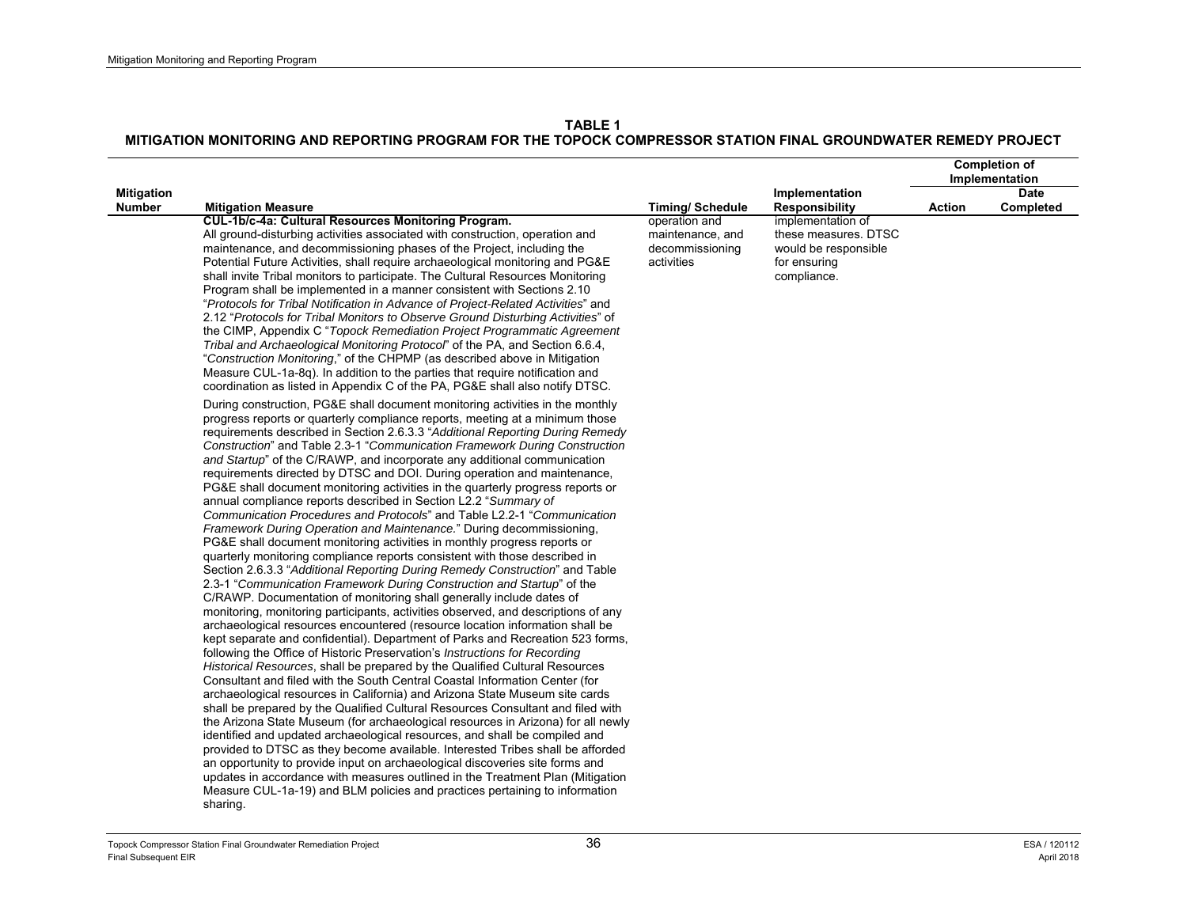**TABLE 1**
**MITIGATION MONITORING AND REPORTING PROGRAM FOR THE TOPOCK COMPRESSOR STATION FINAL GROUNDWATER REMEDY PROJECT**

| Mitigation Number | Mitigation Measure | Timing/ Schedule | Implementation Responsibility | Completion of Implementation | |
|---|---|---|---|---|---|
| | | | | Action | Date Completed |
| | **CUL-1b/c-4a: Cultural Resources Monitoring Program.** All ground-disturbing activities associated with construction, operation and maintenance, and decommissioning phases of the Project, including the Potential Future Activities, shall require archaeological monitoring and PG&E shall invite Tribal monitors to participate. The Cultural Resources Monitoring Program shall be implemented in a manner consistent with Sections 2.10 "*Protocols for Tribal Notification in Advance of Project-Related Activities*" and 2.12 "*Protocols for Tribal Monitors to Observe Ground Disturbing Activities*" of the CIMP, Appendix C "*Topock Remediation Project Programmatic Agreement Tribal and Archaeological Monitoring Protocol*" of the PA, and Section 6.6.4, "*Construction Monitoring*," of the CHPMP (as described above in Mitigation Measure CUL-1a-8q). In addition to the parties that require notification and coordination as listed in Appendix C of the PA, PG&E shall also notify DTSC.<br><br>During construction, PG&E shall document monitoring activities in the monthly progress reports or quarterly compliance reports, meeting at a minimum those requirements described in Section 2.6.3.3 "*Additional Reporting During Remedy Construction*" and Table 2.3-1 "*Communication Framework During Construction and Startup*" of the C/RAWP, and incorporate any additional communication requirements directed by DTSC and DOI. During operation and maintenance, PG&E shall document monitoring activities in the quarterly progress reports or annual compliance reports described in Section L2.2 "*Summary of Communication Procedures and Protocols*" and Table L2.2-1 "*Communication Framework During Operation and Maintenance.*" During decommissioning, PG&E shall document monitoring activities in monthly progress reports or quarterly monitoring compliance reports consistent with those described in Section 2.6.3.3 "*Additional Reporting During Remedy Construction*" and Table 2.3-1 "*Communication Framework During Construction and Startup*" of the C/RAWP. Documentation of monitoring shall generally include dates of monitoring, monitoring participants, activities observed, and descriptions of any archaeological resources encountered (resource location information shall be kept separate and confidential). Department of Parks and Recreation 523 forms, following the Office of Historic Preservation's *Instructions for Recording Historical Resources*, shall be prepared by the Qualified Cultural Resources Consultant and filed with the South Central Coastal Information Center (for archaeological resources in California) and Arizona State Museum site cards shall be prepared by the Qualified Cultural Resources Consultant and filed with the Arizona State Museum (for archaeological resources in Arizona) for all newly identified and updated archaeological resources, and shall be compiled and provided to DTSC as they become available. Interested Tribes shall be afforded an opportunity to provide input on archaeological discoveries site forms and updates in accordance with measures outlined in the Treatment Plan (Mitigation Measure CUL-1a-19) and BLM policies and practices pertaining to information sharing. | operation and maintenance, and decommissioning activities | implementation of these measures. DTSC would be responsible for ensuring compliance. | | |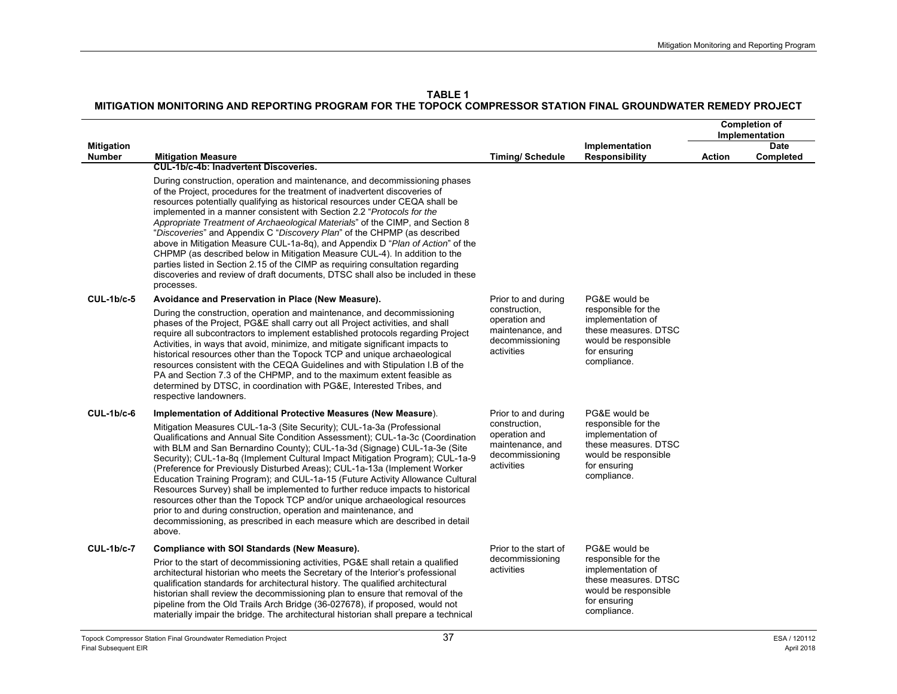**TABLE 1**
**MITIGATION MONITORING AND REPORTING PROGRAM FOR THE TOPOCK COMPRESSOR STATION FINAL GROUNDWATER REMEDY PROJECT**

| Mitigation Number | Mitigation Measure | Timing/ Schedule | Implementation Responsibility | Completion of Implementation | |
|---|---|---|---|---|---|
| | | | | Action | Date Completed |
| | **CUL-1b/c-4b: Inadvertent Discoveries.** During construction, operation and maintenance, and decommissioning phases of the Project, procedures for the treatment of inadvertent discoveries of resources potentially qualifying as historical resources under CEQA shall be implemented in a manner consistent with Section 2.2 "*Protocols for the Appropriate Treatment of Archaeological Materials*" of the CIMP, and Section 8 "*Discoveries*" and Appendix C "*Discovery Plan*" of the CHPMP (as described above in Mitigation Measure CUL-1a-8q), and Appendix D "*Plan of Action*" of the CHPMP (as described below in Mitigation Measure CUL-4). In addition to the parties listed in Section 2.15 of the CIMP as requiring consultation regarding discoveries and review of draft documents, DTSC shall also be included in these processes. | | | | |
| **CUL-1b/c-5** | **Avoidance and Preservation in Place (New Measure).** During the construction, operation and maintenance, and decommissioning phases of the Project, PG&E shall carry out all Project activities, and shall require all subcontractors to implement established protocols regarding Project Activities, in ways that avoid, minimize, and mitigate significant impacts to historical resources other than the Topock TCP and unique archaeological resources consistent with the CEQA Guidelines and with Stipulation I.B of the PA and Section 7.3 of the CHPMP, and to the maximum extent feasible as determined by DTSC, in coordination with PG&E, Interested Tribes, and respective landowners. | Prior to and during construction, operation and maintenance, and decommissioning activities | PG&E would be responsible for the implementation of these measures. DTSC would be responsible for ensuring compliance. | | |
| **CUL-1b/c-6** | **Implementation of Additional Protective Measures (New Measure).** Mitigation Measures CUL-1a-3 (Site Security); CUL-1a-3a (Professional Qualifications and Annual Site Condition Assessment); CUL-1a-3c (Coordination with BLM and San Bernardino County); CUL-1a-3d (Signage) CUL-1a-3e (Site Security); CUL-1a-8q (Implement Cultural Impact Mitigation Program); CUL-1a-9 (Preference for Previously Disturbed Areas); CUL-1a-13a (Implement Worker Education Training Program); and CUL-1a-15 (Future Activity Allowance Cultural Resources Survey) shall be implemented to further reduce impacts to historical resources other than the Topock TCP and/or unique archaeological resources prior to and during construction, operation and maintenance, and decommissioning, as prescribed in each measure which are described in detail above. | Prior to and during construction, operation and maintenance, and decommissioning activities | PG&E would be responsible for the implementation of these measures. DTSC would be responsible for ensuring compliance. | | |
| **CUL-1b/c-7** | **Compliance with SOI Standards (New Measure).** Prior to the start of decommissioning activities, PG&E shall retain a qualified architectural historian who meets the Secretary of the Interior's professional qualification standards for architectural history. The qualified architectural historian shall review the decommissioning plan to ensure that removal of the pipeline from the Old Trails Arch Bridge (36-027678), if proposed, would not materially impair the bridge. The architectural historian shall prepare a technical | Prior to the start of decommissioning activities | PG&E would be responsible for the implementation of these measures. DTSC would be responsible for ensuring compliance. | | |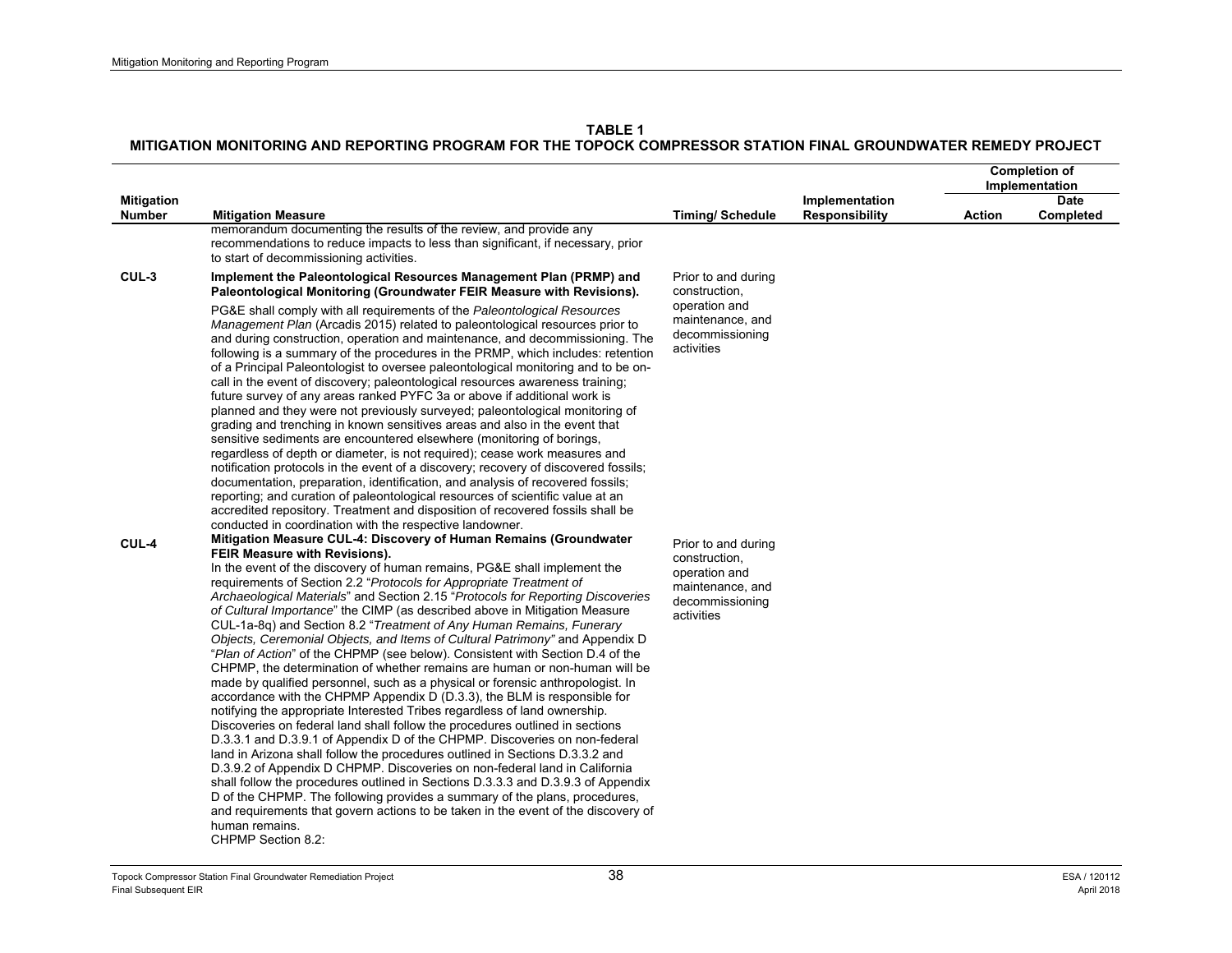**TABLE 1**
**MITIGATION MONITORING AND REPORTING PROGRAM FOR THE TOPOCK COMPRESSOR STATION FINAL GROUNDWATER REMEDY PROJECT**

| Mitigation Number | Mitigation Measure | Timing/ Schedule | Implementation Responsibility | Completion of Implementation | |
|---|---|---|---|---|---|
| | | | | Action | Date Completed |
| | memorandum documenting the results of the review, and provide any recommendations to reduce impacts to less than significant, if necessary, prior to start of decommissioning activities. | | | | |
| CUL-3 | **Implement the Paleontological Resources Management Plan (PRMP) and Paleontological Monitoring (Groundwater FEIR Measure with Revisions).**<br><br>PG&E shall comply with all requirements of the *Paleontological Resources Management Plan* (Arcadis 2015) related to paleontological resources prior to and during construction, operation and maintenance, and decommissioning. The following is a summary of the procedures in the PRMP, which includes: retention of a Principal Paleontologist to oversee paleontological monitoring and to be on-call in the event of discovery; paleontological resources awareness training; future survey of any areas ranked PYFC 3a or above if additional work is planned and they were not previously surveyed; paleontological monitoring of grading and trenching in known sensitives areas and also in the event that sensitive sediments are encountered elsewhere (monitoring of borings, regardless of depth or diameter, is not required); cease work measures and notification protocols in the event of a discovery; recovery of discovered fossils; documentation, preparation, identification, and analysis of recovered fossils; reporting; and curation of paleontological resources of scientific value at an accredited repository. Treatment and disposition of recovered fossils shall be conducted in coordination with the respective landowner. | Prior to and during construction, operation and maintenance, and decommissioning activities | | | |
| CUL-4 | **Mitigation Measure CUL-4: Discovery of Human Remains (Groundwater FEIR Measure with Revisions).**<br>In the event of the discovery of human remains, PG&E shall implement the requirements of Section 2.2 "*Protocols for Appropriate Treatment of Archaeological Materials*" and Section 2.15 "*Protocols for Reporting Discoveries of Cultural Importance*" the CIMP (as described above in Mitigation Measure CUL-1a-8q) and Section 8.2 "*Treatment of Any Human Remains, Funerary Objects, Ceremonial Objects, and Items of Cultural Patrimony"* and Appendix D "*Plan of Action*" of the CHPMP (see below). Consistent with Section D.4 of the CHPMP, the determination of whether remains are human or non-human will be made by qualified personnel, such as a physical or forensic anthropologist. In accordance with the CHPMP Appendix D (D.3.3), the BLM is responsible for notifying the appropriate Interested Tribes regardless of land ownership. Discoveries on federal land shall follow the procedures outlined in sections D.3.3.1 and D.3.9.1 of Appendix D of the CHPMP. Discoveries on non-federal land in Arizona shall follow the procedures outlined in Sections D.3.3.2 and D.3.9.2 of Appendix D CHPMP. Discoveries on non-federal land in California shall follow the procedures outlined in Sections D.3.3.3 and D.3.9.3 of Appendix D of the CHPMP. The following provides a summary of the plans, procedures, and requirements that govern actions to be taken in the event of the discovery of human remains.<br>CHPMP Section 8.2: | Prior to and during construction, operation and maintenance, and decommissioning activities | | | |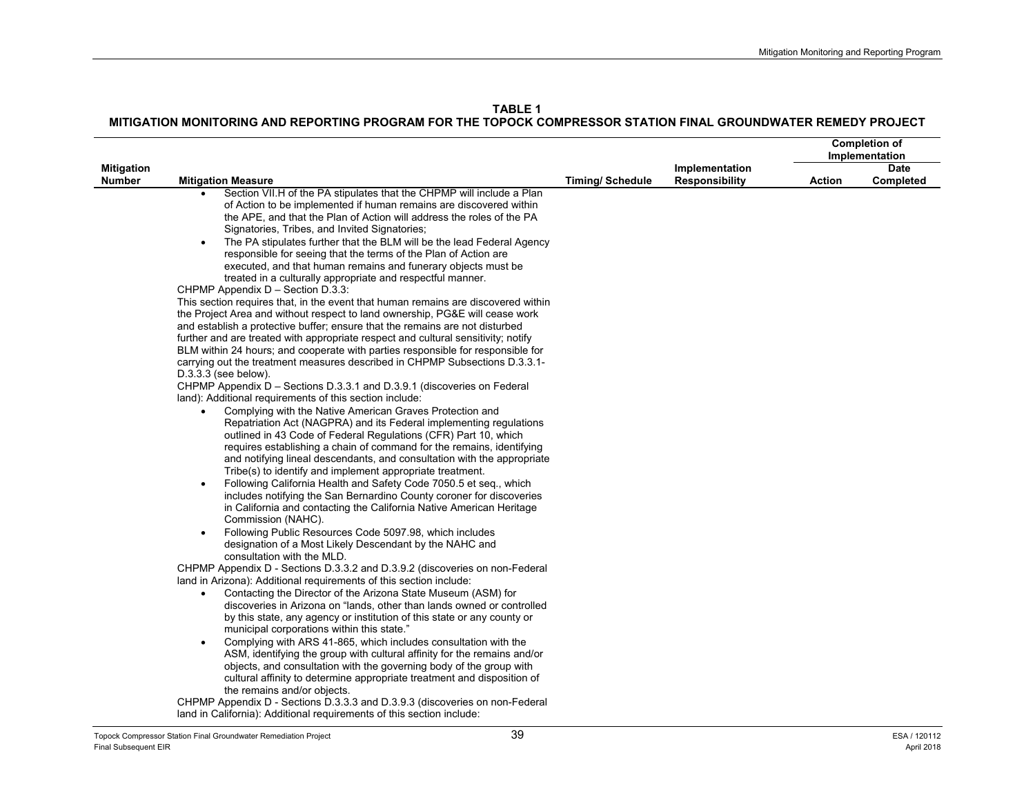**TABLE 1**
**MITIGATION MONITORING AND REPORTING PROGRAM FOR THE TOPOCK COMPRESSOR STATION FINAL GROUNDWATER REMEDY PROJECT**

| Mitigation Number | Mitigation Measure | Timing/ Schedule | Implementation Responsibility | Completion of Implementation | |
|---|---|---|---|---|---|
| | | | | Action | Date Completed |
| | <ul><li>Section VII.H of the PA stipulates that the CHPMP will include a Plan of Action to be implemented if human remains are discovered within the APE, and that the Plan of Action will address the roles of the PA Signatories, Tribes, and Invited Signatories;</li><li>The PA stipulates further that the BLM will be the lead Federal Agency responsible for seeing that the terms of the Plan of Action are executed, and that human remains and funerary objects must be treated in a culturally appropriate and respectful manner.</li></ul>CHPMP Appendix D – Section D.3.3:<br>This section requires that, in the event that human remains are discovered within the Project Area and without respect to land ownership, PG&E will cease work and establish a protective buffer; ensure that the remains are not disturbed further and are treated with appropriate respect and cultural sensitivity; notify BLM within 24 hours; and cooperate with parties responsible for responsible for carrying out the treatment measures described in CHPMP Subsections D.3.3.1-D.3.3.3 (see below).<br>CHPMP Appendix D – Sections D.3.3.1 and D.3.9.1 (discoveries on Federal land): Additional requirements of this section include:<ul><li>Complying with the Native American Graves Protection and Repatriation Act (NAGPRA) and its Federal implementing regulations outlined in 43 Code of Federal Regulations (CFR) Part 10, which requires establishing a chain of command for the remains, identifying and notifying lineal descendants, and consultation with the appropriate Tribe(s) to identify and implement appropriate treatment.</li><li>Following California Health and Safety Code 7050.5 et seq., which includes notifying the San Bernardino County coroner for discoveries in California and contacting the California Native American Heritage Commission (NAHC).</li><li>Following Public Resources Code 5097.98, which includes designation of a Most Likely Descendant by the NAHC and consultation with the MLD.</li></ul>CHPMP Appendix D - Sections D.3.3.2 and D.3.9.2 (discoveries on non-Federal land in Arizona): Additional requirements of this section include:<ul><li>Contacting the Director of the Arizona State Museum (ASM) for discoveries in Arizona on "lands, other than lands owned or controlled by this state, any agency or institution of this state or any county or municipal corporations within this state."</li><li>Complying with ARS 41-865, which includes consultation with the ASM, identifying the group with cultural affinity for the remains and/or objects, and consultation with the governing body of the group with cultural affinity to determine appropriate treatment and disposition of the remains and/or objects.</li></ul>CHPMP Appendix D - Sections D.3.3.3 and D.3.9.3 (discoveries on non-Federal land in California): Additional requirements of this section include: | | | | |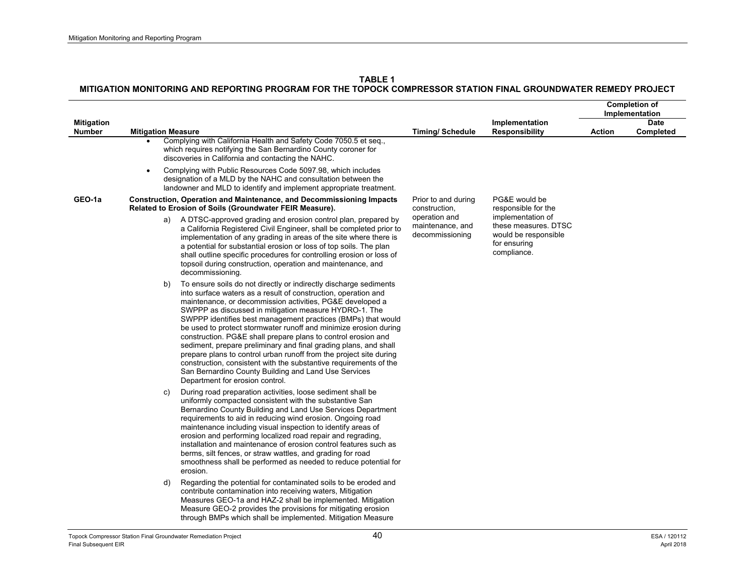**TABLE 1**
**MITIGATION MONITORING AND REPORTING PROGRAM FOR THE TOPOCK COMPRESSOR STATION FINAL GROUNDWATER REMEDY PROJECT**

| Mitigation Number | Mitigation Measure | Timing/ Schedule | Implementation Responsibility | Completion of Implementation | |
|---|---|---|---|---|---|
| | | | | Action | Date Completed |
| | • Complying with California Health and Safety Code 7050.5 et seq., which requires notifying the San Bernardino County coroner for discoveries in California and contacting the NAHC.<br><br>• Complying with Public Resources Code 5097.98, which includes designation of a MLD by the NAHC and consultation between the landowner and MLD to identify and implement appropriate treatment. | | | | |
| GEO-1a | **Construction, Operation and Maintenance, and Decommissioning Impacts Related to Erosion of Soils (Groundwater FEIR Measure).**<br><br>a) A DTSC-approved grading and erosion control plan, prepared by a California Registered Civil Engineer, shall be completed prior to implementation of any grading in areas of the site where there is a potential for substantial erosion or loss of top soils. The plan shall outline specific procedures for controlling erosion or loss of topsoil during construction, operation and maintenance, and decommissioning.<br><br>b) To ensure soils do not directly or indirectly discharge sediments into surface waters as a result of construction, operation and maintenance, or decommission activities, PG&E developed a SWPPP as discussed in mitigation measure HYDRO-1. The SWPPP identifies best management practices (BMPs) that would be used to protect stormwater runoff and minimize erosion during construction. PG&E shall prepare plans to control erosion and sediment, prepare preliminary and final grading plans, and shall prepare plans to control urban runoff from the project site during construction, consistent with the substantive requirements of the San Bernardino County Building and Land Use Services Department for erosion control.<br><br>c) During road preparation activities, loose sediment shall be uniformly compacted consistent with the substantive San Bernardino County Building and Land Use Services Department requirements to aid in reducing wind erosion. Ongoing road maintenance including visual inspection to identify areas of erosion and performing localized road repair and regrading, installation and maintenance of erosion control features such as berms, silt fences, or straw wattles, and grading for road smoothness shall be performed as needed to reduce potential for erosion.<br><br>d) Regarding the potential for contaminated soils to be eroded and contribute contamination into receiving waters, Mitigation Measures GEO-1a and HAZ-2 shall be implemented. Mitigation Measure GEO-2 provides the provisions for mitigating erosion through BMPs which shall be implemented. Mitigation Measure | Prior to and during construction, operation and maintenance, and decommissioning | PG&E would be responsible for the implementation of these measures. DTSC would be responsible for ensuring compliance. | | |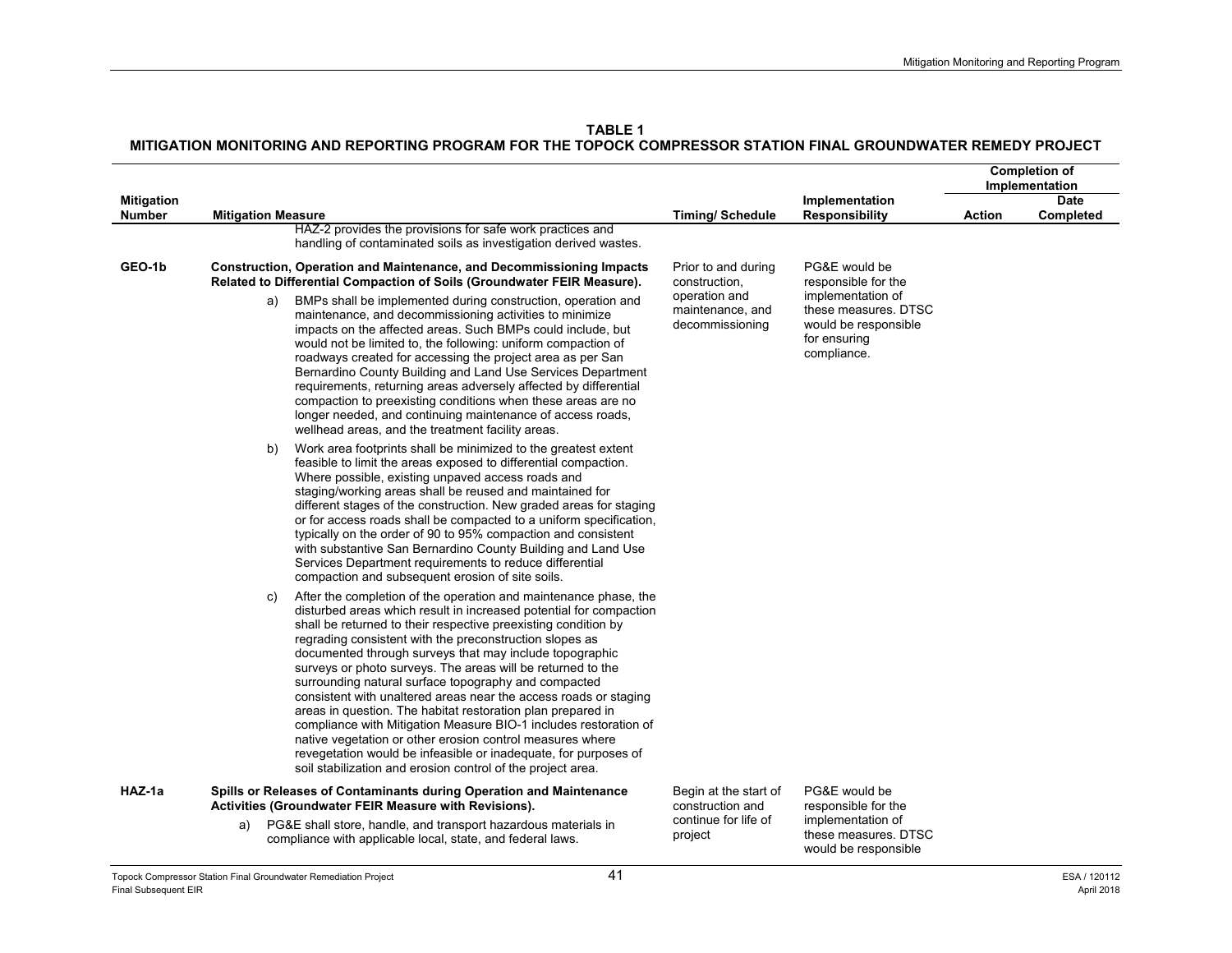**TABLE 1**
**MITIGATION MONITORING AND REPORTING PROGRAM FOR THE TOPOCK COMPRESSOR STATION FINAL GROUNDWATER REMEDY PROJECT**

| Mitigation Number | Mitigation Measure | Timing/ Schedule | Implementation Responsibility | Completion of Implementation | |
|---|---|---|---|---|---|
| | | | | Action | Date Completed |
| | HAZ-2 provides the provisions for safe work practices and handling of contaminated soils as investigation derived wastes. | | | | |
| GEO-1b | **Construction, Operation and Maintenance, and Decommissioning Impacts Related to Differential Compaction of Soils (Groundwater FEIR Measure).**<br>a) BMPs shall be implemented during construction, operation and maintenance, and decommissioning activities to minimize impacts on the affected areas. Such BMPs could include, but would not be limited to, the following: uniform compaction of roadways created for accessing the project area as per San Bernardino County Building and Land Use Services Department requirements, returning areas adversely affected by differential compaction to preexisting conditions when these areas are no longer needed, and continuing maintenance of access roads, wellhead areas, and the treatment facility areas.<br>b) Work area footprints shall be minimized to the greatest extent feasible to limit the areas exposed to differential compaction. Where possible, existing unpaved access roads and staging/working areas shall be reused and maintained for different stages of the construction. New graded areas for staging or for access roads shall be compacted to a uniform specification, typically on the order of 90 to 95% compaction and consistent with substantive San Bernardino County Building and Land Use Services Department requirements to reduce differential compaction and subsequent erosion of site soils.<br>c) After the completion of the operation and maintenance phase, the disturbed areas which result in increased potential for compaction shall be returned to their respective preexisting condition by regrading consistent with the preconstruction slopes as documented through surveys that may include topographic surveys or photo surveys. The areas will be returned to the surrounding natural surface topography and compacted consistent with unaltered areas near the access roads or staging areas in question. The habitat restoration plan prepared in compliance with Mitigation Measure BIO-1 includes restoration of native vegetation or other erosion control measures where revegetation would be infeasible or inadequate, for purposes of soil stabilization and erosion control of the project area. | Prior to and during construction, operation and maintenance, and decommissioning | PG&E would be responsible for the implementation of these measures. DTSC would be responsible for ensuring compliance. | | |
| HAZ-1a | **Spills or Releases of Contaminants during Operation and Maintenance Activities (Groundwater FEIR Measure with Revisions).**<br>a) PG&E shall store, handle, and transport hazardous materials in compliance with applicable local, state, and federal laws. | Begin at the start of construction and continue for life of project | PG&E would be responsible for the implementation of these measures. DTSC would be responsible | | |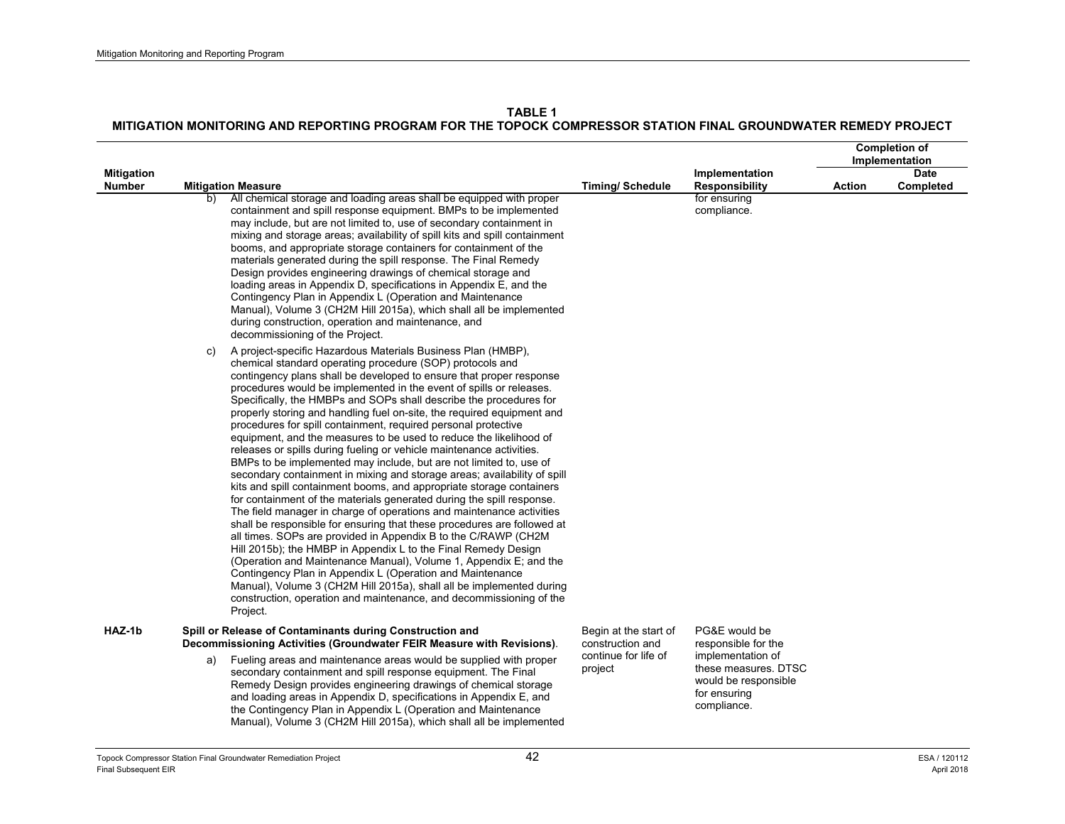**TABLE 1**
**MITIGATION MONITORING AND REPORTING PROGRAM FOR THE TOPOCK COMPRESSOR STATION FINAL GROUNDWATER REMEDY PROJECT**

| Mitigation Number | Mitigation Measure | Timing/ Schedule | Implementation Responsibility | Completion of Implementation | |
|---|---|---|---|---|---|
| | | | | Action | Date Completed |
| | b) All chemical storage and loading areas shall be equipped with proper containment and spill response equipment. BMPs to be implemented may include, but are not limited to, use of secondary containment in mixing and storage areas; availability of spill kits and spill containment booms, and appropriate storage containers for containment of the materials generated during the spill response. The Final Remedy Design provides engineering drawings of chemical storage and loading areas in Appendix D, specifications in Appendix E, and the Contingency Plan in Appendix L (Operation and Maintenance Manual), Volume 3 (CH2M Hill 2015a), which shall all be implemented during construction, operation and maintenance, and decommissioning of the Project.<br><br>c) A project-specific Hazardous Materials Business Plan (HMBP), chemical standard operating procedure (SOP) protocols and contingency plans shall be developed to ensure that proper response procedures would be implemented in the event of spills or releases. Specifically, the HMBPs and SOPs shall describe the procedures for properly storing and handling fuel on-site, the required equipment and procedures for spill containment, required personal protective equipment, and the measures to be used to reduce the likelihood of releases or spills during fueling or vehicle maintenance activities. BMPs to be implemented may include, but are not limited to, use of secondary containment in mixing and storage areas; availability of spill kits and spill containment booms, and appropriate storage containers for containment of the materials generated during the spill response. The field manager in charge of operations and maintenance activities shall be responsible for ensuring that these procedures are followed at all times. SOPs are provided in Appendix B to the C/RAWP (CH2M Hill 2015b); the HMBP in Appendix L to the Final Remedy Design (Operation and Maintenance Manual), Volume 1, Appendix E; and the Contingency Plan in Appendix L (Operation and Maintenance Manual), Volume 3 (CH2M Hill 2015a), shall all be implemented during construction, operation and maintenance, and decommissioning of the Project. | | for ensuring compliance. | | |
| **HAZ-1b** | **Spill or Release of Contaminants during Construction and Decommissioning Activities (Groundwater FEIR Measure with Revisions)**.<br><br>a) Fueling areas and maintenance areas would be supplied with proper secondary containment and spill response equipment. The Final Remedy Design provides engineering drawings of chemical storage and loading areas in Appendix D, specifications in Appendix E, and the Contingency Plan in Appendix L (Operation and Maintenance Manual), Volume 3 (CH2M Hill 2015a), which shall all be implemented | Begin at the start of construction and continue for life of project | PG&E would be responsible for the implementation of these measures. DTSC would be responsible for ensuring compliance. | | |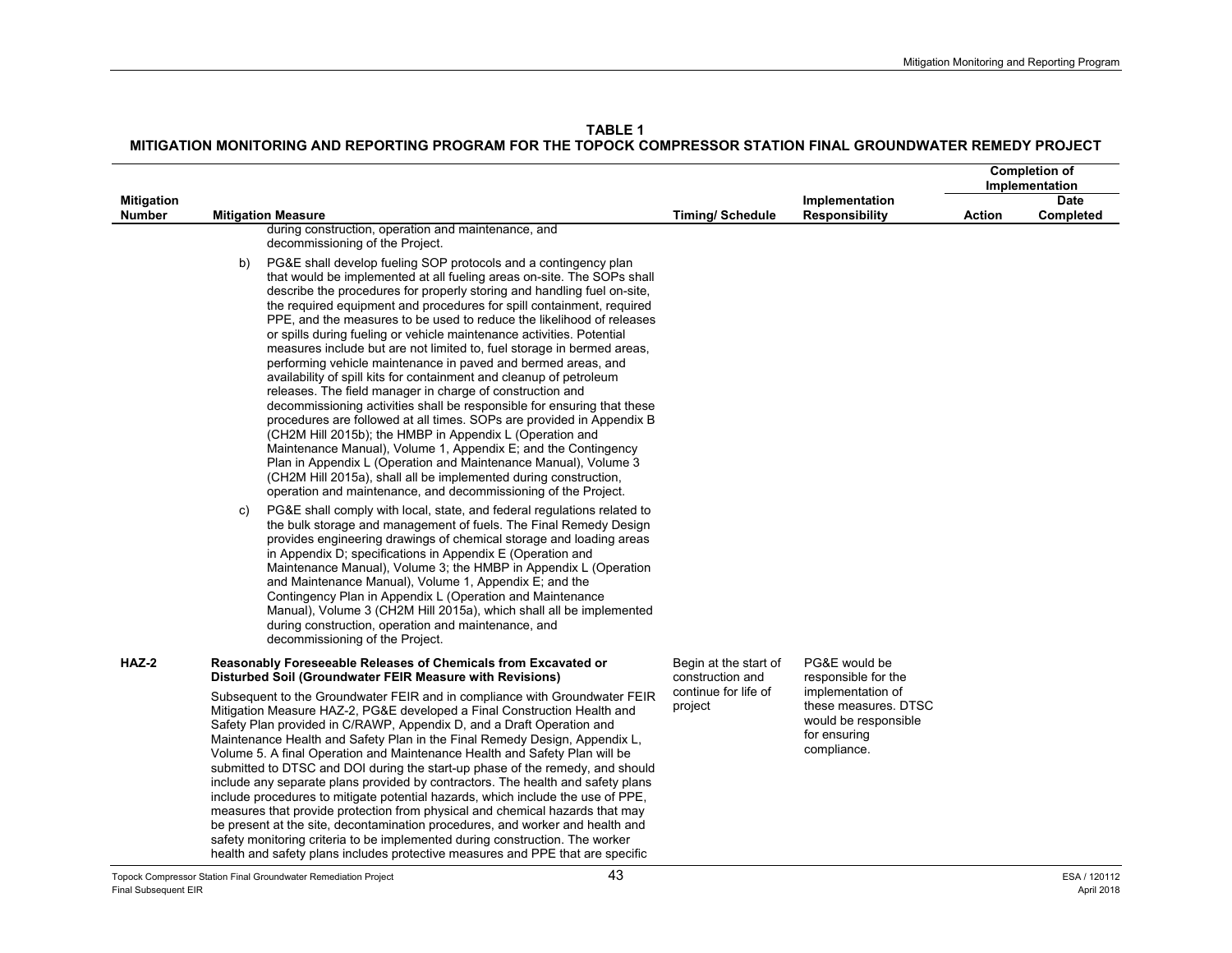**TABLE 1**
**MITIGATION MONITORING AND REPORTING PROGRAM FOR THE TOPOCK COMPRESSOR STATION FINAL GROUNDWATER REMEDY PROJECT**

| Mitigation Number | Mitigation Measure | Timing/ Schedule | Implementation Responsibility | Completion of Implementation | |
|---|---|---|---|---|---|
| | | | | Action | Date Completed |
| | during construction, operation and maintenance, and decommissioning of the Project.<br><br>b) PG&E shall develop fueling SOP protocols and a contingency plan that would be implemented at all fueling areas on-site. The SOPs shall describe the procedures for properly storing and handling fuel on-site, the required equipment and procedures for spill containment, required PPE, and the measures to be used to reduce the likelihood of releases or spills during fueling or vehicle maintenance activities. Potential measures include but are not limited to, fuel storage in bermed areas, performing vehicle maintenance in paved and bermed areas, and availability of spill kits for containment and cleanup of petroleum releases. The field manager in charge of construction and decommissioning activities shall be responsible for ensuring that these procedures are followed at all times. SOPs are provided in Appendix B (CH2M Hill 2015b); the HMBP in Appendix L (Operation and Maintenance Manual), Volume 1, Appendix E; and the Contingency Plan in Appendix L (Operation and Maintenance Manual), Volume 3 (CH2M Hill 2015a), shall all be implemented during construction, operation and maintenance, and decommissioning of the Project.<br><br>c) PG&E shall comply with local, state, and federal regulations related to the bulk storage and management of fuels. The Final Remedy Design provides engineering drawings of chemical storage and loading areas in Appendix D; specifications in Appendix E (Operation and Maintenance Manual), Volume 3; the HMBP in Appendix L (Operation and Maintenance Manual), Volume 1, Appendix E; and the Contingency Plan in Appendix L (Operation and Maintenance Manual), Volume 3 (CH2M Hill 2015a), which shall all be implemented during construction, operation and maintenance, and decommissioning of the Project. | | | | |
| **HAZ-2** | **Reasonably Foreseeable Releases of Chemicals from Excavated or Disturbed Soil (Groundwater FEIR Measure with Revisions)**<br><br>Subsequent to the Groundwater FEIR and in compliance with Groundwater FEIR Mitigation Measure HAZ-2, PG&E developed a Final Construction Health and Safety Plan provided in C/RAWP, Appendix D, and a Draft Operation and Maintenance Health and Safety Plan in the Final Remedy Design, Appendix L, Volume 5. A final Operation and Maintenance Health and Safety Plan will be submitted to DTSC and DOI during the start-up phase of the remedy, and should include any separate plans provided by contractors. The health and safety plans include procedures to mitigate potential hazards, which include the use of PPE, measures that provide protection from physical and chemical hazards that may be present at the site, decontamination procedures, and worker and health and safety monitoring criteria to be implemented during construction. The worker health and safety plans includes protective measures and PPE that are specific | Begin at the start of construction and continue for life of project | PG&E would be responsible for the implementation of these measures. DTSC would be responsible for ensuring compliance. | | |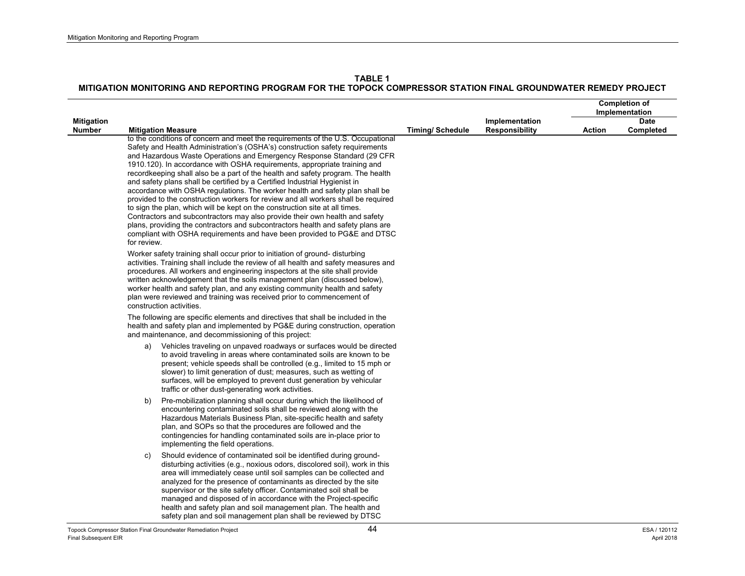**TABLE 1**
**MITIGATION MONITORING AND REPORTING PROGRAM FOR THE TOPOCK COMPRESSOR STATION FINAL GROUNDWATER REMEDY PROJECT**

| Mitigation Number | Mitigation Measure | Timing/ Schedule | Implementation Responsibility | Completion of Implementation | |
|---|---|---|---|---|---|
| | | | | **Action** | **Date Completed** |
| | to the conditions of concern and meet the requirements of the U.S. Occupational Safety and Health Administration's (OSHA's) construction safety requirements and Hazardous Waste Operations and Emergency Response Standard (29 CFR 1910.120). In accordance with OSHA requirements, appropriate training and recordkeeping shall also be a part of the health and safety program. The health and safety plans shall be certified by a Certified Industrial Hygienist in accordance with OSHA regulations. The worker health and safety plan shall be provided to the construction workers for review and all workers shall be required to sign the plan, which will be kept on the construction site at all times. Contractors and subcontractors may also provide their own health and safety plans, providing the contractors and subcontractors health and safety plans are compliant with OSHA requirements and have been provided to PG&E and DTSC for review.<br><br>Worker safety training shall occur prior to initiation of ground- disturbing activities. Training shall include the review of all health and safety measures and procedures. All workers and engineering inspectors at the site shall provide written acknowledgement that the soils management plan (discussed below), worker health and safety plan, and any existing community health and safety plan were reviewed and training was received prior to commencement of construction activities.<br><br>The following are specific elements and directives that shall be included in the health and safety plan and implemented by PG&E during construction, operation and maintenance, and decommissioning of this project:<br><br>a) Vehicles traveling on unpaved roadways or surfaces would be directed to avoid traveling in areas where contaminated soils are known to be present; vehicle speeds shall be controlled (e.g., limited to 15 mph or slower) to limit generation of dust; measures, such as wetting of surfaces, will be employed to prevent dust generation by vehicular traffic or other dust-generating work activities.<br><br>b) Pre-mobilization planning shall occur during which the likelihood of encountering contaminated soils shall be reviewed along with the Hazardous Materials Business Plan, site-specific health and safety plan, and SOPs so that the procedures are followed and the contingencies for handling contaminated soils are in-place prior to implementing the field operations.<br><br>c) Should evidence of contaminated soil be identified during ground-disturbing activities (e.g., noxious odors, discolored soil), work in this area will immediately cease until soil samples can be collected and analyzed for the presence of contaminants as directed by the site supervisor or the site safety officer. Contaminated soil shall be managed and disposed of in accordance with the Project-specific health and safety plan and soil management plan. The health and safety plan and soil management plan shall be reviewed by DTSC | | | | |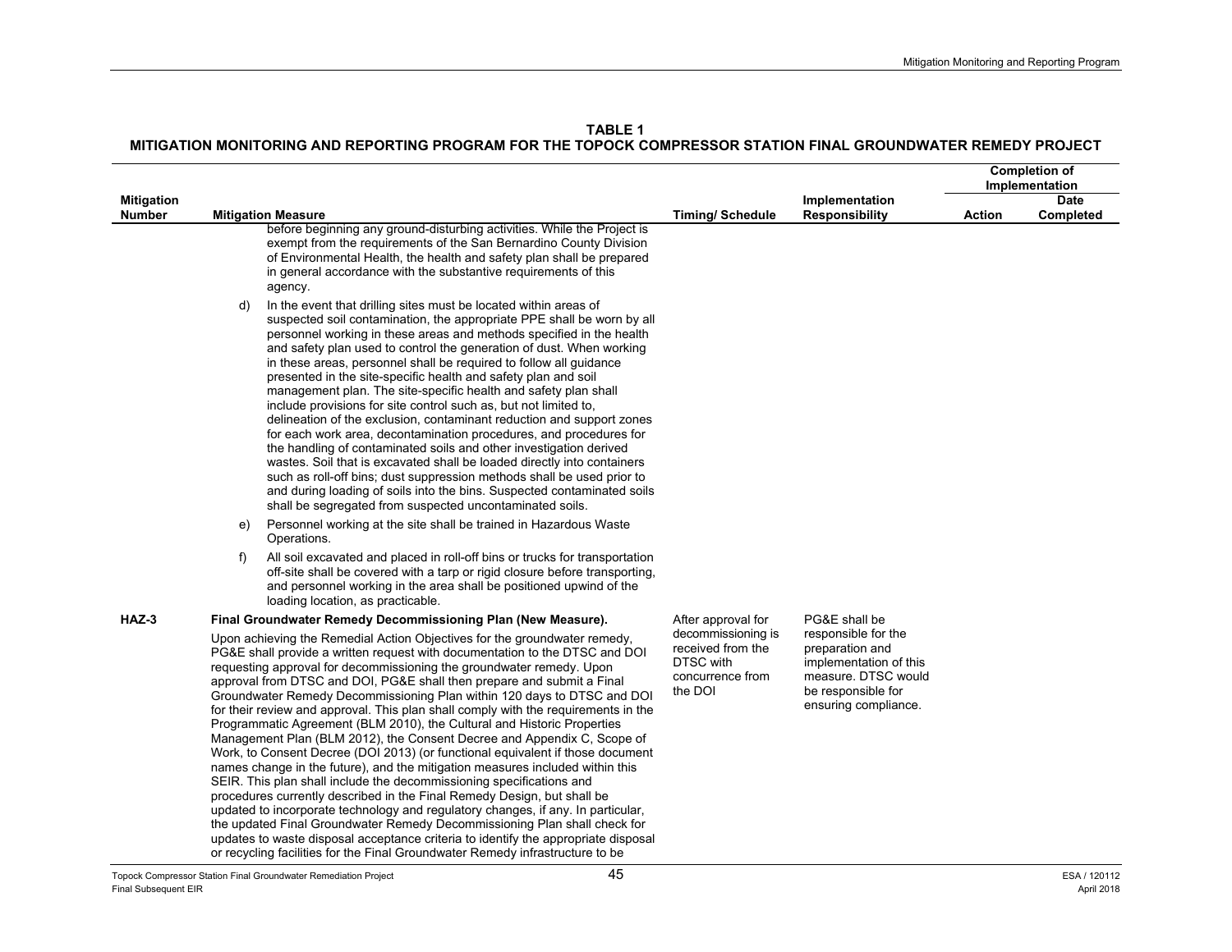**TABLE 1**
**MITIGATION MONITORING AND REPORTING PROGRAM FOR THE TOPOCK COMPRESSOR STATION FINAL GROUNDWATER REMEDY PROJECT**

| Mitigation Number | Mitigation Measure | Timing/ Schedule | Implementation Responsibility | Completion of Implementation | |
|---|---|---|---|---|---|
| | | | | Action | Date Completed |
| | before beginning any ground-disturbing activities. While the Project is exempt from the requirements of the San Bernardino County Division of Environmental Health, the health and safety plan shall be prepared in general accordance with the substantive requirements of this agency.<br><br>d) In the event that drilling sites must be located within areas of suspected soil contamination, the appropriate PPE shall be worn by all personnel working in these areas and methods specified in the health and safety plan used to control the generation of dust. When working in these areas, personnel shall be required to follow all guidance presented in the site-specific health and safety plan and soil management plan. The site-specific health and safety plan shall include provisions for site control such as, but not limited to, delineation of the exclusion, contaminant reduction and support zones for each work area, decontamination procedures, and procedures for the handling of contaminated soils and other investigation derived wastes. Soil that is excavated shall be loaded directly into containers such as roll-off bins; dust suppression methods shall be used prior to and during loading of soils into the bins. Suspected contaminated soils shall be segregated from suspected uncontaminated soils.<br><br>e) Personnel working at the site shall be trained in Hazardous Waste Operations.<br><br>f) All soil excavated and placed in roll-off bins or trucks for transportation off-site shall be covered with a tarp or rigid closure before transporting, and personnel working in the area shall be positioned upwind of the loading location, as practicable. | | | | |
| HAZ-3 | **Final Groundwater Remedy Decommissioning Plan (New Measure).**<br><br>Upon achieving the Remedial Action Objectives for the groundwater remedy, PG&E shall provide a written request with documentation to the DTSC and DOI requesting approval for decommissioning the groundwater remedy. Upon approval from DTSC and DOI, PG&E shall then prepare and submit a Final Groundwater Remedy Decommissioning Plan within 120 days to DTSC and DOI for their review and approval. This plan shall comply with the requirements in the Programmatic Agreement (BLM 2010), the Cultural and Historic Properties Management Plan (BLM 2012), the Consent Decree and Appendix C, Scope of Work, to Consent Decree (DOI 2013) (or functional equivalent if those document names change in the future), and the mitigation measures included within this SEIR. This plan shall include the decommissioning specifications and procedures currently described in the Final Remedy Design, but shall be updated to incorporate technology and regulatory changes, if any. In particular, the updated Final Groundwater Remedy Decommissioning Plan shall check for updates to waste disposal acceptance criteria to identify the appropriate disposal or recycling facilities for the Final Groundwater Remedy infrastructure to be | After approval for decommissioning is received from the DTSC with concurrence from the DOI | PG&E shall be responsible for the preparation and implementation of this measure. DTSC would be responsible for ensuring compliance. | | |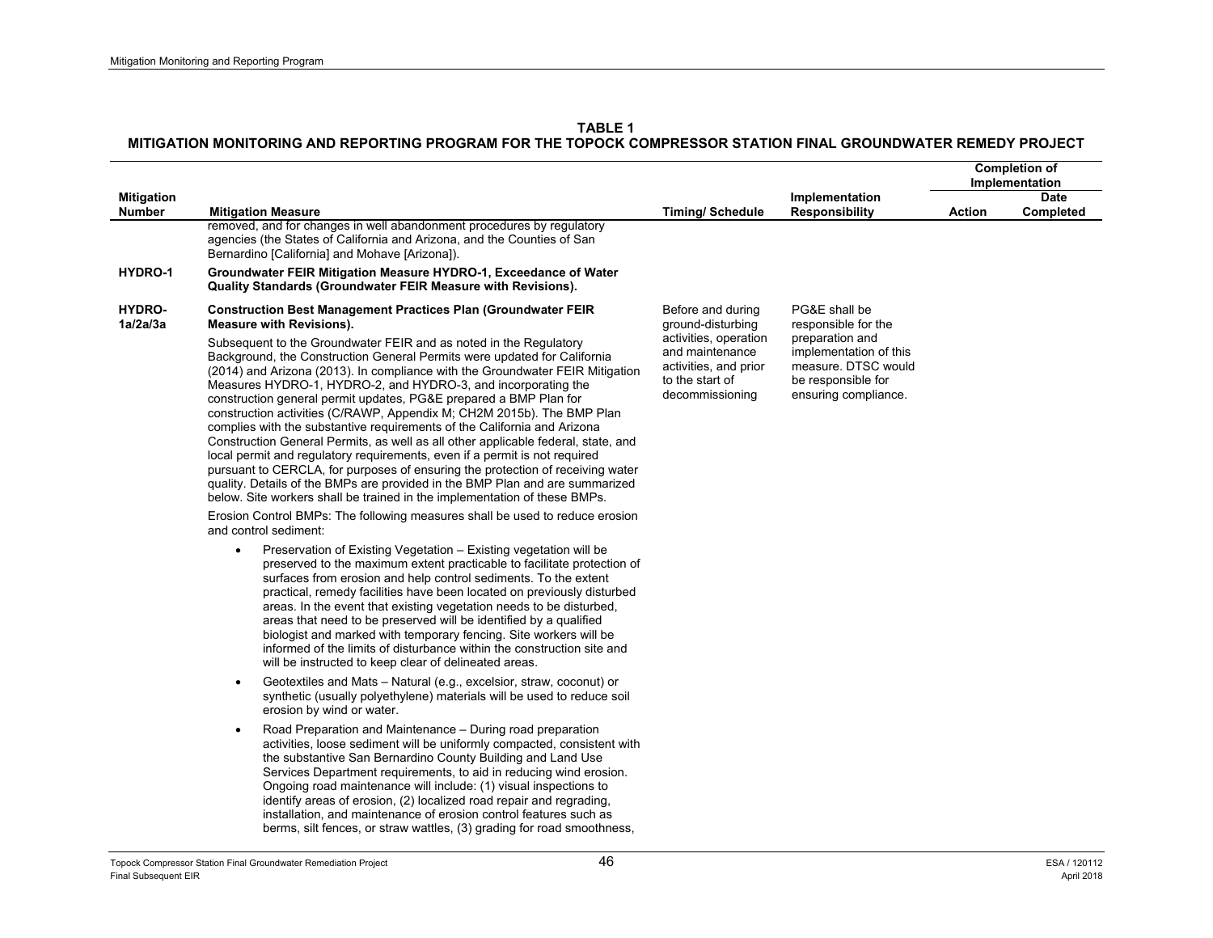**TABLE 1**
**MITIGATION MONITORING AND REPORTING PROGRAM FOR THE TOPOCK COMPRESSOR STATION FINAL GROUNDWATER REMEDY PROJECT**

| Mitigation Number | Mitigation Measure | Timing/ Schedule | Implementation Responsibility | Completion of Implementation | |
|---|---|---|---|---|---|
| | | | | Action | Date Completed |
| | removed, and for changes in well abandonment procedures by regulatory agencies (the States of California and Arizona, and the Counties of San Bernardino [California] and Mohave [Arizona]). | | | | |
| HYDRO-1 | **Groundwater FEIR Mitigation Measure HYDRO-1, Exceedance of Water Quality Standards (Groundwater FEIR Measure with Revisions).** | | | | |
| HYDRO-1a/2a/3a | **Construction Best Management Practices Plan (Groundwater FEIR Measure with Revisions).**<br><br>Subsequent to the Groundwater FEIR and as noted in the Regulatory Background, the Construction General Permits were updated for California (2014) and Arizona (2013). In compliance with the Groundwater FEIR Mitigation Measures HYDRO-1, HYDRO-2, and HYDRO-3, and incorporating the construction general permit updates, PG&E prepared a BMP Plan for construction activities (C/RAWP, Appendix M; CH2M 2015b). The BMP Plan complies with the substantive requirements of the California and Arizona Construction General Permits, as well as all other applicable federal, state, and local permit and regulatory requirements, even if a permit is not required pursuant to CERCLA, for purposes of ensuring the protection of receiving water quality. Details of the BMPs are provided in the BMP Plan and are summarized below. Site workers shall be trained in the implementation of these BMPs.<br><br>Erosion Control BMPs: The following measures shall be used to reduce erosion and control sediment:<br><br>• Preservation of Existing Vegetation – Existing vegetation will be preserved to the maximum extent practicable to facilitate protection of surfaces from erosion and help control sediments. To the extent practical, remedy facilities have been located on previously disturbed areas. In the event that existing vegetation needs to be disturbed, areas that need to be preserved will be identified by a qualified biologist and marked with temporary fencing. Site workers will be informed of the limits of disturbance within the construction site and will be instructed to keep clear of delineated areas.<br><br>• Geotextiles and Mats – Natural (e.g., excelsior, straw, coconut) or synthetic (usually polyethylene) materials will be used to reduce soil erosion by wind or water.<br><br>• Road Preparation and Maintenance – During road preparation activities, loose sediment will be uniformly compacted, consistent with the substantive San Bernardino County Building and Land Use Services Department requirements, to aid in reducing wind erosion. Ongoing road maintenance will include: (1) visual inspections to identify areas of erosion, (2) localized road repair and regrading, installation, and maintenance of erosion control features such as berms, silt fences, or straw wattles, (3) grading for road smoothness, | Before and during ground-disturbing activities, operation and maintenance activities, and prior to the start of decommissioning | PG&E shall be responsible for the preparation and implementation of this measure. DTSC would be responsible for ensuring compliance. | | |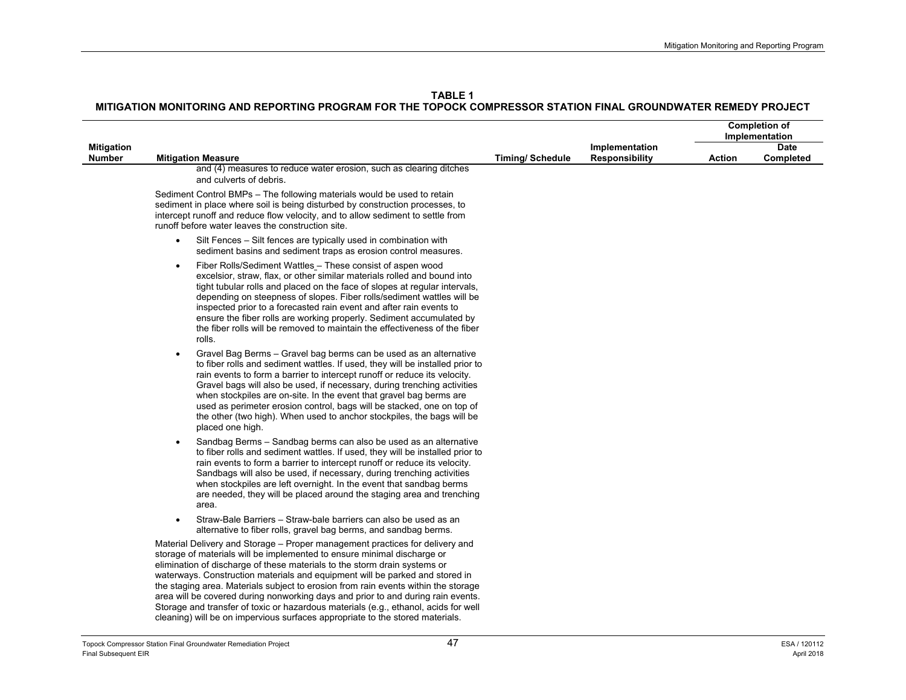**TABLE 1**
**MITIGATION MONITORING AND REPORTING PROGRAM FOR THE TOPOCK COMPRESSOR STATION FINAL GROUNDWATER REMEDY PROJECT**

| Mitigation Number | Mitigation Measure | Timing/ Schedule | Implementation Responsibility | Completion of Implementation | |
|---|---|---|---|---|---|
| | | | | Action | Date Completed |
| | and (4) measures to reduce water erosion, such as clearing ditches and culverts of debris.<br><br>Sediment Control BMPs – The following materials would be used to retain sediment in place where soil is being disturbed by construction processes, to intercept runoff and reduce flow velocity, and to allow sediment to settle from runoff before water leaves the construction site.<br><br>• Silt Fences – Silt fences are typically used in combination with sediment basins and sediment traps as erosion control measures.<br><br>• Fiber Rolls/Sediment Wattles – These consist of aspen wood excelsior, straw, flax, or other similar materials rolled and bound into tight tubular rolls and placed on the face of slopes at regular intervals, depending on steepness of slopes. Fiber rolls/sediment wattles will be inspected prior to a forecasted rain event and after rain events to ensure the fiber rolls are working properly. Sediment accumulated by the fiber rolls will be removed to maintain the effectiveness of the fiber rolls.<br><br>• Gravel Bag Berms – Gravel bag berms can be used as an alternative to fiber rolls and sediment wattles. If used, they will be installed prior to rain events to form a barrier to intercept runoff or reduce its velocity. Gravel bags will also be used, if necessary, during trenching activities when stockpiles are on-site. In the event that gravel bag berms are used as perimeter erosion control, bags will be stacked, one on top of the other (two high). When used to anchor stockpiles, the bags will be placed one high.<br><br>• Sandbag Berms – Sandbag berms can also be used as an alternative to fiber rolls and sediment wattles. If used, they will be installed prior to rain events to form a barrier to intercept runoff or reduce its velocity. Sandbags will also be used, if necessary, during trenching activities when stockpiles are left overnight. In the event that sandbag berms are needed, they will be placed around the staging area and trenching area.<br><br>• Straw-Bale Barriers – Straw-bale barriers can also be used as an alternative to fiber rolls, gravel bag berms, and sandbag berms.<br><br>Material Delivery and Storage – Proper management practices for delivery and storage of materials will be implemented to ensure minimal discharge or elimination of discharge of these materials to the storm drain systems or waterways. Construction materials and equipment will be parked and stored in the staging area. Materials subject to erosion from rain events within the storage area will be covered during nonworking days and prior to and during rain events. Storage and transfer of toxic or hazardous materials (e.g., ethanol, acids for well cleaning) will be on impervious surfaces appropriate to the stored materials. | | | | |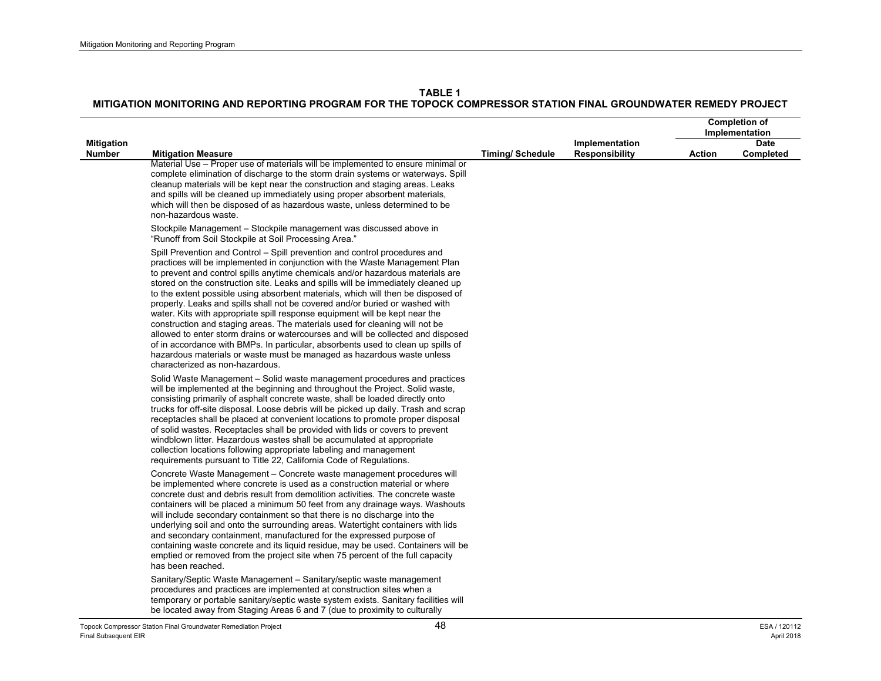**TABLE 1**
**MITIGATION MONITORING AND REPORTING PROGRAM FOR THE TOPOCK COMPRESSOR STATION FINAL GROUNDWATER REMEDY PROJECT**

| Mitigation Number | Mitigation Measure | Timing/ Schedule | Implementation Responsibility | Completion of Implementation | |
|---|---|---|---|---|---|
| | | | | Action | Date Completed |
| | Material Use – Proper use of materials will be implemented to ensure minimal or complete elimination of discharge to the storm drain systems or waterways. Spill cleanup materials will be kept near the construction and staging areas. Leaks and spills will be cleaned up immediately using proper absorbent materials, which will then be disposed of as hazardous waste, unless determined to be non-hazardous waste.<br><br>Stockpile Management – Stockpile management was discussed above in "Runoff from Soil Stockpile at Soil Processing Area."<br><br>Spill Prevention and Control – Spill prevention and control procedures and practices will be implemented in conjunction with the Waste Management Plan to prevent and control spills anytime chemicals and/or hazardous materials are stored on the construction site. Leaks and spills will be immediately cleaned up to the extent possible using absorbent materials, which will then be disposed of properly. Leaks and spills shall not be covered and/or buried or washed with water. Kits with appropriate spill response equipment will be kept near the construction and staging areas. The materials used for cleaning will not be allowed to enter storm drains or watercourses and will be collected and disposed of in accordance with BMPs. In particular, absorbents used to clean up spills of hazardous materials or waste must be managed as hazardous waste unless characterized as non-hazardous.<br><br>Solid Waste Management – Solid waste management procedures and practices will be implemented at the beginning and throughout the Project. Solid waste, consisting primarily of asphalt concrete waste, shall be loaded directly onto trucks for off-site disposal. Loose debris will be picked up daily. Trash and scrap receptacles shall be placed at convenient locations to promote proper disposal of solid wastes. Receptacles shall be provided with lids or covers to prevent windblown litter. Hazardous wastes shall be accumulated at appropriate collection locations following appropriate labeling and management requirements pursuant to Title 22, California Code of Regulations.<br><br>Concrete Waste Management – Concrete waste management procedures will be implemented where concrete is used as a construction material or where concrete dust and debris result from demolition activities. The concrete waste containers will be placed a minimum 50 feet from any drainage ways. Washouts will include secondary containment so that there is no discharge into the underlying soil and onto the surrounding areas. Watertight containers with lids and secondary containment, manufactured for the expressed purpose of containing waste concrete and its liquid residue, may be used. Containers will be emptied or removed from the project site when 75 percent of the full capacity has been reached.<br><br>Sanitary/Septic Waste Management – Sanitary/septic waste management procedures and practices are implemented at construction sites when a temporary or portable sanitary/septic waste system exists. Sanitary facilities will be located away from Staging Areas 6 and 7 (due to proximity to culturally | | | | |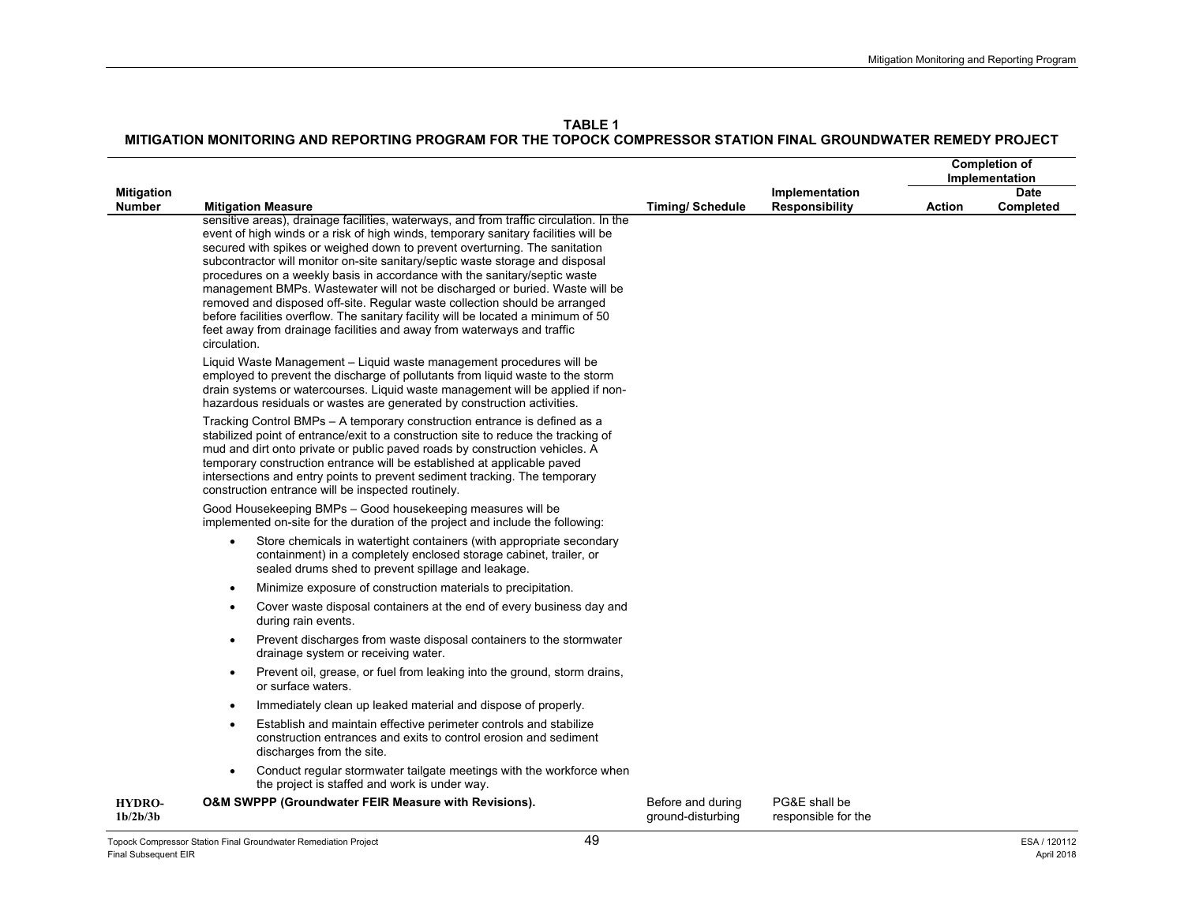**TABLE 1**
**MITIGATION MONITORING AND REPORTING PROGRAM FOR THE TOPOCK COMPRESSOR STATION FINAL GROUNDWATER REMEDY PROJECT**

| Mitigation Number | Mitigation Measure | Timing/ Schedule | Implementation Responsibility | Completion of Implementation | |
|---|---|---|---|---|---|
| | | | | Action | Date Completed |
| | sensitive areas), drainage facilities, waterways, and from traffic circulation. In the event of high winds or a risk of high winds, temporary sanitary facilities will be secured with spikes or weighed down to prevent overturning. The sanitation subcontractor will monitor on-site sanitary/septic waste storage and disposal procedures on a weekly basis in accordance with the sanitary/septic waste management BMPs. Wastewater will not be discharged or buried. Waste will be removed and disposed off-site. Regular waste collection should be arranged before facilities overflow. The sanitary facility will be located a minimum of 50 feet away from drainage facilities and away from waterways and traffic circulation.<br><br>Liquid Waste Management – Liquid waste management procedures will be employed to prevent the discharge of pollutants from liquid waste to the storm drain systems or watercourses. Liquid waste management will be applied if non-hazardous residuals or wastes are generated by construction activities.<br><br>Tracking Control BMPs – A temporary construction entrance is defined as a stabilized point of entrance/exit to a construction site to reduce the tracking of mud and dirt onto private or public paved roads by construction vehicles. A temporary construction entrance will be established at applicable paved intersections and entry points to prevent sediment tracking. The temporary construction entrance will be inspected routinely.<br><br>Good Housekeeping BMPs – Good housekeeping measures will be implemented on-site for the duration of the project and include the following:<br><br>• Store chemicals in watertight containers (with appropriate secondary containment) in a completely enclosed storage cabinet, trailer, or sealed drums shed to prevent spillage and leakage.<br>• Minimize exposure of construction materials to precipitation.<br>• Cover waste disposal containers at the end of every business day and during rain events.<br>• Prevent discharges from waste disposal containers to the stormwater drainage system or receiving water.<br>• Prevent oil, grease, or fuel from leaking into the ground, storm drains, or surface waters.<br>• Immediately clean up leaked material and dispose of properly.<br>• Establish and maintain effective perimeter controls and stabilize construction entrances and exits to control erosion and sediment discharges from the site.<br>• Conduct regular stormwater tailgate meetings with the workforce when the project is staffed and work is under way. | | | | |
| HYDRO-1b/2b/3b | **O&M SWPPP (Groundwater FEIR Measure with Revisions).** | Before and during ground-disturbing | PG&E shall be responsible for the | | |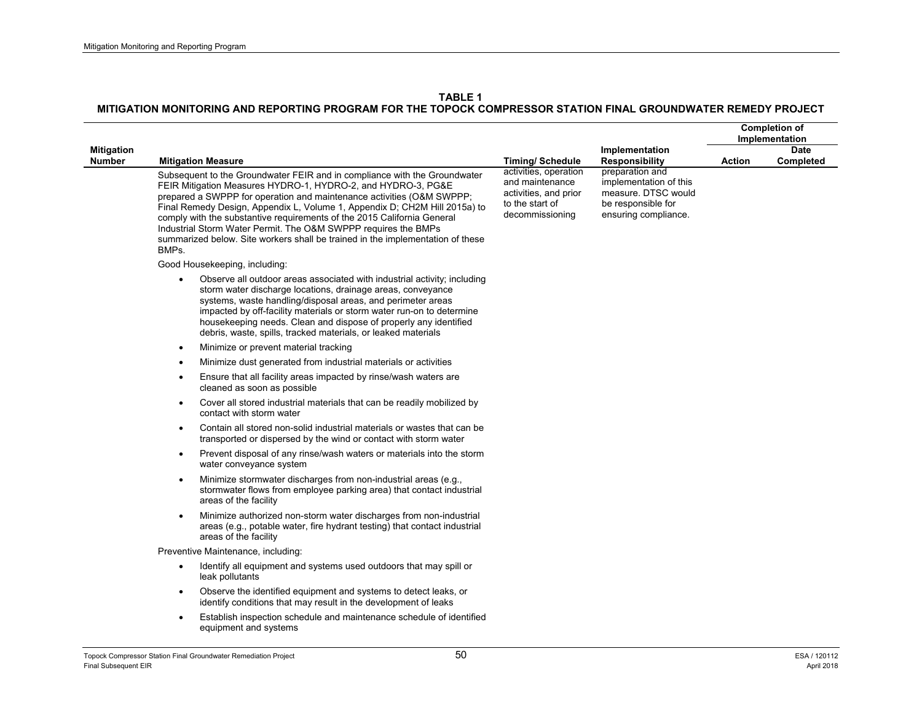**TABLE 1**
**MITIGATION MONITORING AND REPORTING PROGRAM FOR THE TOPOCK COMPRESSOR STATION FINAL GROUNDWATER REMEDY PROJECT**

| Mitigation Number | Mitigation Measure | Timing/ Schedule | Implementation Responsibility | Completion of Implementation | |
|---|---|---|---|---|---|
| | | | | **Action** | **Date Completed** |
| | Subsequent to the Groundwater FEIR and in compliance with the Groundwater FEIR Mitigation Measures HYDRO-1, HYDRO-2, and HYDRO-3, PG&E prepared a SWPPP for operation and maintenance activities (O&M SWPPP; Final Remedy Design, Appendix L, Volume 1, Appendix D; CH2M Hill 2015a) to comply with the substantive requirements of the 2015 California General Industrial Storm Water Permit. The O&M SWPPP requires the BMPs summarized below. Site workers shall be trained in the implementation of these BMPs.<br><br>Good Housekeeping, including:<br><br>• Observe all outdoor areas associated with industrial activity; including storm water discharge locations, drainage areas, conveyance systems, waste handling/disposal areas, and perimeter areas impacted by off-facility materials or storm water run-on to determine housekeeping needs. Clean and dispose of properly any identified debris, waste, spills, tracked materials, or leaked materials<br>• Minimize or prevent material tracking<br>• Minimize dust generated from industrial materials or activities<br>• Ensure that all facility areas impacted by rinse/wash waters are cleaned as soon as possible<br>• Cover all stored industrial materials that can be readily mobilized by contact with storm water<br>• Contain all stored non-solid industrial materials or wastes that can be transported or dispersed by the wind or contact with storm water<br>• Prevent disposal of any rinse/wash waters or materials into the storm water conveyance system<br>• Minimize stormwater discharges from non-industrial areas (e.g., stormwater flows from employee parking area) that contact industrial areas of the facility<br>• Minimize authorized non-storm water discharges from non-industrial areas (e.g., potable water, fire hydrant testing) that contact industrial areas of the facility<br><br>Preventive Maintenance, including:<br><br>• Identify all equipment and systems used outdoors that may spill or leak pollutants<br>• Observe the identified equipment and systems to detect leaks, or identify conditions that may result in the development of leaks<br>• Establish inspection schedule and maintenance schedule of identified equipment and systems | activities, operation and maintenance activities, and prior to the start of decommissioning | preparation and implementation of this measure. DTSC would be responsible for ensuring compliance. | | |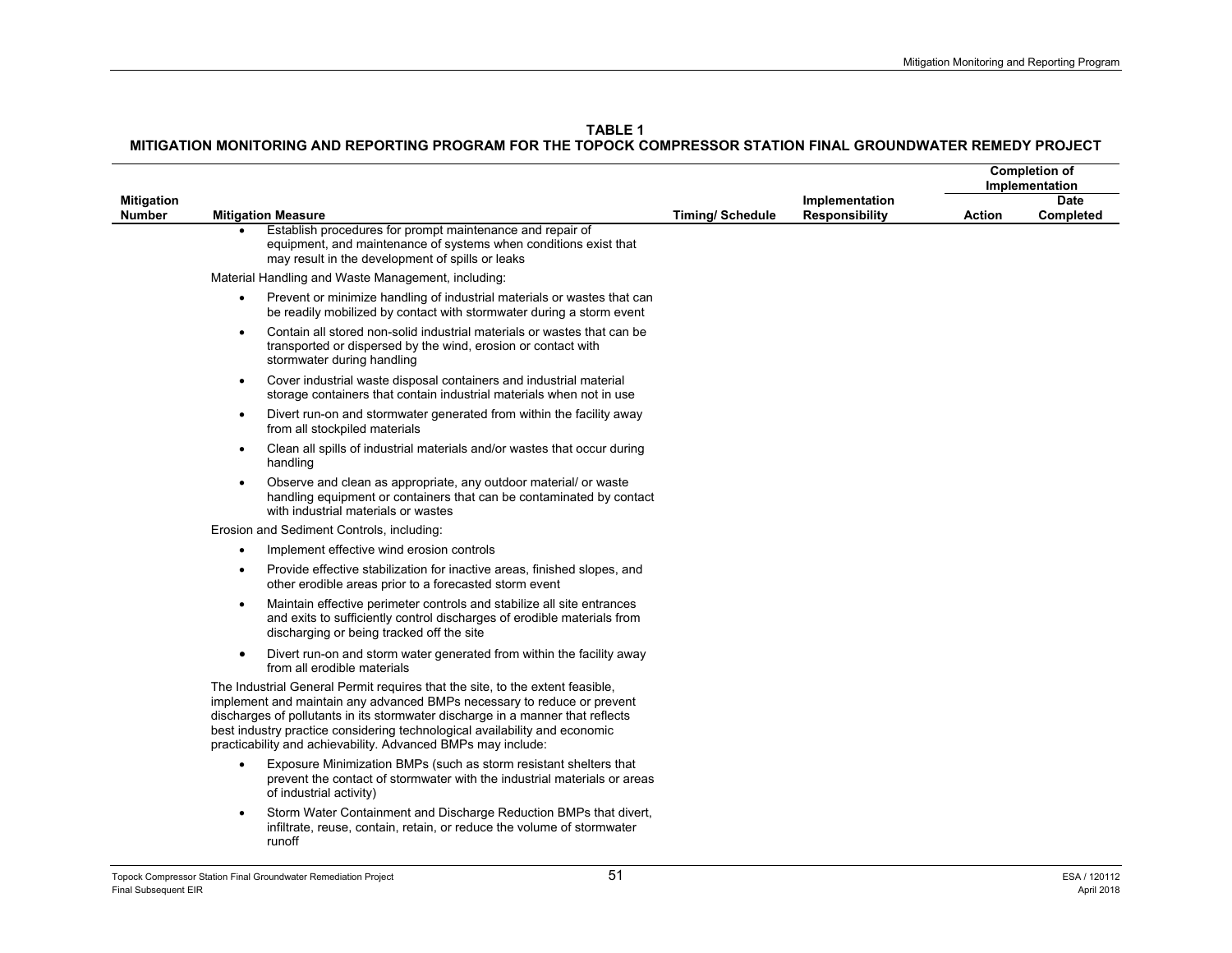**TABLE 1**
**MITIGATION MONITORING AND REPORTING PROGRAM FOR THE TOPOCK COMPRESSOR STATION FINAL GROUNDWATER REMEDY PROJECT**

| Mitigation Number | Mitigation Measure | Timing/ Schedule | Implementation Responsibility | Completion of Implementation | |
|---|---|---|---|---|---|
| | | | | Action | Date Completed |
| | • Establish procedures for prompt maintenance and repair of equipment, and maintenance of systems when conditions exist that may result in the development of spills or leaks<br><br>Material Handling and Waste Management, including:<br><br>• Prevent or minimize handling of industrial materials or wastes that can be readily mobilized by contact with stormwater during a storm event<br>• Contain all stored non-solid industrial materials or wastes that can be transported or dispersed by the wind, erosion or contact with stormwater during handling<br>• Cover industrial waste disposal containers and industrial material storage containers that contain industrial materials when not in use<br>• Divert run-on and stormwater generated from within the facility away from all stockpiled materials<br>• Clean all spills of industrial materials and/or wastes that occur during handling<br>• Observe and clean as appropriate, any outdoor material/ or waste handling equipment or containers that can be contaminated by contact with industrial materials or wastes<br><br>Erosion and Sediment Controls, including:<br><br>• Implement effective wind erosion controls<br>• Provide effective stabilization for inactive areas, finished slopes, and other erodible areas prior to a forecasted storm event<br>• Maintain effective perimeter controls and stabilize all site entrances and exits to sufficiently control discharges of erodible materials from discharging or being tracked off the site<br>• Divert run-on and storm water generated from within the facility away from all erodible materials<br><br>The Industrial General Permit requires that the site, to the extent feasible, implement and maintain any advanced BMPs necessary to reduce or prevent discharges of pollutants in its stormwater discharge in a manner that reflects best industry practice considering technological availability and economic practicability and achievability. Advanced BMPs may include:<br><br>• Exposure Minimization BMPs (such as storm resistant shelters that prevent the contact of stormwater with the industrial materials or areas of industrial activity)<br>• Storm Water Containment and Discharge Reduction BMPs that divert, infiltrate, reuse, contain, retain, or reduce the volume of stormwater runoff | | | | |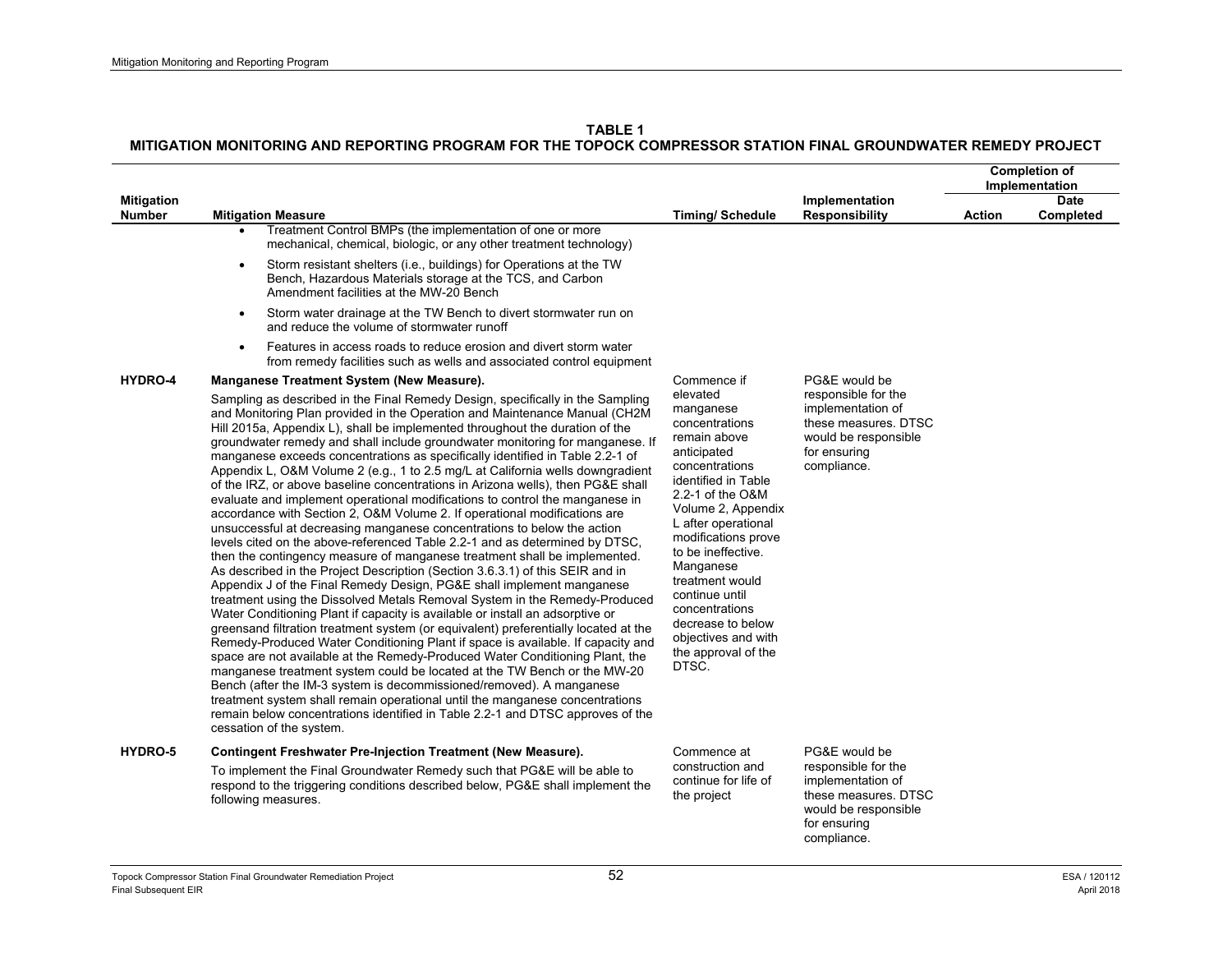**TABLE 1**
**MITIGATION MONITORING AND REPORTING PROGRAM FOR THE TOPOCK COMPRESSOR STATION FINAL GROUNDWATER REMEDY PROJECT**

| Mitigation Number | Mitigation Measure | Timing/ Schedule | Implementation Responsibility | Completion of Implementation | |
|---|---|---|---|---|---|
| | | | | Action | Date Completed |
| | <ul><li>Treatment Control BMPs (the implementation of one or more mechanical, chemical, biologic, or any other treatment technology)</li><li>Storm resistant shelters (i.e., buildings) for Operations at the TW Bench, Hazardous Materials storage at the TCS, and Carbon Amendment facilities at the MW-20 Bench</li><li>Storm water drainage at the TW Bench to divert stormwater run on and reduce the volume of stormwater runoff</li><li>Features in access roads to reduce erosion and divert storm water from remedy facilities such as wells and associated control equipment</li></ul> | | | | |
| **HYDRO-4** | **Manganese Treatment System (New Measure).**<br><br>Sampling as described in the Final Remedy Design, specifically in the Sampling and Monitoring Plan provided in the Operation and Maintenance Manual (CH2M Hill 2015a, Appendix L), shall be implemented throughout the duration of the groundwater remedy and shall include groundwater monitoring for manganese. If manganese exceeds concentrations as specifically identified in Table 2.2-1 of Appendix L, O&M Volume 2 (e.g., 1 to 2.5 mg/L at California wells downgradient of the IRZ, or above baseline concentrations in Arizona wells), then PG&E shall evaluate and implement operational modifications to control the manganese in accordance with Section 2, O&M Volume 2. If operational modifications are unsuccessful at decreasing manganese concentrations to below the action levels cited on the above-referenced Table 2.2-1 and as determined by DTSC, then the contingency measure of manganese treatment shall be implemented. As described in the Project Description (Section 3.6.3.1) of this SEIR and in Appendix J of the Final Remedy Design, PG&E shall implement manganese treatment using the Dissolved Metals Removal System in the Remedy-Produced Water Conditioning Plant if capacity is available or install an adsorptive or greensand filtration treatment system (or equivalent) preferentially located at the Remedy-Produced Water Conditioning Plant if space is available. If capacity and space are not available at the Remedy-Produced Water Conditioning Plant, the manganese treatment system could be located at the TW Bench or the MW-20 Bench (after the IM-3 system is decommissioned/removed). A manganese treatment system shall remain operational until the manganese concentrations remain below concentrations identified in Table 2.2-1 and DTSC approves of the cessation of the system. | Commence if elevated manganese concentrations remain above anticipated concentrations identified in Table 2.2-1 of the O&M Volume 2, Appendix L after operational modifications prove to be ineffective. Manganese treatment would continue until concentrations decrease to below objectives and with the approval of the DTSC. | PG&E would be responsible for the implementation of these measures. DTSC would be responsible for ensuring compliance. | | |
| **HYDRO-5** | **Contingent Freshwater Pre-Injection Treatment (New Measure).**<br><br>To implement the Final Groundwater Remedy such that PG&E will be able to respond to the triggering conditions described below, PG&E shall implement the following measures. | Commence at construction and continue for life of the project | PG&E would be responsible for the implementation of these measures. DTSC would be responsible for ensuring compliance. | | |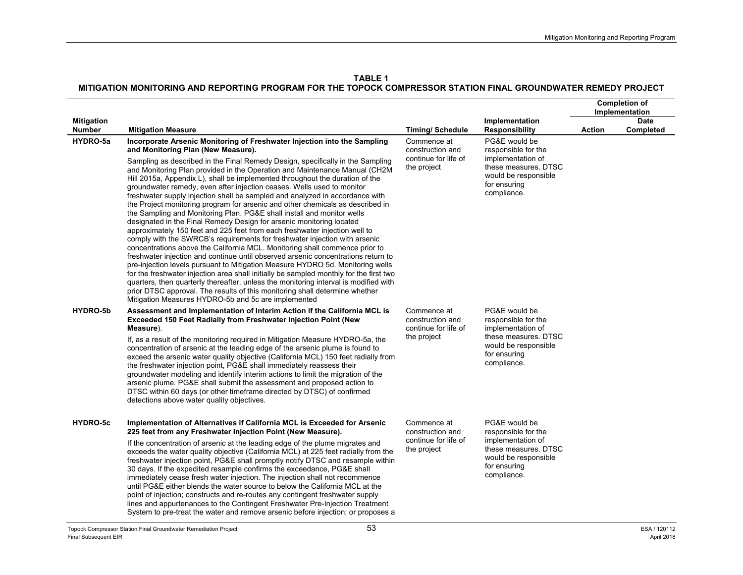**TABLE 1**
**MITIGATION MONITORING AND REPORTING PROGRAM FOR THE TOPOCK COMPRESSOR STATION FINAL GROUNDWATER REMEDY PROJECT**

| Mitigation Number | Mitigation Measure | Timing/ Schedule | Implementation Responsibility | Completion of Implementation | |
|---|---|---|---|---|---|
| | | | | Action | Date Completed |
| HYDRO-5a | **Incorporate Arsenic Monitoring of Freshwater Injection into the Sampling and Monitoring Plan (New Measure).**<br><br>Sampling as described in the Final Remedy Design, specifically in the Sampling and Monitoring Plan provided in the Operation and Maintenance Manual (CH2M Hill 2015a, Appendix L), shall be implemented throughout the duration of the groundwater remedy, even after injection ceases. Wells used to monitor freshwater supply injection shall be sampled and analyzed in accordance with the Project monitoring program for arsenic and other chemicals as described in the Sampling and Monitoring Plan. PG&E shall install and monitor wells designated in the Final Remedy Design for arsenic monitoring located approximately 150 feet and 225 feet from each freshwater injection well to comply with the SWRCB's requirements for freshwater injection with arsenic concentrations above the California MCL. Monitoring shall commence prior to freshwater injection and continue until observed arsenic concentrations return to pre-injection levels pursuant to Mitigation Measure HYDRO 5d. Monitoring wells for the freshwater injection area shall initially be sampled monthly for the first two quarters, then quarterly thereafter, unless the monitoring interval is modified with prior DTSC approval. The results of this monitoring shall determine whether Mitigation Measures HYDRO-5b and 5c are implemented | Commence at construction and continue for life of the project | PG&E would be responsible for the implementation of these measures. DTSC would be responsible for ensuring compliance. | | |
| HYDRO-5b | **Assessment and Implementation of Interim Action if the California MCL is Exceeded 150 Feet Radially from Freshwater Injection Point (New Measure).**<br><br>If, as a result of the monitoring required in Mitigation Measure HYDRO-5a, the concentration of arsenic at the leading edge of the arsenic plume is found to exceed the arsenic water quality objective (California MCL) 150 feet radially from the freshwater injection point, PG&E shall immediately reassess their groundwater modeling and identify interim actions to limit the migration of the arsenic plume. PG&E shall submit the assessment and proposed action to DTSC within 60 days (or other timeframe directed by DTSC) of confirmed detections above water quality objectives. | Commence at construction and continue for life of the project | PG&E would be responsible for the implementation of these measures. DTSC would be responsible for ensuring compliance. | | |
| HYDRO-5c | **Implementation of Alternatives if California MCL is Exceeded for Arsenic 225 feet from any Freshwater Injection Point (New Measure).**<br><br>If the concentration of arsenic at the leading edge of the plume migrates and exceeds the water quality objective (California MCL) at 225 feet radially from the freshwater injection point, PG&E shall promptly notify DTSC and resample within 30 days. If the expedited resample confirms the exceedance, PG&E shall immediately cease fresh water injection. The injection shall not recommence until PG&E either blends the water source to below the California MCL at the point of injection; constructs and re-routes any contingent freshwater supply lines and appurtenances to the Contingent Freshwater Pre-Injection Treatment System to pre-treat the water and remove arsenic before injection; or proposes a | Commence at construction and continue for life of the project | PG&E would be responsible for the implementation of these measures. DTSC would be responsible for ensuring compliance. | | |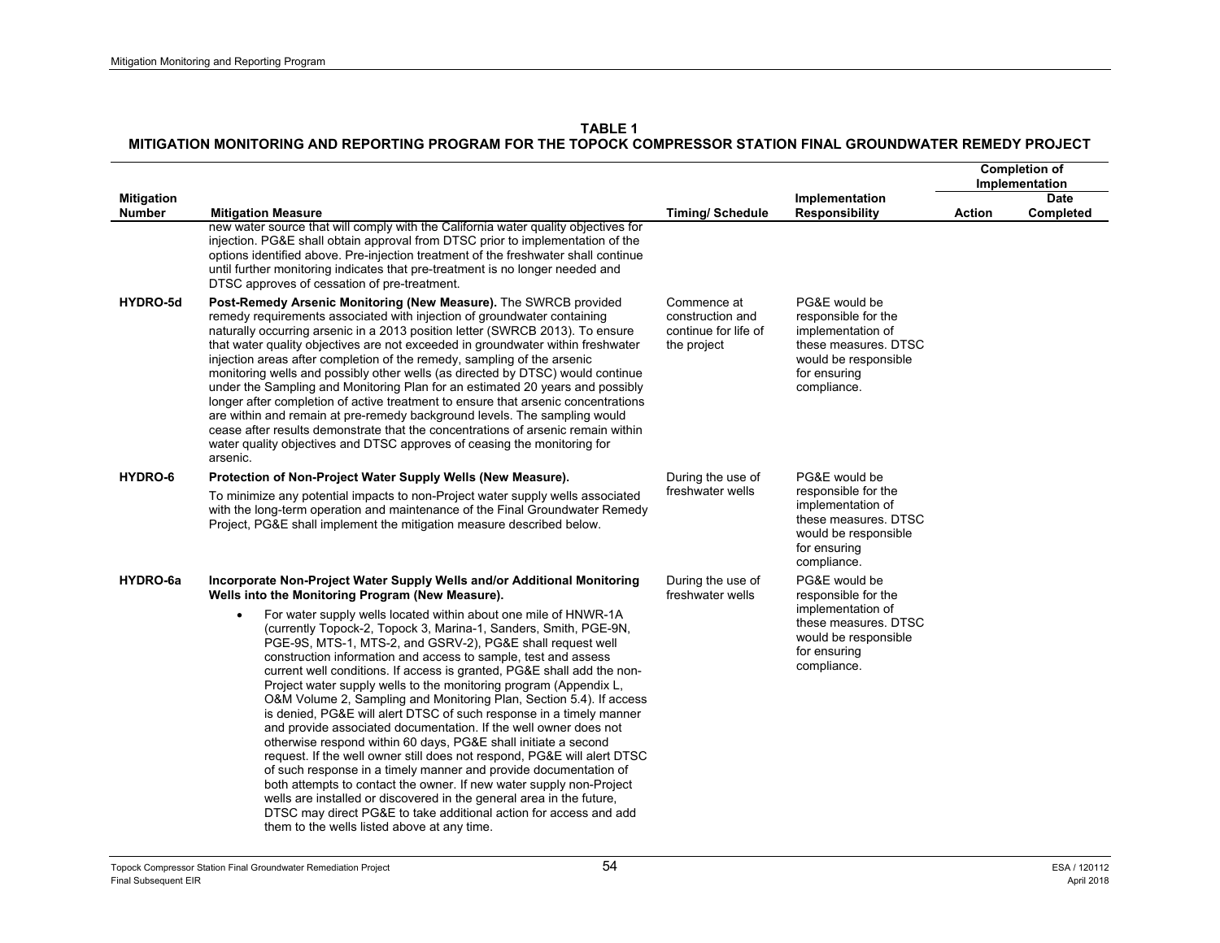**TABLE 1**
**MITIGATION MONITORING AND REPORTING PROGRAM FOR THE TOPOCK COMPRESSOR STATION FINAL GROUNDWATER REMEDY PROJECT**

| Mitigation Number | Mitigation Measure | Timing/ Schedule | Implementation Responsibility | Completion of Implementation | |
|---|---|---|---|---|---|
| | | | | **Action** | **Date Completed** |
| | new water source that will comply with the California water quality objectives for injection. PG&E shall obtain approval from DTSC prior to implementation of the options identified above. Pre-injection treatment of the freshwater shall continue until further monitoring indicates that pre-treatment is no longer needed and DTSC approves of cessation of pre-treatment. | | | | |
| **HYDRO-5d** | **Post-Remedy Arsenic Monitoring (New Measure).** The SWRCB provided remedy requirements associated with injection of groundwater containing naturally occurring arsenic in a 2013 position letter (SWRCB 2013). To ensure that water quality objectives are not exceeded in groundwater within freshwater injection areas after completion of the remedy, sampling of the arsenic monitoring wells and possibly other wells (as directed by DTSC) would continue under the Sampling and Monitoring Plan for an estimated 20 years and possibly longer after completion of active treatment to ensure that arsenic concentrations are within and remain at pre-remedy background levels. The sampling would cease after results demonstrate that the concentrations of arsenic remain within water quality objectives and DTSC approves of ceasing the monitoring for arsenic. | Commence at construction and continue for life of the project | PG&E would be responsible for the implementation of these measures. DTSC would be responsible for ensuring compliance. | | |
| **HYDRO-6** | **Protection of Non-Project Water Supply Wells (New Measure).** To minimize any potential impacts to non-Project water supply wells associated with the long-term operation and maintenance of the Final Groundwater Remedy Project, PG&E shall implement the mitigation measure described below. | During the use of freshwater wells | PG&E would be responsible for the implementation of these measures. DTSC would be responsible for ensuring compliance. | | |
| **HYDRO-6a** | **Incorporate Non-Project Water Supply Wells and/or Additional Monitoring Wells into the Monitoring Program (New Measure).** <br>• For water supply wells located within about one mile of HNWR-1A (currently Topock-2, Topock 3, Marina-1, Sanders, Smith, PGE-9N, PGE-9S, MTS-1, MTS-2, and GSRV-2), PG&E shall request well construction information and access to sample, test and assess current well conditions. If access is granted, PG&E shall add the non-Project water supply wells to the monitoring program (Appendix L, O&M Volume 2, Sampling and Monitoring Plan, Section 5.4). If access is denied, PG&E will alert DTSC of such response in a timely manner and provide associated documentation. If the well owner does not otherwise respond within 60 days, PG&E shall initiate a second request. If the well owner still does not respond, PG&E will alert DTSC of such response in a timely manner and provide documentation of both attempts to contact the owner. If new water supply non-Project wells are installed or discovered in the general area in the future, DTSC may direct PG&E to take additional action for access and add them to the wells listed above at any time. | During the use of freshwater wells | PG&E would be responsible for the implementation of these measures. DTSC would be responsible for ensuring compliance. | | |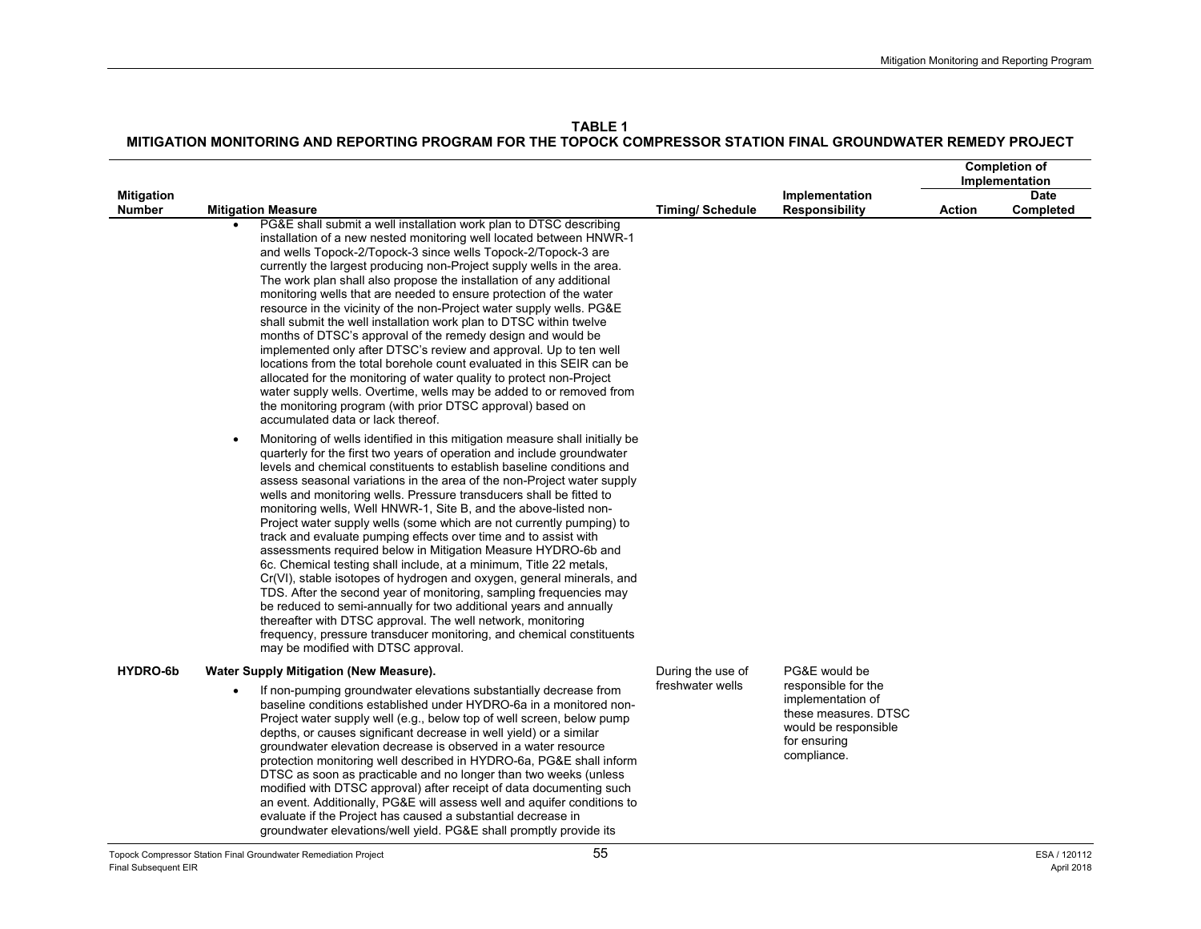**TABLE 1**
**MITIGATION MONITORING AND REPORTING PROGRAM FOR THE TOPOCK COMPRESSOR STATION FINAL GROUNDWATER REMEDY PROJECT**

| Mitigation Number | Mitigation Measure | Timing/ Schedule | Implementation Responsibility | Completion of Implementation | |
|---|---|---|---|---|---|
| | | | | Action | Date Completed |
| | • PG&E shall submit a well installation work plan to DTSC describing installation of a new nested monitoring well located between HNWR-1 and wells Topock-2/Topock-3 since wells Topock-2/Topock-3 are currently the largest producing non-Project supply wells in the area. The work plan shall also propose the installation of any additional monitoring wells that are needed to ensure protection of the water resource in the vicinity of the non-Project water supply wells. PG&E shall submit the well installation work plan to DTSC within twelve months of DTSC's approval of the remedy design and would be implemented only after DTSC's review and approval. Up to ten well locations from the total borehole count evaluated in this SEIR can be allocated for the monitoring of water quality to protect non-Project water supply wells. Overtime, wells may be added to or removed from the monitoring program (with prior DTSC approval) based on accumulated data or lack thereof.<br><br>• Monitoring of wells identified in this mitigation measure shall initially be quarterly for the first two years of operation and include groundwater levels and chemical constituents to establish baseline conditions and assess seasonal variations in the area of the non-Project water supply wells and monitoring wells. Pressure transducers shall be fitted to monitoring wells, Well HNWR-1, Site B, and the above-listed non-Project water supply wells (some which are not currently pumping) to track and evaluate pumping effects over time and to assist with assessments required below in Mitigation Measure HYDRO-6b and 6c. Chemical testing shall include, at a minimum, Title 22 metals, Cr(VI), stable isotopes of hydrogen and oxygen, general minerals, and TDS. After the second year of monitoring, sampling frequencies may be reduced to semi-annually for two additional years and annually thereafter with DTSC approval. The well network, monitoring frequency, pressure transducer monitoring, and chemical constituents may be modified with DTSC approval. | | | | |
| **HYDRO-6b** | **Water Supply Mitigation (New Measure).**<br><br>• If non-pumping groundwater elevations substantially decrease from baseline conditions established under HYDRO-6a in a monitored non-Project water supply well (e.g., below top of well screen, below pump depths, or causes significant decrease in well yield) or a similar groundwater elevation decrease is observed in a water resource protection monitoring well described in HYDRO-6a, PG&E shall inform DTSC as soon as practicable and no longer than two weeks (unless modified with DTSC approval) after receipt of data documenting such an event. Additionally, PG&E will assess well and aquifer conditions to evaluate if the Project has caused a substantial decrease in groundwater elevations/well yield. PG&E shall promptly provide its | During the use of freshwater wells | PG&E would be responsible for the implementation of these measures. DTSC would be responsible for ensuring compliance. | | |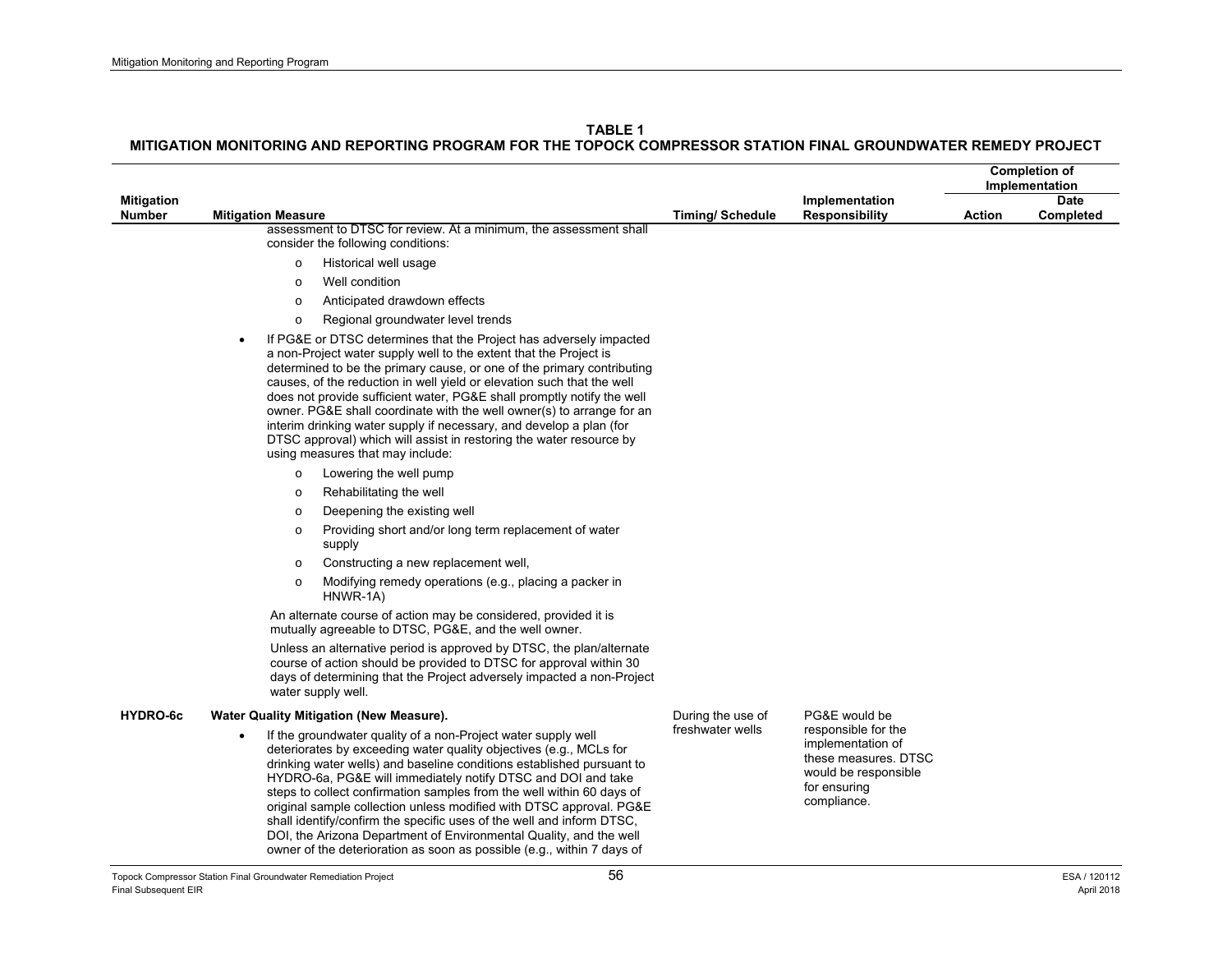**TABLE 1**
**MITIGATION MONITORING AND REPORTING PROGRAM FOR THE TOPOCK COMPRESSOR STATION FINAL GROUNDWATER REMEDY PROJECT**

| Mitigation Number | Mitigation Measure | Timing/ Schedule | Implementation Responsibility | Completion of Implementation | |
|---|---|---|---|---|---|
| | | | | Action | Date Completed |
| | assessment to DTSC for review. At a minimum, the assessment shall consider the following conditions:<br>o Historical well usage<br>o Well condition<br>o Anticipated drawdown effects<br>o Regional groundwater level trends<br>• If PG&E or DTSC determines that the Project has adversely impacted a non-Project water supply well to the extent that the Project is determined to be the primary cause, or one of the primary contributing causes, of the reduction in well yield or elevation such that the well does not provide sufficient water, PG&E shall promptly notify the well owner. PG&E shall coordinate with the well owner(s) to arrange for an interim drinking water supply if necessary, and develop a plan (for DTSC approval) which will assist in restoring the water resource by using measures that may include:<br>o Lowering the well pump<br>o Rehabilitating the well<br>o Deepening the existing well<br>o Providing short and/or long term replacement of water supply<br>o Constructing a new replacement well,<br>o Modifying remedy operations (e.g., placing a packer in HNWR-1A)<br>An alternate course of action may be considered, provided it is mutually agreeable to DTSC, PG&E, and the well owner.<br>Unless an alternative period is approved by DTSC, the plan/alternate course of action should be provided to DTSC for approval within 30 days of determining that the Project adversely impacted a non-Project water supply well. | | | | |
| **HYDRO-6c** | **Water Quality Mitigation (New Measure).**<br>• If the groundwater quality of a non-Project water supply well deteriorates by exceeding water quality objectives (e.g., MCLs for drinking water wells) and baseline conditions established pursuant to HYDRO-6a, PG&E will immediately notify DTSC and DOI and take steps to collect confirmation samples from the well within 60 days of original sample collection unless modified with DTSC approval. PG&E shall identify/confirm the specific uses of the well and inform DTSC, DOI, the Arizona Department of Environmental Quality, and the well owner of the deterioration as soon as possible (e.g., within 7 days of | During the use of freshwater wells | PG&E would be responsible for the implementation of these measures. DTSC would be responsible for ensuring compliance. | | |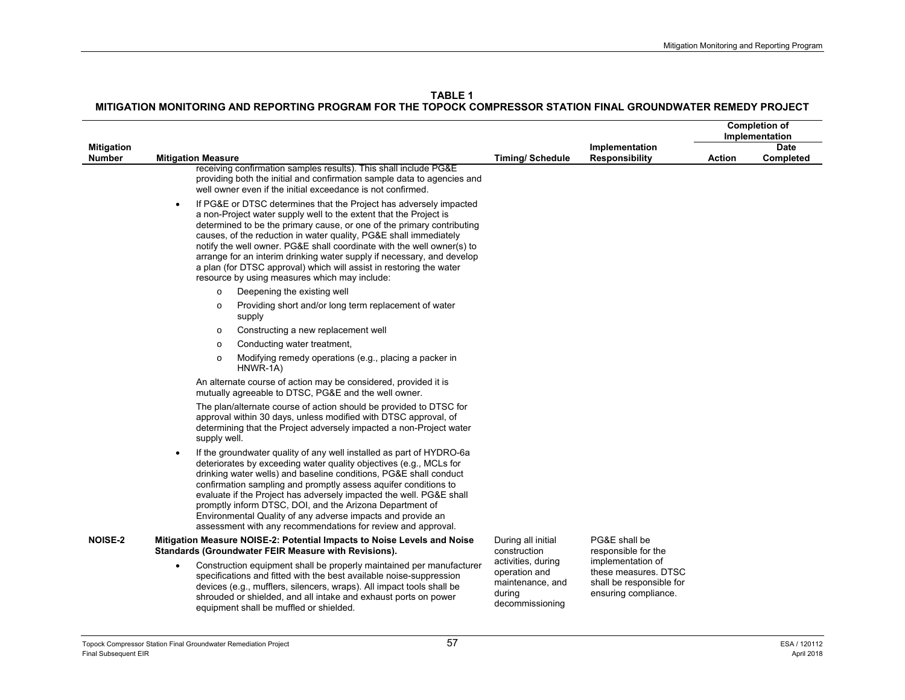**TABLE 1**
**MITIGATION MONITORING AND REPORTING PROGRAM FOR THE TOPOCK COMPRESSOR STATION FINAL GROUNDWATER REMEDY PROJECT**

| Mitigation Number | Mitigation Measure | Timing/ Schedule | Implementation Responsibility | Completion of Implementation | |
|---|---|---|---|---|---|
| | | | | Action | Date Completed |
| | receiving confirmation samples results). This shall include PG&E providing both the initial and confirmation sample data to agencies and well owner even if the initial exceedance is not confirmed.<br><br>• If PG&E or DTSC determines that the Project has adversely impacted a non-Project water supply well to the extent that the Project is determined to be the primary cause, or one of the primary contributing causes, of the reduction in water quality, PG&E shall immediately notify the well owner. PG&E shall coordinate with the well owner(s) to arrange for an interim drinking water supply if necessary, and develop a plan (for DTSC approval) which will assist in restoring the water resource by using measures which may include:<br>  o Deepening the existing well<br>  o Providing short and/or long term replacement of water supply<br>  o Constructing a new replacement well<br>  o Conducting water treatment,<br>  o Modifying remedy operations (e.g., placing a packer in HNWR-1A)<br><br>An alternate course of action may be considered, provided it is mutually agreeable to DTSC, PG&E and the well owner.<br><br>The plan/alternate course of action should be provided to DTSC for approval within 30 days, unless modified with DTSC approval, of determining that the Project adversely impacted a non-Project water supply well.<br><br>• If the groundwater quality of any well installed as part of HYDRO-6a deteriorates by exceeding water quality objectives (e.g., MCLs for drinking water wells) and baseline conditions, PG&E shall conduct confirmation sampling and promptly assess aquifer conditions to evaluate if the Project has adversely impacted the well. PG&E shall promptly inform DTSC, DOI, and the Arizona Department of Environmental Quality of any adverse impacts and provide an assessment with any recommendations for review and approval. | | | | |
| **NOISE-2** | **Mitigation Measure NOISE-2: Potential Impacts to Noise Levels and Noise Standards (Groundwater FEIR Measure with Revisions).**<br><br>• Construction equipment shall be properly maintained per manufacturer specifications and fitted with the best available noise-suppression devices (e.g., mufflers, silencers, wraps). All impact tools shall be shrouded or shielded, and all intake and exhaust ports on power equipment shall be muffled or shielded. | During all initial construction activities, during operation and maintenance, and during decommissioning | PG&E shall be responsible for the implementation of these measures. DTSC shall be responsible for ensuring compliance. | | |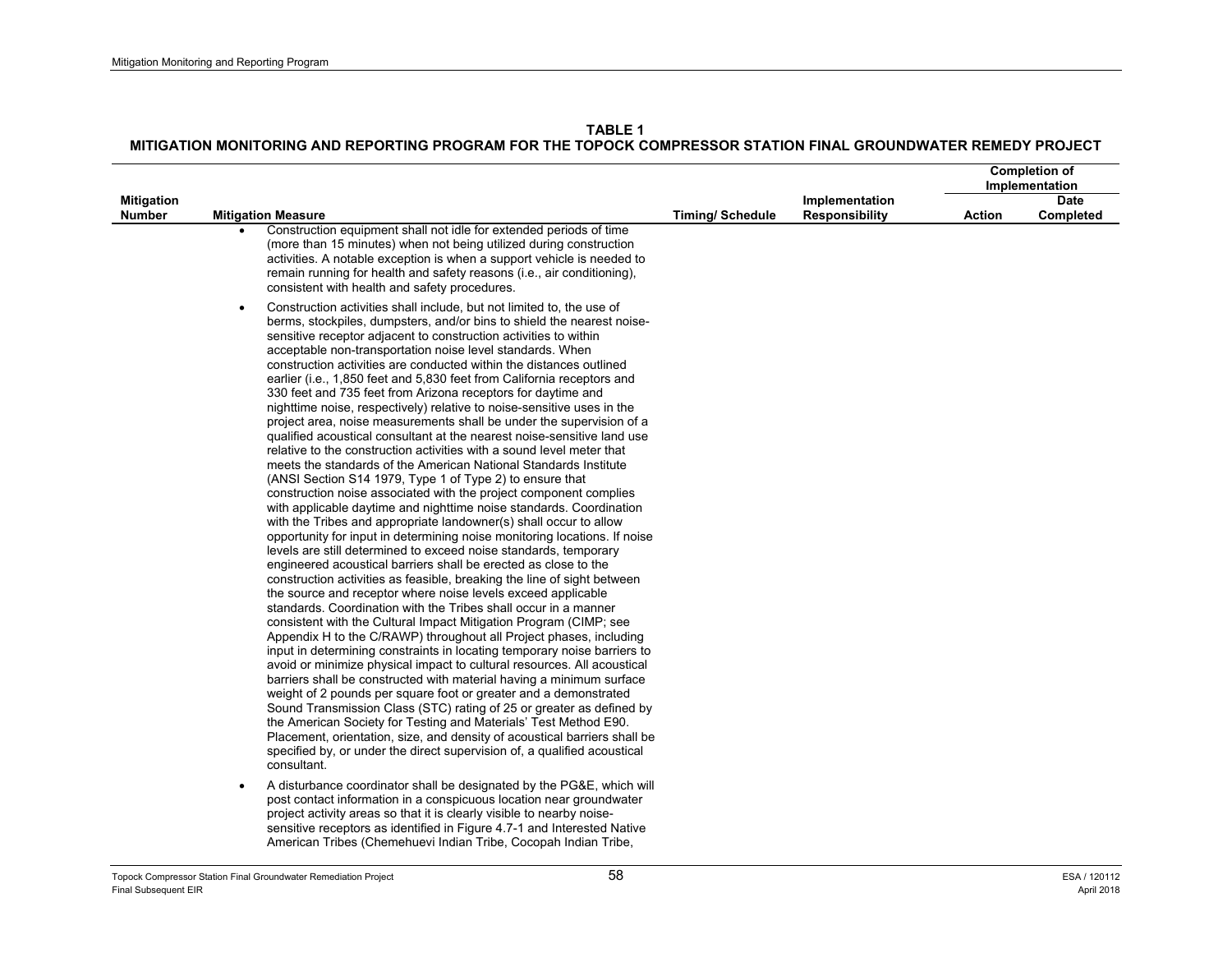**TABLE 1**
**MITIGATION MONITORING AND REPORTING PROGRAM FOR THE TOPOCK COMPRESSOR STATION FINAL GROUNDWATER REMEDY PROJECT**

| Mitigation Number | Mitigation Measure | Timing/ Schedule | Implementation Responsibility | Completion of Implementation | |
|---|---|---|---|---|---|
| | | | | Action | Date Completed |
| | • Construction equipment shall not idle for extended periods of time (more than 15 minutes) when not being utilized during construction activities. A notable exception is when a support vehicle is needed to remain running for health and safety reasons (i.e., air conditioning), consistent with health and safety procedures.<br><br>• Construction activities shall include, but not limited to, the use of berms, stockpiles, dumpsters, and/or bins to shield the nearest noise-sensitive receptor adjacent to construction activities to within acceptable non-transportation noise level standards. When construction activities are conducted within the distances outlined earlier (i.e., 1,850 feet and 5,830 feet from California receptors and 330 feet and 735 feet from Arizona receptors for daytime and nighttime noise, respectively) relative to noise-sensitive uses in the project area, noise measurements shall be under the supervision of a qualified acoustical consultant at the nearest noise-sensitive land use relative to the construction activities with a sound level meter that meets the standards of the American National Standards Institute (ANSI Section S14 1979, Type 1 of Type 2) to ensure that construction noise associated with the project component complies with applicable daytime and nighttime noise standards. Coordination with the Tribes and appropriate landowner(s) shall occur to allow opportunity for input in determining noise monitoring locations. If noise levels are still determined to exceed noise standards, temporary engineered acoustical barriers shall be erected as close to the construction activities as feasible, breaking the line of sight between the source and receptor where noise levels exceed applicable standards. Coordination with the Tribes shall occur in a manner consistent with the Cultural Impact Mitigation Program (CIMP; see Appendix H to the C/RAWP) throughout all Project phases, including input in determining constraints in locating temporary noise barriers to avoid or minimize physical impact to cultural resources. All acoustical barriers shall be constructed with material having a minimum surface weight of 2 pounds per square foot or greater and a demonstrated Sound Transmission Class (STC) rating of 25 or greater as defined by the American Society for Testing and Materials' Test Method E90. Placement, orientation, size, and density of acoustical barriers shall be specified by, or under the direct supervision of, a qualified acoustical consultant.<br><br>• A disturbance coordinator shall be designated by the PG&E, which will post contact information in a conspicuous location near groundwater project activity areas so that it is clearly visible to nearby noise-sensitive receptors as identified in Figure 4.7-1 and Interested Native American Tribes (Chemehuevi Indian Tribe, Cocopah Indian Tribe, | | | | |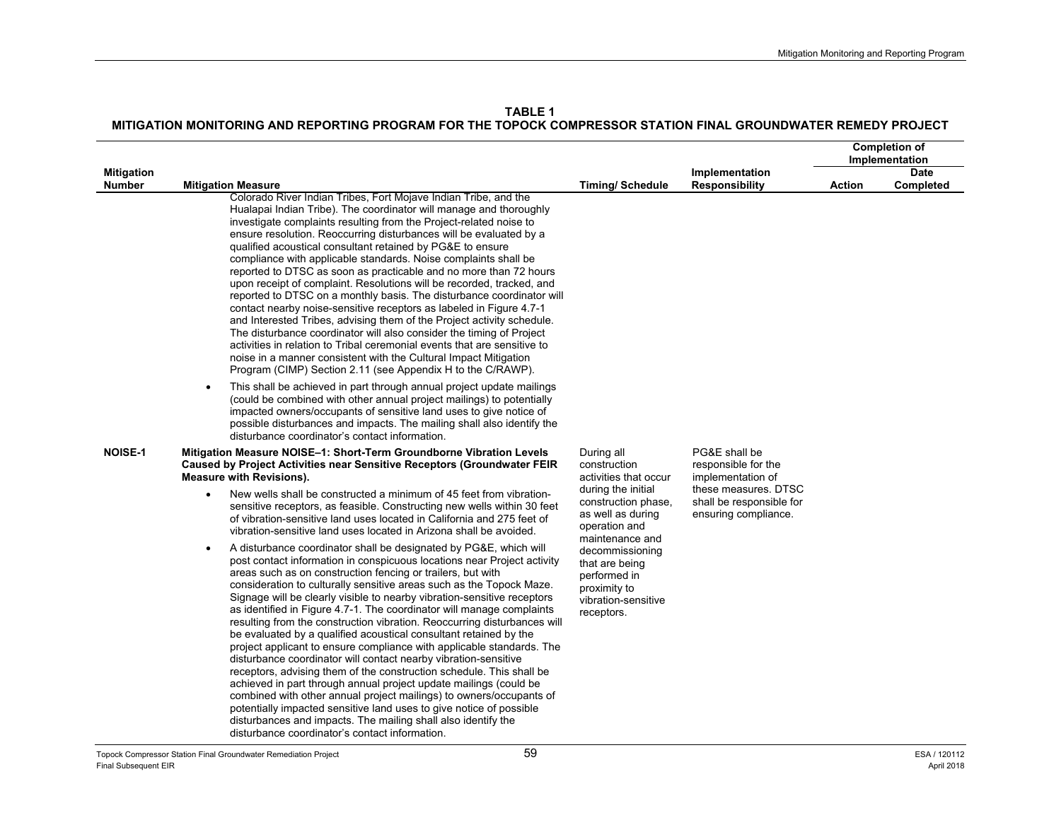**TABLE 1**
**MITIGATION MONITORING AND REPORTING PROGRAM FOR THE TOPOCK COMPRESSOR STATION FINAL GROUNDWATER REMEDY PROJECT**

| Mitigation Number | Mitigation Measure | Timing/ Schedule | Implementation Responsibility | Completion of Implementation | |
|---|---|---|---|---|---|
| | | | | Action | Date Completed |
| | Colorado River Indian Tribes, Fort Mojave Indian Tribe, and the Hualapai Indian Tribe). The coordinator will manage and thoroughly investigate complaints resulting from the Project-related noise to ensure resolution. Reoccurring disturbances will be evaluated by a qualified acoustical consultant retained by PG&E to ensure compliance with applicable standards. Noise complaints shall be reported to DTSC as soon as practicable and no more than 72 hours upon receipt of complaint. Resolutions will be recorded, tracked, and reported to DTSC on a monthly basis. The disturbance coordinator will contact nearby noise-sensitive receptors as labeled in Figure 4.7-1 and Interested Tribes, advising them of the Project activity schedule. The disturbance coordinator will also consider the timing of Project activities in relation to Tribal ceremonial events that are sensitive to noise in a manner consistent with the Cultural Impact Mitigation Program (CIMP) Section 2.11 (see Appendix H to the C/RAWP).<br>• This shall be achieved in part through annual project update mailings (could be combined with other annual project mailings) to potentially impacted owners/occupants of sensitive land uses to give notice of possible disturbances and impacts. The mailing shall also identify the disturbance coordinator's contact information. | | | | |
| **NOISE-1** | **Mitigation Measure NOISE–1: Short-Term Groundborne Vibration Levels Caused by Project Activities near Sensitive Receptors (Groundwater FEIR Measure with Revisions).**<br>• New wells shall be constructed a minimum of 45 feet from vibration-sensitive receptors, as feasible. Constructing new wells within 30 feet of vibration-sensitive land uses located in California and 275 feet of vibration-sensitive land uses located in Arizona shall be avoided.<br>• A disturbance coordinator shall be designated by PG&E, which will post contact information in conspicuous locations near Project activity areas such as on construction fencing or trailers, but with consideration to culturally sensitive areas such as the Topock Maze. Signage will be clearly visible to nearby vibration-sensitive receptors as identified in Figure 4.7-1. The coordinator will manage complaints resulting from the construction vibration. Reoccurring disturbances will be evaluated by a qualified acoustical consultant retained by the project applicant to ensure compliance with applicable standards. The disturbance coordinator will contact nearby vibration-sensitive receptors, advising them of the construction schedule. This shall be achieved in part through annual project update mailings (could be combined with other annual project mailings) to owners/occupants of potentially impacted sensitive land uses to give notice of possible disturbances and impacts. The mailing shall also identify the disturbance coordinator's contact information. | During all construction activities that occur during the initial construction phase, as well as during operation and maintenance and decommissioning that are being performed in proximity to vibration-sensitive receptors. | PG&E shall be responsible for the implementation of these measures. DTSC shall be responsible for ensuring compliance. | | |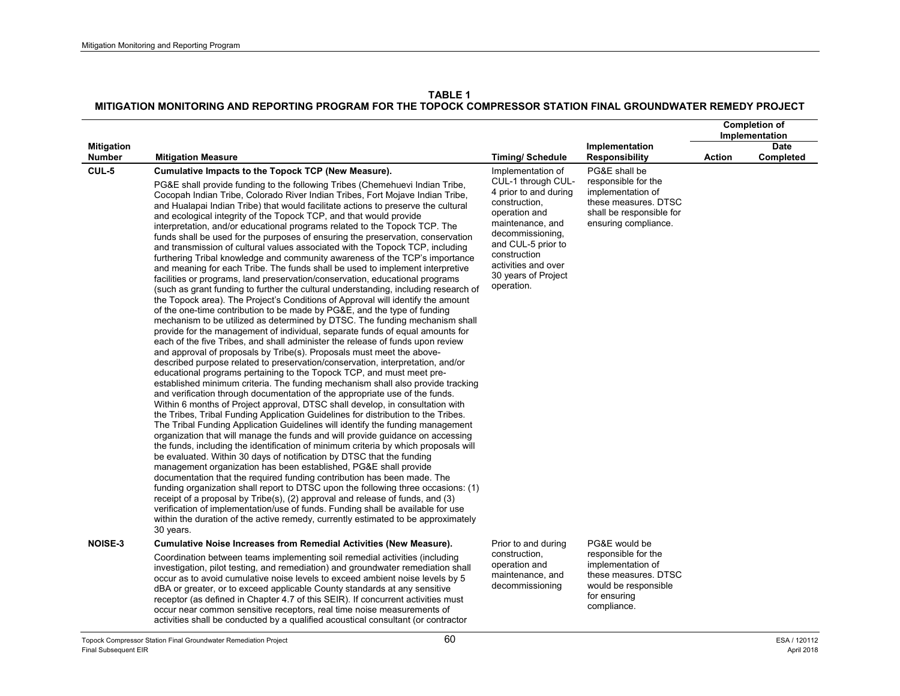**TABLE 1**
**MITIGATION MONITORING AND REPORTING PROGRAM FOR THE TOPOCK COMPRESSOR STATION FINAL GROUNDWATER REMEDY PROJECT**

| Mitigation Number | Mitigation Measure | Timing/ Schedule | Implementation Responsibility | Completion of Implementation | |
|---|---|---|---|---|---|
| | | | | **Action** | **Date Completed** |
| **CUL-5** | **Cumulative Impacts to the Topock TCP (New Measure).**<br><br>PG&E shall provide funding to the following Tribes (Chemehuevi Indian Tribe, Cocopah Indian Tribe, Colorado River Indian Tribes, Fort Mojave Indian Tribe, and Hualapai Indian Tribe) that would facilitate actions to preserve the cultural and ecological integrity of the Topock TCP, and that would provide interpretation, and/or educational programs related to the Topock TCP. The funds shall be used for the purposes of ensuring the preservation, conservation and transmission of cultural values associated with the Topock TCP, including furthering Tribal knowledge and community awareness of the TCP's importance and meaning for each Tribe. The funds shall be used to implement interpretive facilities or programs, land preservation/conservation, educational programs (such as grant funding to further the cultural understanding, including research of the Topock area). The Project's Conditions of Approval will identify the amount of the one-time contribution to be made by PG&E, and the type of funding mechanism to be utilized as determined by DTSC. The funding mechanism shall provide for the management of individual, separate funds of equal amounts for each of the five Tribes, and shall administer the release of funds upon review and approval of proposals by Tribe(s). Proposals must meet the above-described purpose related to preservation/conservation, interpretation, and/or educational programs pertaining to the Topock TCP, and must meet pre-established minimum criteria. The funding mechanism shall also provide tracking and verification through documentation of the appropriate use of the funds. Within 6 months of Project approval, DTSC shall develop, in consultation with the Tribes, Tribal Funding Application Guidelines for distribution to the Tribes. The Tribal Funding Application Guidelines will identify the funding management organization that will manage the funds and will provide guidance on accessing the funds, including the identification of minimum criteria by which proposals will be evaluated. Within 30 days of notification by DTSC that the funding management organization has been established, PG&E shall provide documentation that the required funding contribution has been made. The funding organization shall report to DTSC upon the following three occasions: (1) receipt of a proposal by Tribe(s), (2) approval and release of funds, and (3) verification of implementation/use of funds. Funding shall be available for use within the duration of the active remedy, currently estimated to be approximately 30 years. | Implementation of CUL-1 through CUL-4 prior to and during construction, operation and maintenance, and decommissioning, and CUL-5 prior to construction activities and over 30 years of Project operation. | PG&E shall be responsible for the implementation of these measures. DTSC shall be responsible for ensuring compliance. | | |
| **NOISE-3** | **Cumulative Noise Increases from Remedial Activities (New Measure).**<br><br>Coordination between teams implementing soil remedial activities (including investigation, pilot testing, and remediation) and groundwater remediation shall occur as to avoid cumulative noise levels to exceed ambient noise levels by 5 dBA or greater, or to exceed applicable County standards at any sensitive receptor (as defined in Chapter 4.7 of this SEIR). If concurrent activities must occur near common sensitive receptors, real time noise measurements of activities shall be conducted by a qualified acoustical consultant (or contractor | Prior to and during construction, operation and maintenance, and decommissioning | PG&E would be responsible for the implementation of these measures. DTSC would be responsible for ensuring compliance. | | |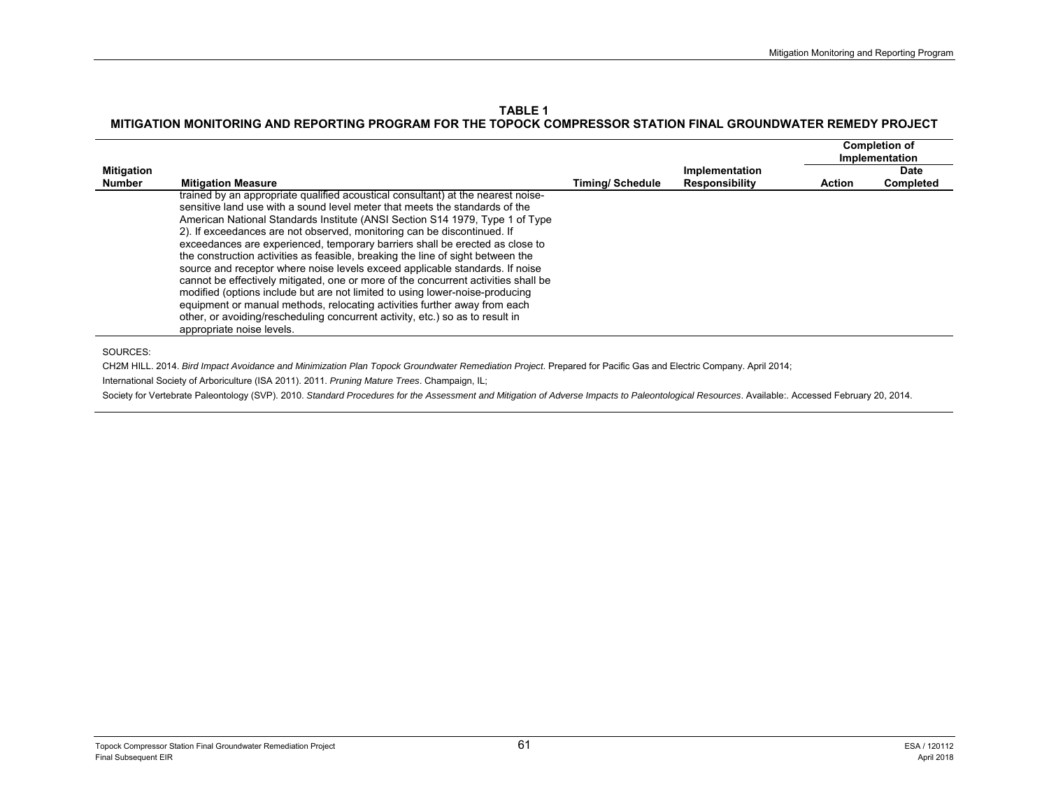**TABLE 1**
**MITIGATION MONITORING AND REPORTING PROGRAM FOR THE TOPOCK COMPRESSOR STATION FINAL GROUNDWATER REMEDY PROJECT**

| Mitigation Number | Mitigation Measure | Timing/ Schedule | Implementation Responsibility | Completion of Implementation | |
|---|---|---|---|---|---|
| | | | | Action | Date Completed |
| | trained by an appropriate qualified acoustical consultant) at the nearest noise-sensitive land use with a sound level meter that meets the standards of the American National Standards Institute (ANSI Section S14 1979, Type 1 of Type 2). If exceedances are not observed, monitoring can be discontinued. If exceedances are experienced, temporary barriers shall be erected as close to the construction activities as feasible, breaking the line of sight between the source and receptor where noise levels exceed applicable standards. If noise cannot be effectively mitigated, one or more of the concurrent activities shall be modified (options include but are not limited to using lower-noise-producing equipment or manual methods, relocating activities further away from each other, or avoiding/rescheduling concurrent activity, etc.) so as to result in appropriate noise levels. | | | | |

SOURCES:

CH2M HILL. 2014. *Bird Impact Avoidance and Minimization Plan Topock Groundwater Remediation Project*. Prepared for Pacific Gas and Electric Company. April 2014;

International Society of Arboriculture (ISA 2011). 2011. *Pruning Mature Trees*. Champaign, IL;

Society for Vertebrate Paleontology (SVP). 2010. *Standard Procedures for the Assessment and Mitigation of Adverse Impacts to Paleontological Resources*. Available:. Accessed February 20, 2014.